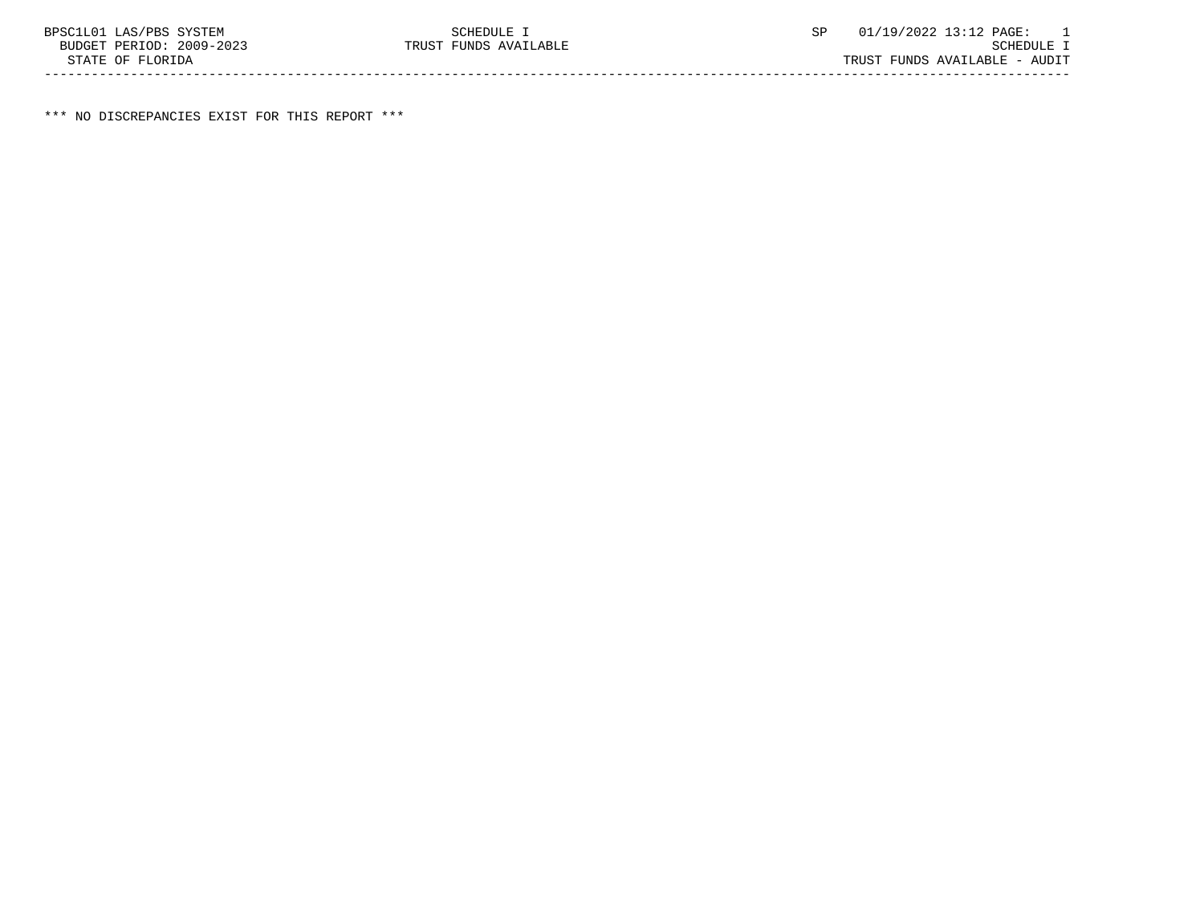*** NO DISCREPANCIES EXIST FOR THIS REPORT ***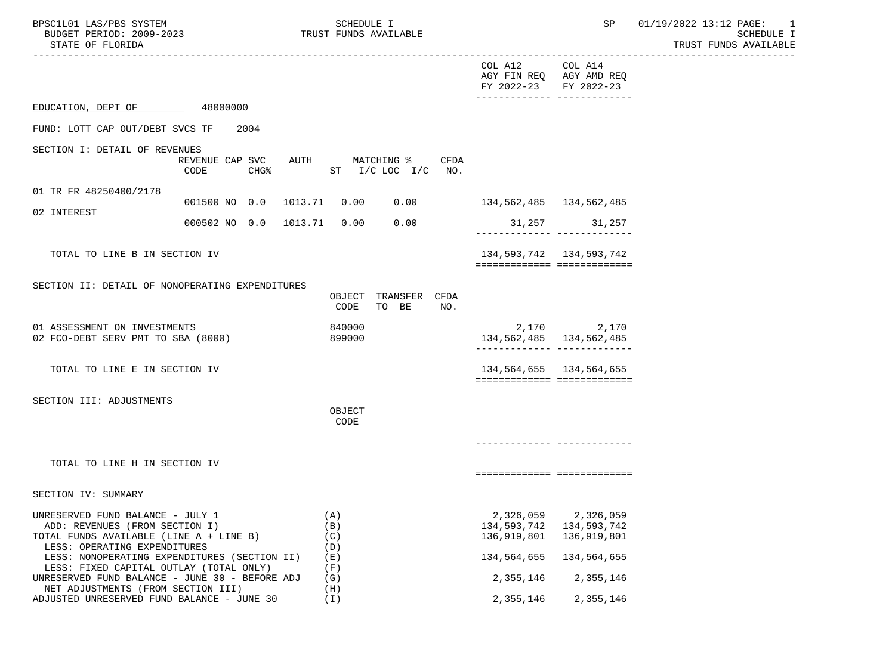BPSC1L01 LAS/PBS SYSTEM — SCHEDULE I — TRUST FUNDS AVAILABLE — SP 01/19/2022 13:12

BUDGET PERIOD: 2009-2023

STATE OF FLORIDA

| | COL A12 AGY FIN REQ FY 2022-23 | COL A14 AGY AMD REQ FY 2022-23 |
|---|---|---|

EDUCATION, DEPT OF 48000000

FUND: LOTT CAP OUT/DEBT SVCS TF 2004

## SECTION I: DETAIL OF REVENUES

| | REVENUE CODE | CAP SVC CHG% | AUTH ST | MATCHING % I/C | LOC I/C | CFDA NO. | COL A12 | COL A14 |
|---|---|---|---|---|---|---|---|---|
| 01 TR FR 48250400/2178 | 001500 | NO 0.0 | 1013.71 | 0.00 | 0.00 | | 134,562,485 | 134,562,485 |
| 02 INTEREST | 000502 | NO 0.0 | 1013.71 | 0.00 | 0.00 | | 31,257 | 31,257 |
| TOTAL TO LINE B IN SECTION IV | | | | | | | 134,593,742 | 134,593,742 |

## SECTION II: DETAIL OF NONOPERATING EXPENDITURES

| | OBJECT CODE | TRANSFER TO BE | CFDA NO. | COL A12 | COL A14 |
|---|---|---|---|---|---|
| 01 ASSESSMENT ON INVESTMENTS | 840000 | | | 2,170 | 2,170 |
| 02 FCO-DEBT SERV PMT TO SBA (8000) | 899000 | | | 134,562,485 | 134,562,485 |
| TOTAL TO LINE E IN SECTION IV | | | | 134,564,655 | 134,564,655 |

## SECTION III: ADJUSTMENTS

| | OBJECT CODE | COL A12 | COL A14 |
|---|---|---|---|
| TOTAL TO LINE H IN SECTION IV | | | |

## SECTION IV: SUMMARY

| | | COL A12 | COL A14 |
|---|---|---|---|
| UNRESERVED FUND BALANCE - JULY 1 | (A) | 2,326,059 | 2,326,059 |
| ADD: REVENUES (FROM SECTION I) | (B) | 134,593,742 | 134,593,742 |
| TOTAL FUNDS AVAILABLE (LINE A + LINE B) | (C) | 136,919,801 | 136,919,801 |
| LESS: OPERATING EXPENDITURES | (D) | | |
| LESS: NONOPERATING EXPENDITURES (SECTION II) | (E) | 134,564,655 | 134,564,655 |
| LESS: FIXED CAPITAL OUTLAY (TOTAL ONLY) | (F) | | |
| UNRESERVED FUND BALANCE - JUNE 30 - BEFORE ADJ | (G) | 2,355,146 | 2,355,146 |
| NET ADJUSTMENTS (FROM SECTION III) | (H) | | |
| ADJUSTED UNRESERVED FUND BALANCE - JUNE 30 | (I) | 2,355,146 | 2,355,146 |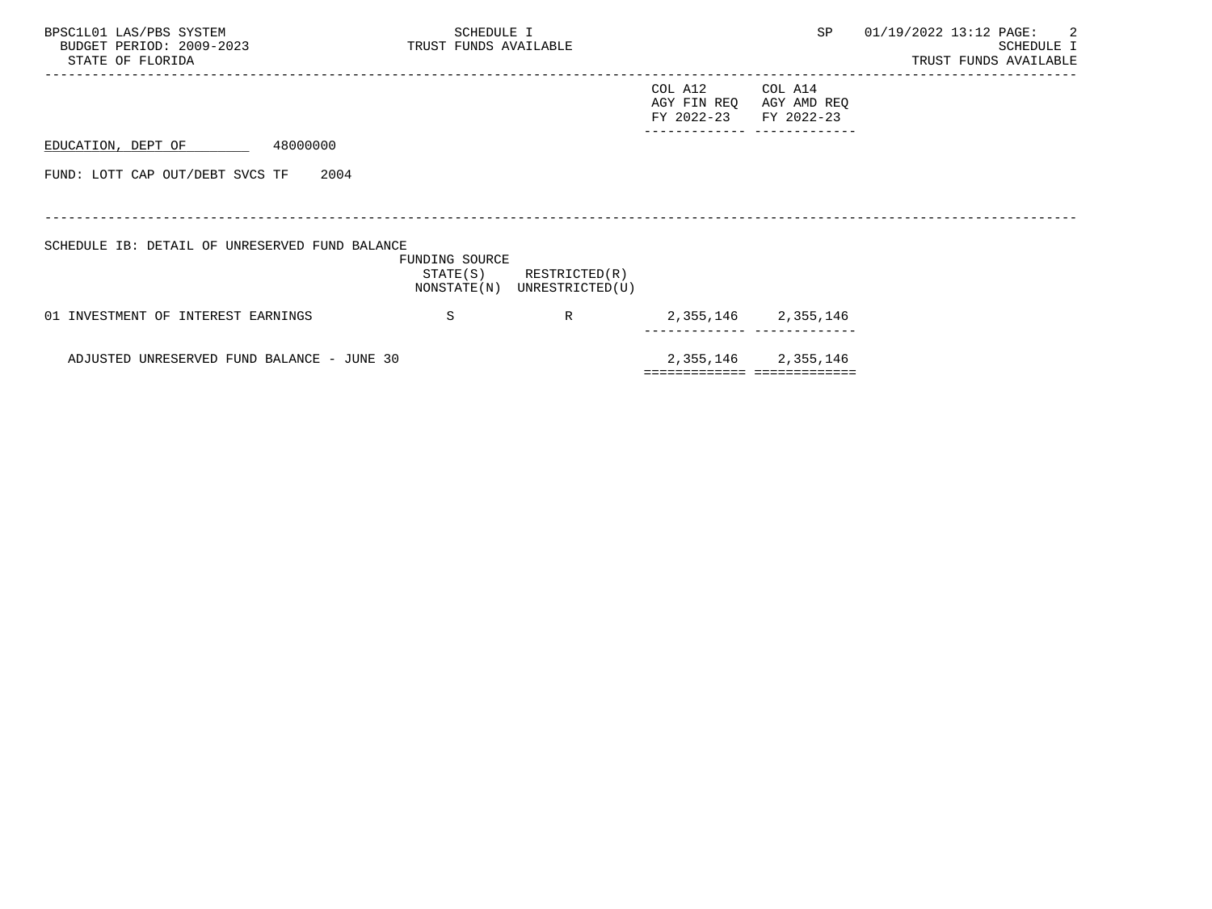SCHEDULE I
TRUST FUNDS AVAILABLE

EDUCATION, DEPT OF 48000000

FUND: LOTT CAP OUT/DEBT SVCS TF 2004

SCHEDULE IB: DETAIL OF UNRESERVED FUND BALANCE

| | FUNDING SOURCE STATE(S) NONSTATE(N) | RESTRICTED(R) UNRESTRICTED(U) | COL A12 AGY FIN REQ FY 2022-23 | COL A14 AGY AMD REQ FY 2022-23 |
|---|---|---|---|---|
| 01 INVESTMENT OF INTEREST EARNINGS | S | R | 2,355,146 | 2,355,146 |
| ADJUSTED UNRESERVED FUND BALANCE - JUNE 30 | | | 2,355,146 | 2,355,146 |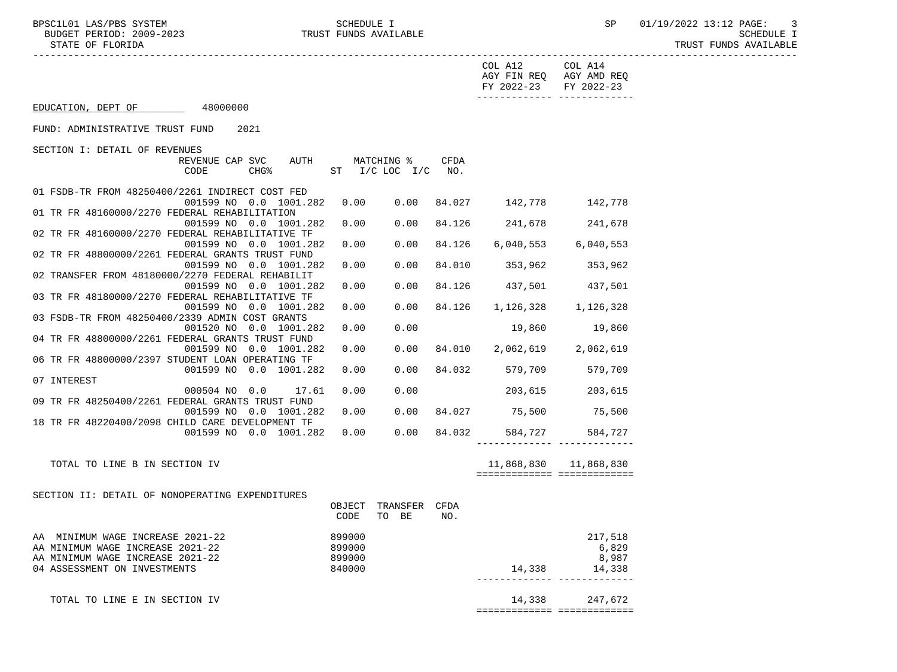EDUCATION, DEPT OF 48000000

FUND: ADMINISTRATIVE TRUST FUND 2021

SECTION I: DETAIL OF REVENUES

| | REVENUE CODE | CAP CHG% | SVC | AUTH | MATCHING % ST | I/C LOC I/C | CFDA NO. | COL A12 AGY FIN REQ FY 2022-23 | COL A14 AGY AMD REQ FY 2022-23 |
|---|---|---|---|---|---|---|---|---|---|
| 01 FSDB-TR FROM 48250400/2261 INDIRECT COST FED | 001599 | NO | 0.0 | 1001.282 | 0.00 | 0.00 | 84.027 | 142,778 | 142,778 |
| 01 TR FR 48160000/2270 FEDERAL REHABILITATION | 001599 | NO | 0.0 | 1001.282 | 0.00 | 0.00 | 84.126 | 241,678 | 241,678 |
| 02 TR FR 48160000/2270 FEDERAL REHABILITATIVE TF | 001599 | NO | 0.0 | 1001.282 | 0.00 | 0.00 | 84.126 | 6,040,553 | 6,040,553 |
| 02 TR FR 48800000/2261 FEDERAL GRANTS TRUST FUND | 001599 | NO | 0.0 | 1001.282 | 0.00 | 0.00 | 84.010 | 353,962 | 353,962 |
| 02 TRANSFER FROM 48180000/2270 FEDERAL REHABILIT | 001599 | NO | 0.0 | 1001.282 | 0.00 | 0.00 | 84.126 | 437,501 | 437,501 |
| 03 TR FR 48180000/2270 FEDERAL REHABILITATIVE TF | 001599 | NO | 0.0 | 1001.282 | 0.00 | 0.00 | 84.126 | 1,126,328 | 1,126,328 |
| 03 FSDB-TR FROM 48250400/2339 ADMIN COST GRANTS | 001520 | NO | 0.0 | 1001.282 | 0.00 | 0.00 | | 19,860 | 19,860 |
| 04 TR FR 48800000/2261 FEDERAL GRANTS TRUST FUND | 001599 | NO | 0.0 | 1001.282 | 0.00 | 0.00 | 84.010 | 2,062,619 | 2,062,619 |
| 06 TR FR 48800000/2397 STUDENT LOAN OPERATING TF | 001599 | NO | 0.0 | 1001.282 | 0.00 | 0.00 | 84.032 | 579,709 | 579,709 |
| 07 INTEREST | 000504 | NO | 0.0 | 17.61 | 0.00 | 0.00 | | 203,615 | 203,615 |
| 09 TR FR 48250400/2261 FEDERAL GRANTS TRUST FUND | 001599 | NO | 0.0 | 1001.282 | 0.00 | 0.00 | 84.027 | 75,500 | 75,500 |
| 18 TR FR 48220400/2098 CHILD CARE DEVELOPMENT TF | 001599 | NO | 0.0 | 1001.282 | 0.00 | 0.00 | 84.032 | 584,727 | 584,727 |
| TOTAL TO LINE B IN SECTION IV | | | | | | | | 11,868,830 | 11,868,830 |

SECTION II: DETAIL OF NONOPERATING EXPENDITURES

| | OBJECT CODE | TRANSFER TO BE | CFDA NO. | COL A12 AGY FIN REQ FY 2022-23 | COL A14 AGY AMD REQ FY 2022-23 |
|---|---|---|---|---|---|
| AA MINIMUM WAGE INCREASE 2021-22 | 899000 | | | | 217,518 |
| AA MINIMUM WAGE INCREASE 2021-22 | 899000 | | | | 6,829 |
| AA MINIMUM WAGE INCREASE 2021-22 | 899000 | | | | 8,987 |
| 04 ASSESSMENT ON INVESTMENTS | 840000 | | | 14,338 | 14,338 |
| TOTAL TO LINE E IN SECTION IV | | | | 14,338 | 247,672 |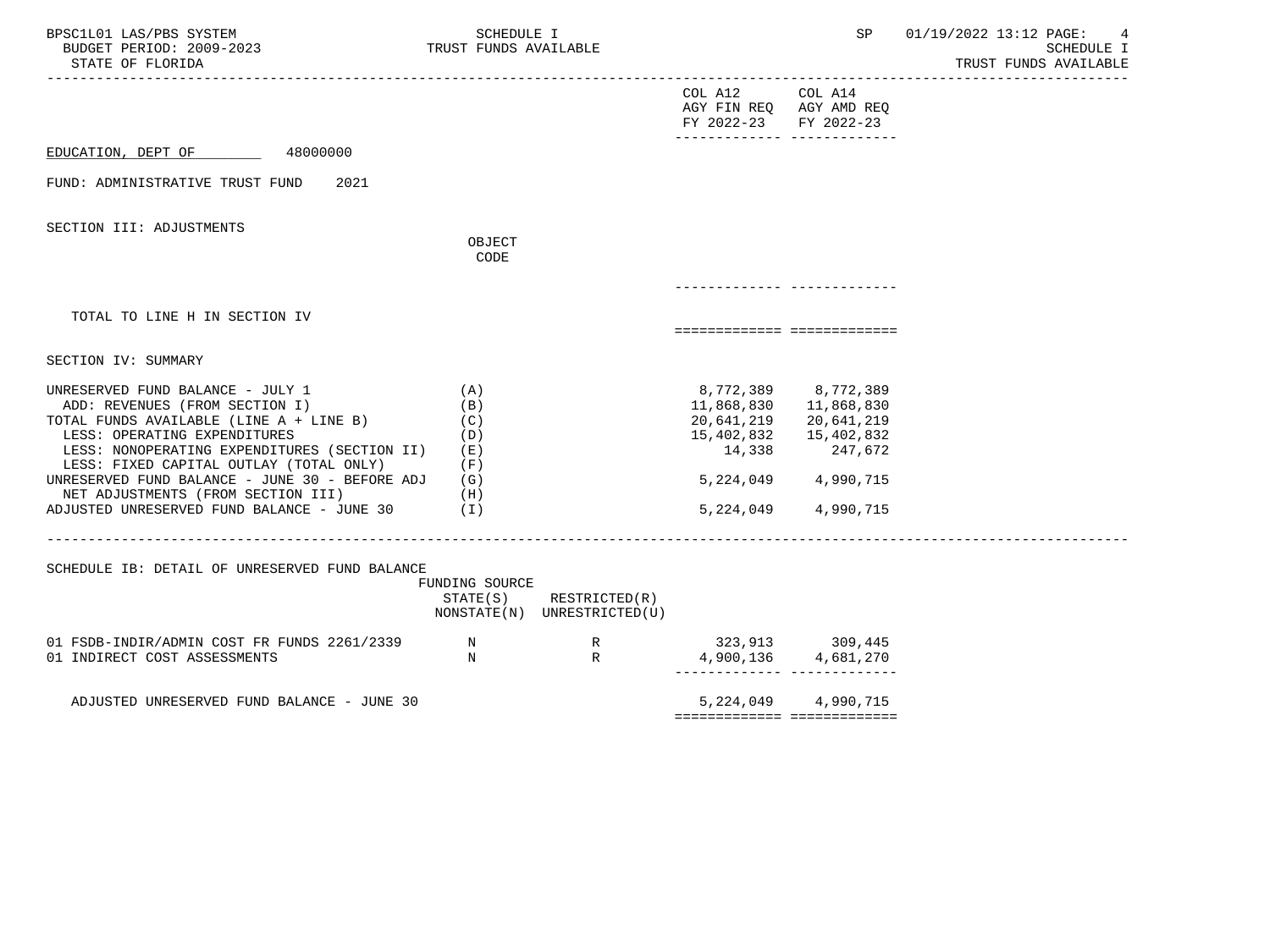EDUCATION, DEPT OF 48000000

FUND: ADMINISTRATIVE TRUST FUND 2021

| | | COL A12 AGY FIN REQ FY 2022-23 | COL A14 AGY AMD REQ FY 2022-23 |
|---|---|---|---|

SECTION III: ADJUSTMENTS

| | OBJECT CODE | | |
|---|---|---|---|
| TOTAL TO LINE H IN SECTION IV | | | |

SECTION IV: SUMMARY

| | | COL A12 AGY FIN REQ FY 2022-23 | COL A14 AGY AMD REQ FY 2022-23 |
|---|---|---|---|
| UNRESERVED FUND BALANCE - JULY 1 | (A) | 8,772,389 | 8,772,389 |
| ADD: REVENUES (FROM SECTION I) | (B) | 11,868,830 | 11,868,830 |
| TOTAL FUNDS AVAILABLE (LINE A + LINE B) | (C) | 20,641,219 | 20,641,219 |
| LESS: OPERATING EXPENDITURES | (D) | 15,402,832 | 15,402,832 |
| LESS: NONOPERATING EXPENDITURES (SECTION II) | (E) | 14,338 | 247,672 |
| LESS: FIXED CAPITAL OUTLAY (TOTAL ONLY) | (F) | | |
| UNRESERVED FUND BALANCE - JUNE 30 - BEFORE ADJ | (G) | 5,224,049 | 4,990,715 |
| NET ADJUSTMENTS (FROM SECTION III) | (H) | | |
| ADJUSTED UNRESERVED FUND BALANCE - JUNE 30 | (I) | 5,224,049 | 4,990,715 |

SCHEDULE IB: DETAIL OF UNRESERVED FUND BALANCE

| | FUNDING SOURCE STATE(S) NONSTATE(N) | RESTRICTED(R) UNRESTRICTED(U) | COL A12 AGY FIN REQ FY 2022-23 | COL A14 AGY AMD REQ FY 2022-23 |
|---|---|---|---|---|
| 01 FSDB-INDIR/ADMIN COST FR FUNDS 2261/2339 | N | R | 323,913 | 309,445 |
| 01 INDIRECT COST ASSESSMENTS | N | R | 4,900,136 | 4,681,270 |
| ADJUSTED UNRESERVED FUND BALANCE - JUNE 30 | | | 5,224,049 | 4,990,715 |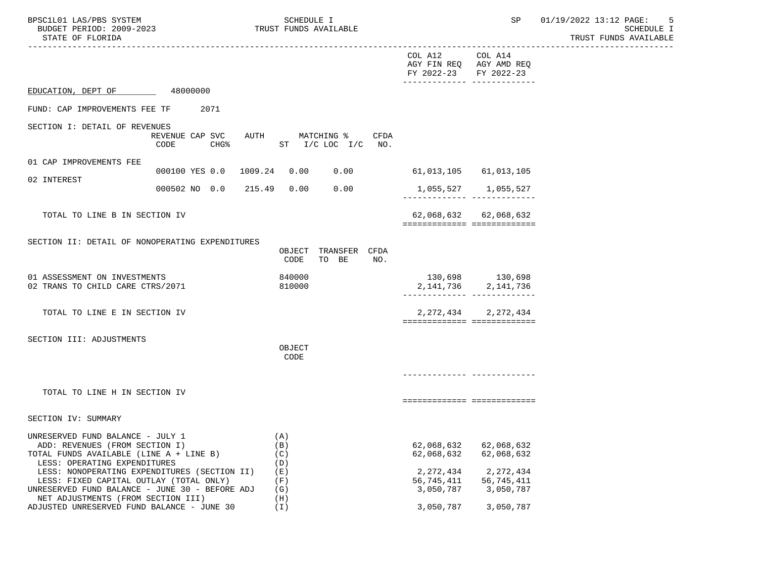BPSC1L01 LAS/PBS SYSTEM — SCHEDULE I — TRUST FUNDS AVAILABLE
BUDGET PERIOD: 2009-2023
STATE OF FLORIDA

SP 01/19/2022 13:12

EDUCATION, DEPT OF 48000000

FUND: CAP IMPROVEMENTS FEE TF 2071

## SECTION I: DETAIL OF REVENUES

| | REVENUE CODE | CAP SVC CHG% | AUTH | MATCHING % ST | I/C LOC I/C | CFDA NO. | COL A12 AGY FIN REQ FY 2022-23 | COL A14 AGY AMD REQ FY 2022-23 |
|---|---|---|---|---|---|---|---|---|
| 01 CAP IMPROVEMENTS FEE | 000100 | YES 0.0 | 1009.24 | 0.00 | 0.00 | | 61,013,105 | 61,013,105 |
| 02 INTEREST | 000502 | NO 0.0 | 215.49 | 0.00 | 0.00 | | 1,055,527 | 1,055,527 |
| TOTAL TO LINE B IN SECTION IV | | | | | | | 62,068,632 | 62,068,632 |

## SECTION II: DETAIL OF NONOPERATING EXPENDITURES

| | OBJECT CODE | TRANSFER TO BE | CFDA NO. | COL A12 AGY FIN REQ FY 2022-23 | COL A14 AGY AMD REQ FY 2022-23 |
|---|---|---|---|---|---|
| 01 ASSESSMENT ON INVESTMENTS | 840000 | | | 130,698 | 130,698 |
| 02 TRANS TO CHILD CARE CTRS/2071 | 810000 | | | 2,141,736 | 2,141,736 |
| TOTAL TO LINE E IN SECTION IV | | | | 2,272,434 | 2,272,434 |

## SECTION III: ADJUSTMENTS

| | OBJECT CODE | COL A12 AGY FIN REQ FY 2022-23 | COL A14 AGY AMD REQ FY 2022-23 |
|---|---|---|---|
| TOTAL TO LINE H IN SECTION IV | | | |

## SECTION IV: SUMMARY

| | | COL A12 AGY FIN REQ FY 2022-23 | COL A14 AGY AMD REQ FY 2022-23 |
|---|---|---|---|
| UNRESERVED FUND BALANCE - JULY 1 | (A) | | |
| ADD: REVENUES (FROM SECTION I) | (B) | 62,068,632 | 62,068,632 |
| TOTAL FUNDS AVAILABLE (LINE A + LINE B) | (C) | 62,068,632 | 62,068,632 |
| LESS: OPERATING EXPENDITURES | (D) | | |
| LESS: NONOPERATING EXPENDITURES (SECTION II) | (E) | 2,272,434 | 2,272,434 |
| LESS: FIXED CAPITAL OUTLAY (TOTAL ONLY) | (F) | 56,745,411 | 56,745,411 |
| UNRESERVED FUND BALANCE - JUNE 30 - BEFORE ADJ | (G) | 3,050,787 | 3,050,787 |
| NET ADJUSTMENTS (FROM SECTION III) | (H) | | |
| ADJUSTED UNRESERVED FUND BALANCE - JUNE 30 | (I) | 3,050,787 | 3,050,787 |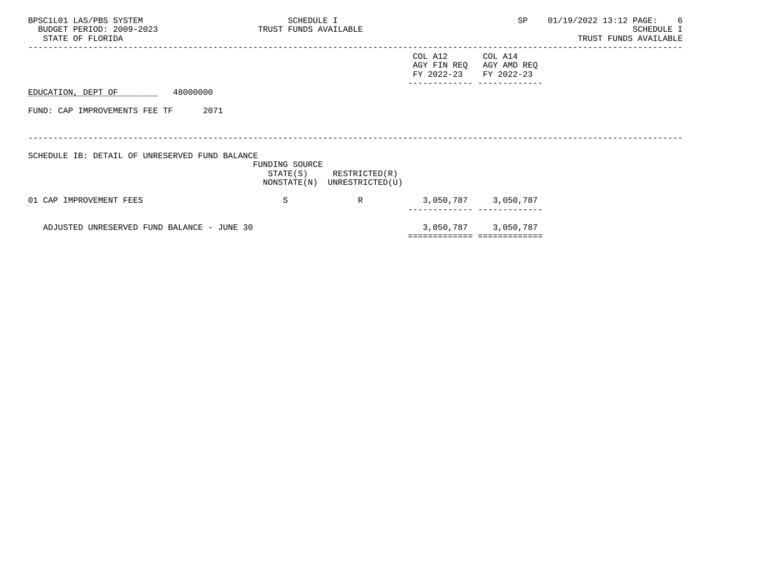EDUCATION, DEPT OF 48000000

FUND: CAP IMPROVEMENTS FEE TF 2071

SCHEDULE IB: DETAIL OF UNRESERVED FUND BALANCE

| | FUNDING SOURCE STATE(S) NONSTATE(N) | RESTRICTED(R) UNRESTRICTED(U) | COL A12 AGY FIN REQ FY 2022-23 | COL A14 AGY AMD REQ FY 2022-23 |
|---|---|---|---|---|
| 01 CAP IMPROVEMENT FEES | S | R | 3,050,787 | 3,050,787 |
| ADJUSTED UNRESERVED FUND BALANCE - JUNE 30 | | | 3,050,787 | 3,050,787 |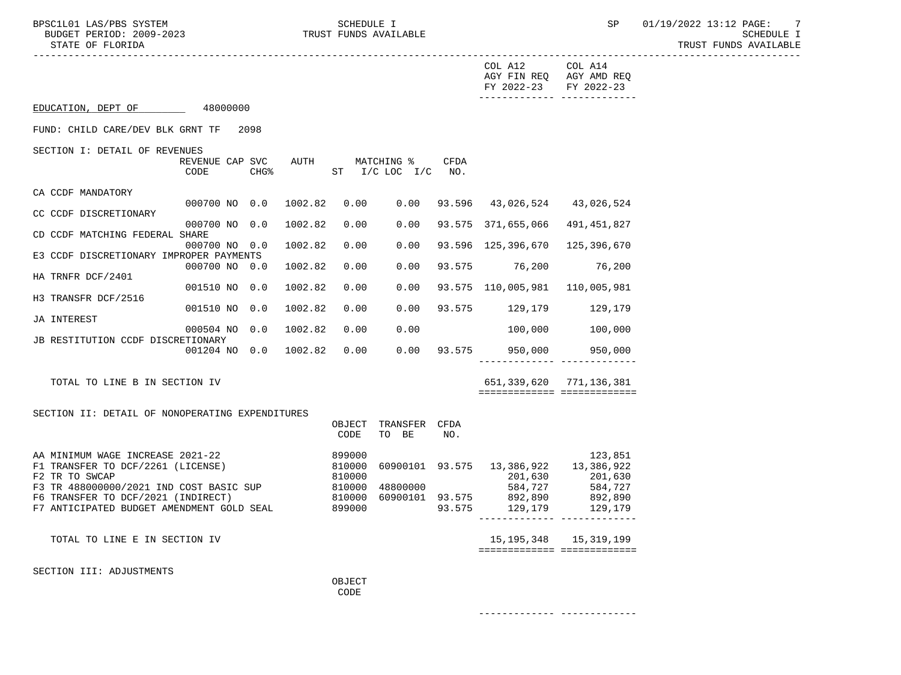COL A12 AGY FIN REQ FY 2022-23 | COL A14 AGY AMD REQ FY 2022-23

EDUCATION, DEPT OF 48000000

FUND: CHILD CARE/DEV BLK GRNT TF 2098

SECTION I: DETAIL OF REVENUES

| | REVENUE CODE | CAP CHG% | SVC | AUTH ST | MATCHING % I/C | LOC I/C | CFDA NO. | COL A12 AGY FIN REQ FY 2022-23 | COL A14 AGY AMD REQ FY 2022-23 |
|---|---|---|---|---|---|---|---|---|---|
| CA CCDF MANDATORY | 000700 | NO | 0.0 | 1002.82 | 0.00 | 0.00 | 93.596 | 43,026,524 | 43,026,524 |
| CC CCDF DISCRETIONARY | 000700 | NO | 0.0 | 1002.82 | 0.00 | 0.00 | 93.575 | 371,655,066 | 491,451,827 |
| CD CCDF MATCHING FEDERAL SHARE | 000700 | NO | 0.0 | 1002.82 | 0.00 | 0.00 | 93.596 | 125,396,670 | 125,396,670 |
| E3 CCDF DISCRETIONARY IMPROPER PAYMENTS | 000700 | NO | 0.0 | 1002.82 | 0.00 | 0.00 | 93.575 | 76,200 | 76,200 |
| HA TRNFR DCF/2401 | 001510 | NO | 0.0 | 1002.82 | 0.00 | 0.00 | 93.575 | 110,005,981 | 110,005,981 |
| H3 TRANSFR DCF/2516 | 001510 | NO | 0.0 | 1002.82 | 0.00 | 0.00 | 93.575 | 129,179 | 129,179 |
| JA INTEREST | 000504 | NO | 0.0 | 1002.82 | 0.00 | 0.00 | | 100,000 | 100,000 |
| JB RESTITUTION CCDF DISCRETIONARY | 001204 | NO | 0.0 | 1002.82 | 0.00 | 0.00 | 93.575 | 950,000 | 950,000 |
| TOTAL TO LINE B IN SECTION IV | | | | | | | | 651,339,620 | 771,136,381 |

SECTION II: DETAIL OF NONOPERATING EXPENDITURES

| | OBJECT CODE | TRANSFER TO BE | CFDA NO. | COL A12 AGY FIN REQ FY 2022-23 | COL A14 AGY AMD REQ FY 2022-23 |
|---|---|---|---|---|---|
| AA MINIMUM WAGE INCREASE 2021-22 | 899000 | | | | 123,851 |
| F1 TRANSFER TO DCF/2261 (LICENSE) | 810000 | 60900101 | 93.575 | 13,386,922 | 13,386,922 |
| F2 TR TO SWCAP | 810000 | | | 201,630 | 201,630 |
| F3 TR 488000000/2021 IND COST BASIC SUP | 810000 | 48800000 | | 584,727 | 584,727 |
| F6 TRANSFER TO DCF/2021 (INDIRECT) | 810000 | 60900101 | 93.575 | 892,890 | 892,890 |
| F7 ANTICIPATED BUDGET AMENDMENT GOLD SEAL | 899000 | | 93.575 | 129,179 | 129,179 |
| TOTAL TO LINE E IN SECTION IV | | | | 15,195,348 | 15,319,199 |

SECTION III: ADJUSTMENTS

OBJECT CODE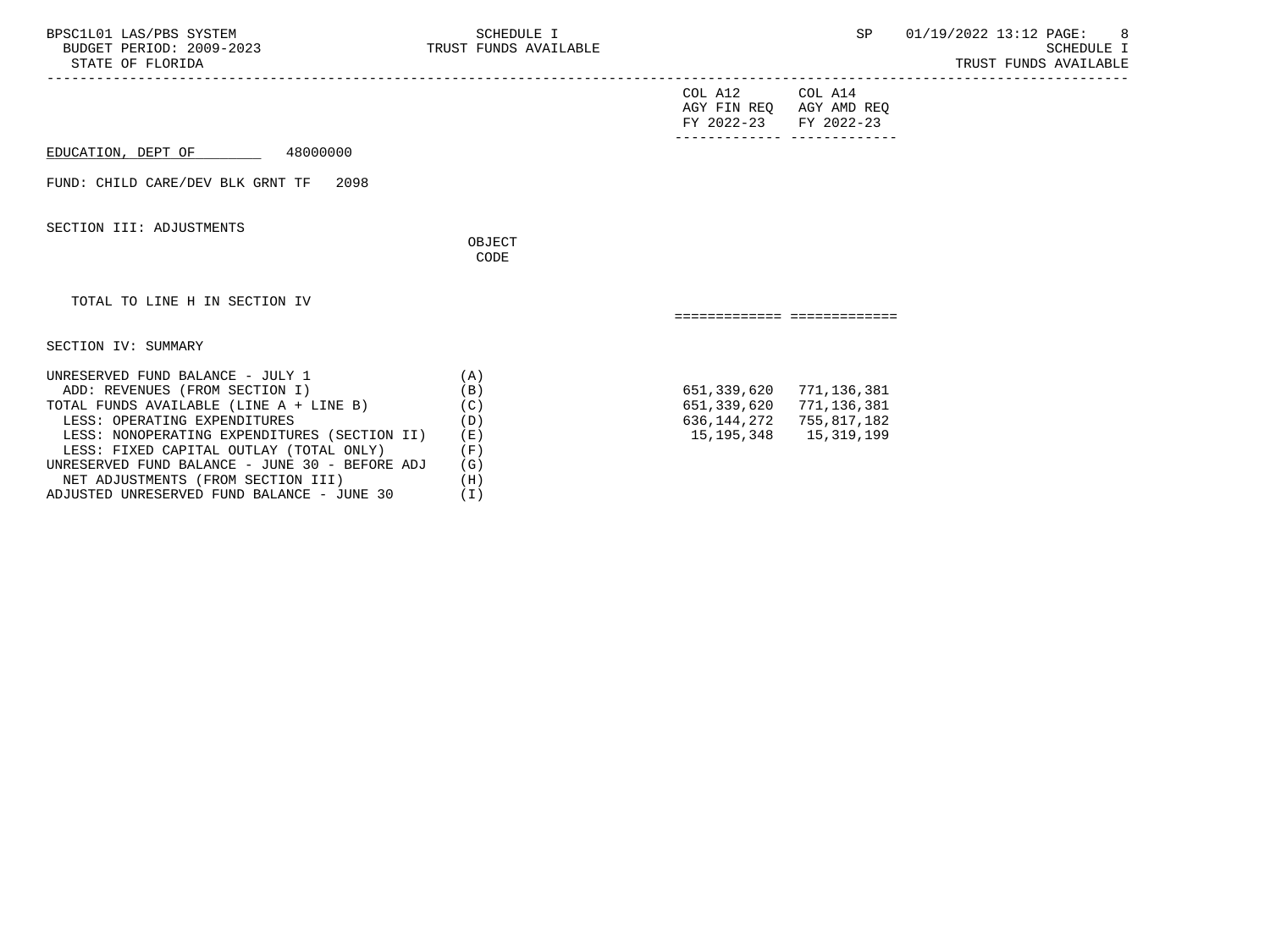SCHEDULE I
TRUST FUNDS AVAILABLE

| | | COL A12 AGY FIN REQ FY 2022-23 | COL A14 AGY AMD REQ FY 2022-23 |
|---|---|---|---|

EDUCATION, DEPT OF 48000000

FUND: CHILD CARE/DEV BLK GRNT TF 2098

SECTION III: ADJUSTMENTS

| | OBJECT CODE | | |
|---|---|---|---|
| TOTAL TO LINE H IN SECTION IV | | ============= | ============= |

SECTION IV: SUMMARY

| | | COL A12 AGY FIN REQ FY 2022-23 | COL A14 AGY AMD REQ FY 2022-23 |
|---|---|---|---|
| UNRESERVED FUND BALANCE - JULY 1 | (A) | | |
| ADD: REVENUES (FROM SECTION I) | (B) | 651,339,620 | 771,136,381 |
| TOTAL FUNDS AVAILABLE (LINE A + LINE B) | (C) | 651,339,620 | 771,136,381 |
| LESS: OPERATING EXPENDITURES | (D) | 636,144,272 | 755,817,182 |
| LESS: NONOPERATING EXPENDITURES (SECTION II) | (E) | 15,195,348 | 15,319,199 |
| LESS: FIXED CAPITAL OUTLAY (TOTAL ONLY) | (F) | | |
| UNRESERVED FUND BALANCE - JUNE 30 - BEFORE ADJ | (G) | | |
| NET ADJUSTMENTS (FROM SECTION III) | (H) | | |
| ADJUSTED UNRESERVED FUND BALANCE - JUNE 30 | (I) | | |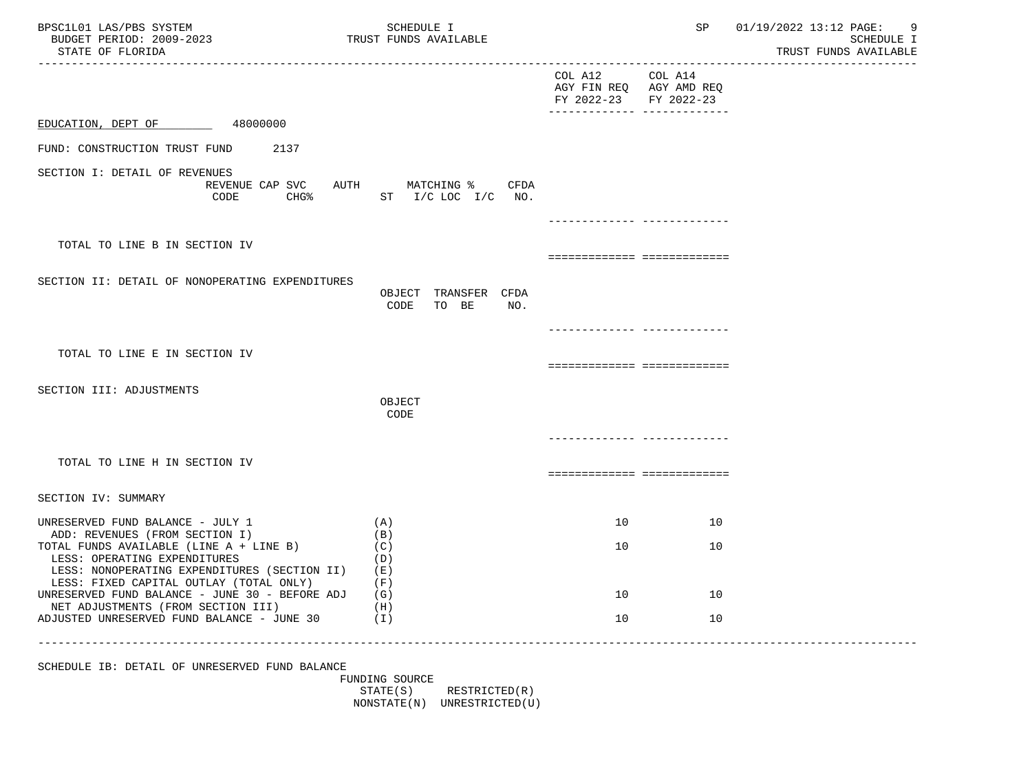SCHEDULE I
TRUST FUNDS AVAILABLE

STATE OF FLORIDA

| | | COL A12 AGY FIN REQ FY 2022-23 | COL A14 AGY AMD REQ FY 2022-23 |
|---|---|---|---|
| EDUCATION, DEPT OF 48000000 | | | |
| FUND: CONSTRUCTION TRUST FUND 2137 | | | |
| SECTION I: DETAIL OF REVENUES | REVENUE CODE / CAP SVC CHG% / AUTH ST / MATCHING % I/C LOC I/C / CFDA NO. | | |
| TOTAL TO LINE B IN SECTION IV | | | |
| SECTION II: DETAIL OF NONOPERATING EXPENDITURES | OBJECT CODE / TRANSFER TO BE / CFDA NO. | | |
| TOTAL TO LINE E IN SECTION IV | | | |
| SECTION III: ADJUSTMENTS | OBJECT CODE | | |
| TOTAL TO LINE H IN SECTION IV | | | |
| SECTION IV: SUMMARY | | | |
| UNRESERVED FUND BALANCE - JULY 1 | (A) | 10 | 10 |
| ADD: REVENUES (FROM SECTION I) | (B) | | |
| TOTAL FUNDS AVAILABLE (LINE A + LINE B) | (C) | 10 | 10 |
| LESS: OPERATING EXPENDITURES | (D) | | |
| LESS: NONOPERATING EXPENDITURES (SECTION II) | (E) | | |
| LESS: FIXED CAPITAL OUTLAY (TOTAL ONLY) | (F) | | |
| UNRESERVED FUND BALANCE - JUNE 30 - BEFORE ADJ | (G) | 10 | 10 |
| NET ADJUSTMENTS (FROM SECTION III) | (H) | | |
| ADJUSTED UNRESERVED FUND BALANCE - JUNE 30 | (I) | 10 | 10 |

SCHEDULE IB: DETAIL OF UNRESERVED FUND BALANCE

FUNDING SOURCE
STATE(S) RESTRICTED(R)
NONSTATE(N) UNRESTRICTED(U)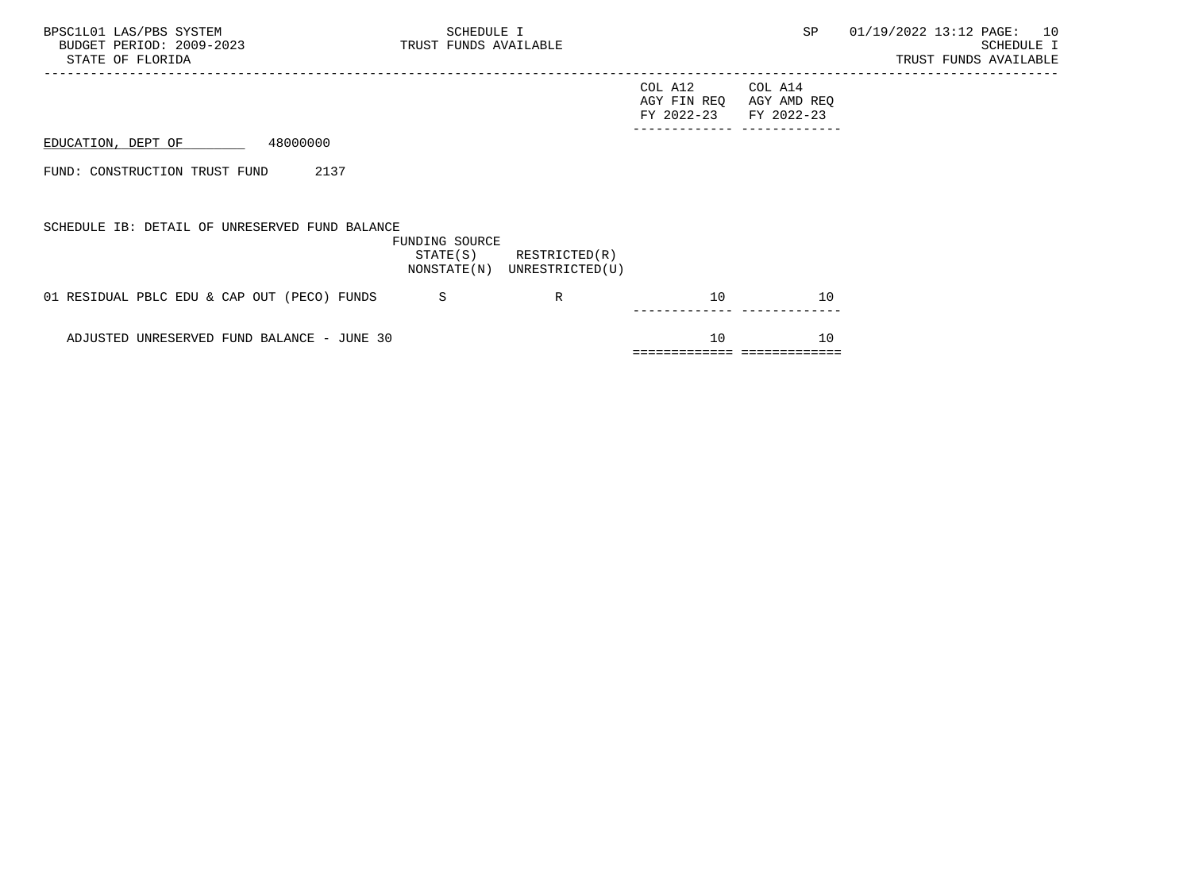EDUCATION, DEPT OF 48000000

FUND: CONSTRUCTION TRUST FUND 2137

SCHEDULE IB: DETAIL OF UNRESERVED FUND BALANCE

| | FUNDING SOURCE STATE(S) NONSTATE(N) | RESTRICTED(R) UNRESTRICTED(U) | COL A12 AGY FIN REQ FY 2022-23 | COL A14 AGY AMD REQ FY 2022-23 |
|---|---|---|---|---|
| 01 RESIDUAL PBLC EDU & CAP OUT (PECO) FUNDS | S | R | 10 | 10 |
| ADJUSTED UNRESERVED FUND BALANCE - JUNE 30 | | | 10 | 10 |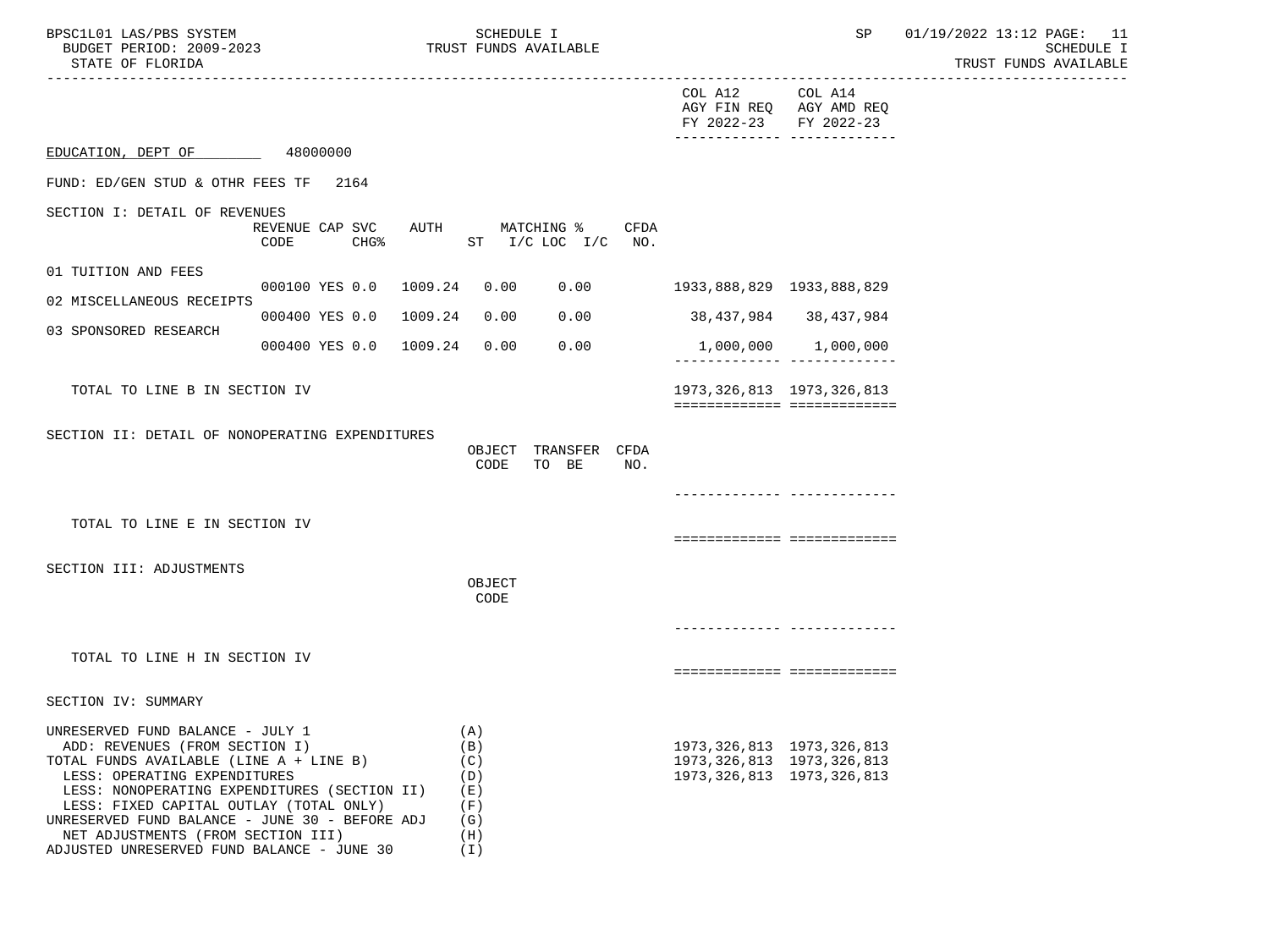SCHEDULE I
TRUST FUNDS AVAILABLE

STATE OF FLORIDA

| | COL A12 AGY FIN REQ FY 2022-23 | COL A14 AGY AMD REQ FY 2022-23 |
|---|---|---|

EDUCATION, DEPT OF 48000000

FUND: ED/GEN STUD & OTHR FEES TF 2164

SECTION I: DETAIL OF REVENUES

| | REVENUE CODE | CAP SVC CHG% | AUTH | MATCHING % ST | I/C LOC I/C | CFDA NO. | COL A12 | COL A14 |
|---|---|---|---|---|---|---|---|---|
| 01 TUITION AND FEES | 000100 | YES 0.0 | 1009.24 | 0.00 | 0.00 | | 1933,888,829 | 1933,888,829 |
| 02 MISCELLANEOUS RECEIPTS | 000400 | YES 0.0 | 1009.24 | 0.00 | 0.00 | | 38,437,984 | 38,437,984 |
| 03 SPONSORED RESEARCH | 000400 | YES 0.0 | 1009.24 | 0.00 | 0.00 | | 1,000,000 | 1,000,000 |
| TOTAL TO LINE B IN SECTION IV | | | | | | | 1973,326,813 | 1973,326,813 |

SECTION II: DETAIL OF NONOPERATING EXPENDITURES

| | OBJECT CODE | TRANSFER TO BE | CFDA NO. | COL A12 | COL A14 |
|---|---|---|---|---|---|
| TOTAL TO LINE E IN SECTION IV | | | | | |

SECTION III: ADJUSTMENTS

| | OBJECT CODE | COL A12 | COL A14 |
|---|---|---|---|
| TOTAL TO LINE H IN SECTION IV | | | |

SECTION IV: SUMMARY

| | | COL A12 | COL A14 |
|---|---|---|---|
| UNRESERVED FUND BALANCE - JULY 1 | (A) | | |
| ADD: REVENUES (FROM SECTION I) | (B) | 1973,326,813 | 1973,326,813 |
| TOTAL FUNDS AVAILABLE (LINE A + LINE B) | (C) | 1973,326,813 | 1973,326,813 |
| LESS: OPERATING EXPENDITURES | (D) | 1973,326,813 | 1973,326,813 |
| LESS: NONOPERATING EXPENDITURES (SECTION II) | (E) | | |
| LESS: FIXED CAPITAL OUTLAY (TOTAL ONLY) | (F) | | |
| UNRESERVED FUND BALANCE - JUNE 30 - BEFORE ADJ | (G) | | |
| NET ADJUSTMENTS (FROM SECTION III) | (H) | | |
| ADJUSTED UNRESERVED FUND BALANCE - JUNE 30 | (I) | | |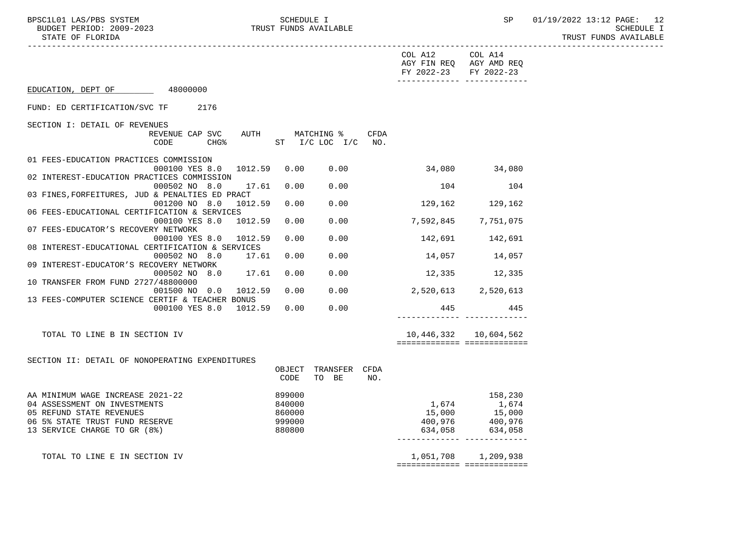EDUCATION, DEPT OF 48000000

FUND: ED CERTIFICATION/SVC TF 2176

SECTION I: DETAIL OF REVENUES

| | REVENUE CODE | CAP SVC CHG% | AUTH ST | MATCHING % I/C | LOC I/C | CFDA NO. | COL A12 AGY FIN REQ FY 2022-23 | COL A14 AGY AMD REQ FY 2022-23 |
|---|---|---|---|---|---|---|---|---|
| 01 FEES-EDUCATION PRACTICES COMMISSION | 000100 | YES 8.0 | 1012.59 | 0.00 | 0.00 | | 34,080 | 34,080 |
| 02 INTEREST-EDUCATION PRACTICES COMMISSION | 000502 | NO 8.0 | 17.61 | 0.00 | 0.00 | | 104 | 104 |
| 03 FINES,FORFEITURES, JUD & PENALTIES ED PRACT | 001200 | NO 8.0 | 1012.59 | 0.00 | 0.00 | | 129,162 | 129,162 |
| 06 FEES-EDUCATIONAL CERTIFICATION & SERVICES | 000100 | YES 8.0 | 1012.59 | 0.00 | 0.00 | | 7,592,845 | 7,751,075 |
| 07 FEES-EDUCATOR'S RECOVERY NETWORK | 000100 | YES 8.0 | 1012.59 | 0.00 | 0.00 | | 142,691 | 142,691 |
| 08 INTEREST-EDUCATIONAL CERTIFICATION & SERVICES | 000502 | NO 8.0 | 17.61 | 0.00 | 0.00 | | 14,057 | 14,057 |
| 09 INTEREST-EDUCATOR'S RECOVERY NETWORK | 000502 | NO 8.0 | 17.61 | 0.00 | 0.00 | | 12,335 | 12,335 |
| 10 TRANSFER FROM FUND 2727/48800000 | 001500 | NO 0.0 | 1012.59 | 0.00 | 0.00 | | 2,520,613 | 2,520,613 |
| 13 FEES-COMPUTER SCIENCE CERTIF & TEACHER BONUS | 000100 | YES 8.0 | 1012.59 | 0.00 | 0.00 | | 445 | 445 |
| TOTAL TO LINE B IN SECTION IV | | | | | | | 10,446,332 | 10,604,562 |

SECTION II: DETAIL OF NONOPERATING EXPENDITURES

| | OBJECT CODE | TRANSFER TO BE | CFDA NO. | COL A12 AGY FIN REQ FY 2022-23 | COL A14 AGY AMD REQ FY 2022-23 |
|---|---|---|---|---|---|
| AA MINIMUM WAGE INCREASE 2021-22 | 899000 | | | | 158,230 |
| 04 ASSESSMENT ON INVESTMENTS | 840000 | | | 1,674 | 1,674 |
| 05 REFUND STATE REVENUES | 860000 | | | 15,000 | 15,000 |
| 06 5% STATE TRUST FUND RESERVE | 999000 | | | 400,976 | 400,976 |
| 13 SERVICE CHARGE TO GR (8%) | 880800 | | | 634,058 | 634,058 |
| TOTAL TO LINE E IN SECTION IV | | | | 1,051,708 | 1,209,938 |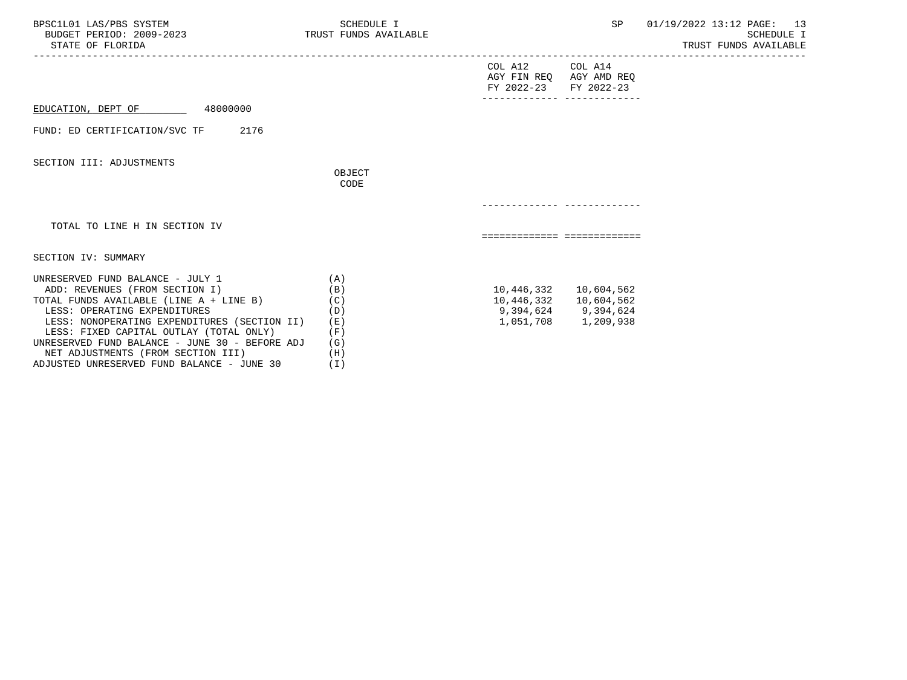SCHEDULE I
TRUST FUNDS AVAILABLE

EDUCATION, DEPT OF 48000000

FUND: ED CERTIFICATION/SVC TF 2176

SECTION III: ADJUSTMENTS

| | OBJECT CODE | COL A12 AGY FIN REQ FY 2022-23 | COL A14 AGY AMD REQ FY 2022-23 |
|---|---|---|---|
| TOTAL TO LINE H IN SECTION IV | | | |

SECTION IV: SUMMARY

| | | COL A12 AGY FIN REQ FY 2022-23 | COL A14 AGY AMD REQ FY 2022-23 |
|---|---|---|---|
| UNRESERVED FUND BALANCE - JULY 1 | (A) | | |
| ADD: REVENUES (FROM SECTION I) | (B) | 10,446,332 | 10,604,562 |
| TOTAL FUNDS AVAILABLE (LINE A + LINE B) | (C) | 10,446,332 | 10,604,562 |
| LESS: OPERATING EXPENDITURES | (D) | 9,394,624 | 9,394,624 |
| LESS: NONOPERATING EXPENDITURES (SECTION II) | (E) | 1,051,708 | 1,209,938 |
| LESS: FIXED CAPITAL OUTLAY (TOTAL ONLY) | (F) | | |
| UNRESERVED FUND BALANCE - JUNE 30 - BEFORE ADJ | (G) | | |
| NET ADJUSTMENTS (FROM SECTION III) | (H) | | |
| ADJUSTED UNRESERVED FUND BALANCE - JUNE 30 | (I) | | |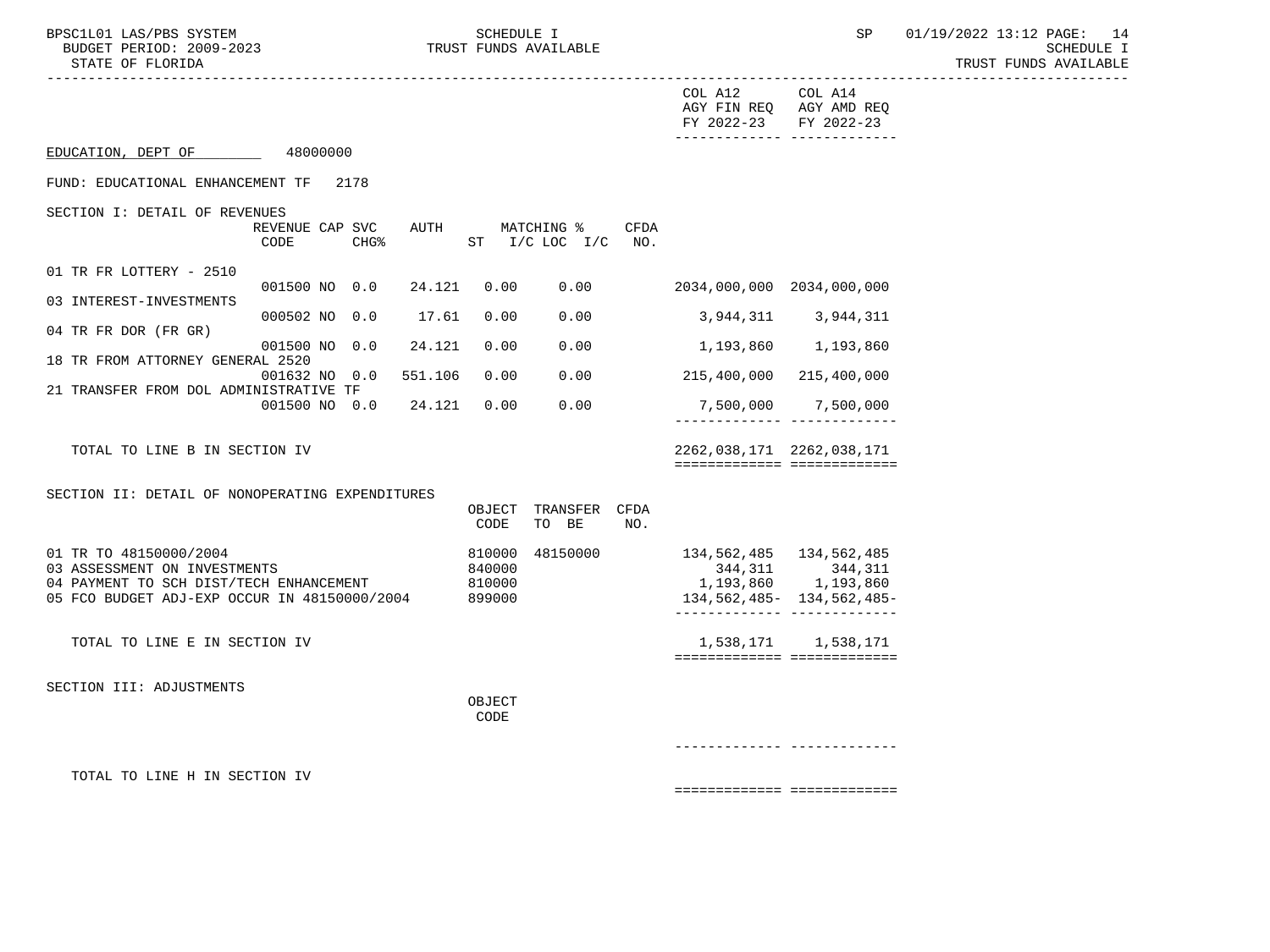BPSC1L01 LAS/PBS SYSTEM — SCHEDULE I — TRUST FUNDS AVAILABLE

BUDGET PERIOD: 2009-2023 — STATE OF FLORIDA — SP 01/19/2022 13:12

**EDUCATION, DEPT OF** 48000000

FUND: EDUCATIONAL ENHANCEMENT TF 2178

## SECTION I: DETAIL OF REVENUES

| | REVENUE CODE | CAP SVC CHG% | | AUTH ST | MATCHING % I/C | LOC I/C | CFDA NO. | COL A12 AGY FIN REQ FY 2022-23 | COL A14 AGY AMD REQ FY 2022-23 |
|---|---|---|---|---|---|---|---|---|---|
| 01 TR FR LOTTERY - 2510 | 001500 | NO | 0.0 | 24.121 | 0.00 | 0.00 | | 2034,000,000 | 2034,000,000 |
| 03 INTEREST-INVESTMENTS | 000502 | NO | 0.0 | 17.61 | 0.00 | 0.00 | | 3,944,311 | 3,944,311 |
| 04 TR FR DOR (FR GR) | 001500 | NO | 0.0 | 24.121 | 0.00 | 0.00 | | 1,193,860 | 1,193,860 |
| 18 TR FROM ATTORNEY GENERAL 2520 | 001632 | NO | 0.0 | 551.106 | 0.00 | 0.00 | | 215,400,000 | 215,400,000 |
| 21 TRANSFER FROM DOL ADMINISTRATIVE TF | 001500 | NO | 0.0 | 24.121 | 0.00 | 0.00 | | 7,500,000 | 7,500,000 |
| TOTAL TO LINE B IN SECTION IV | | | | | | | | 2262,038,171 | 2262,038,171 |

## SECTION II: DETAIL OF NONOPERATING EXPENDITURES

| | OBJECT CODE | TRANSFER TO BE | CFDA NO. | COL A12 AGY FIN REQ FY 2022-23 | COL A14 AGY AMD REQ FY 2022-23 |
|---|---|---|---|---|---|
| 01 TR TO 48150000/2004 | 810000 | 48150000 | | 134,562,485 | 134,562,485 |
| 03 ASSESSMENT ON INVESTMENTS | 840000 | | | 344,311 | 344,311 |
| 04 PAYMENT TO SCH DIST/TECH ENHANCEMENT | 810000 | | | 1,193,860 | 1,193,860 |
| 05 FCO BUDGET ADJ-EXP OCCUR IN 48150000/2004 | 899000 | | | 134,562,485- | 134,562,485- |
| TOTAL TO LINE E IN SECTION IV | | | | 1,538,171 | 1,538,171 |

## SECTION III: ADJUSTMENTS

| | OBJECT CODE | COL A12 AGY FIN REQ FY 2022-23 | COL A14 AGY AMD REQ FY 2022-23 |
|---|---|---|---|
| TOTAL TO LINE H IN SECTION IV | | | |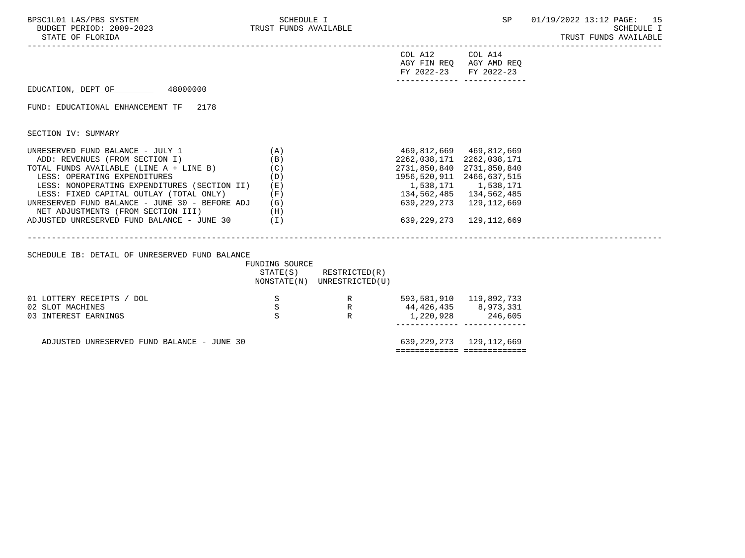COL A12 AGY FIN REQ FY 2022-23 | COL A14 AGY AMD REQ FY 2022-23

EDUCATION, DEPT OF 48000000

FUND: EDUCATIONAL ENHANCEMENT TF 2178

SECTION IV: SUMMARY

| | | COL A12 AGY FIN REQ FY 2022-23 | COL A14 AGY AMD REQ FY 2022-23 |
|---|---|---|---|
| UNRESERVED FUND BALANCE - JULY 1 | (A) | 469,812,669 | 469,812,669 |
| ADD: REVENUES (FROM SECTION I) | (B) | 2262,038,171 | 2262,038,171 |
| TOTAL FUNDS AVAILABLE (LINE A + LINE B) | (C) | 2731,850,840 | 2731,850,840 |
| LESS: OPERATING EXPENDITURES | (D) | 1956,520,911 | 2466,637,515 |
| LESS: NONOPERATING EXPENDITURES (SECTION II) | (E) | 1,538,171 | 1,538,171 |
| LESS: FIXED CAPITAL OUTLAY (TOTAL ONLY) | (F) | 134,562,485 | 134,562,485 |
| UNRESERVED FUND BALANCE - JUNE 30 - BEFORE ADJ | (G) | 639,229,273 | 129,112,669 |
| NET ADJUSTMENTS (FROM SECTION III) | (H) | | |
| ADJUSTED UNRESERVED FUND BALANCE - JUNE 30 | (I) | 639,229,273 | 129,112,669 |

SCHEDULE IB: DETAIL OF UNRESERVED FUND BALANCE

| | FUNDING SOURCE STATE(S) NONSTATE(N) | RESTRICTED(R) UNRESTRICTED(U) | COL A12 | COL A14 |
|---|---|---|---|---|
| 01 LOTTERY RECEIPTS / DOL | S | R | 593,581,910 | 119,892,733 |
| 02 SLOT MACHINES | S | R | 44,426,435 | 8,973,331 |
| 03 INTEREST EARNINGS | S | R | 1,220,928 | 246,605 |
| ADJUSTED UNRESERVED FUND BALANCE - JUNE 30 | | | 639,229,273 | 129,112,669 |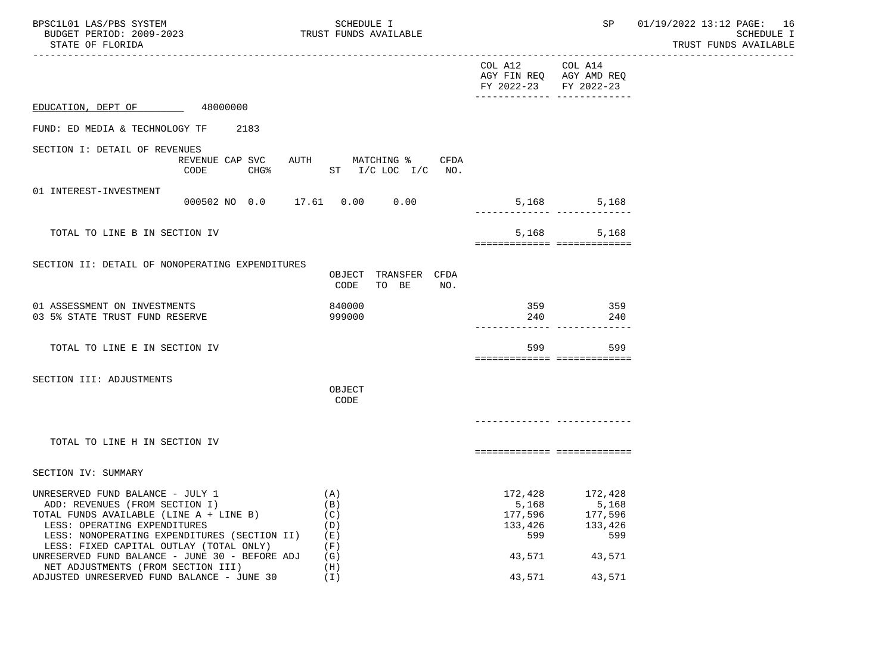EDUCATION, DEPT OF 48000000

FUND: ED MEDIA & TECHNOLOGY TF 2183

| | | COL A12 AGY FIN REQ FY 2022-23 | COL A14 AGY AMD REQ FY 2022-23 |
|---|---|---|---|

## SECTION I: DETAIL OF REVENUES

| | REVENUE CODE | CAP SVC CHG% | AUTH ST | MATCHING % I/C LOC | I/C | CFDA NO. | COL A12 AGY FIN REQ FY 2022-23 | COL A14 AGY AMD REQ FY 2022-23 |
|---|---|---|---|---|---|---|---|---|
| 01 INTEREST-INVESTMENT | 000502 | NO 0.0 | 17.61 | 0.00 | 0.00 | | 5,168 | 5,168 |
| TOTAL TO LINE B IN SECTION IV | | | | | | | 5,168 | 5,168 |

## SECTION II: DETAIL OF NONOPERATING EXPENDITURES

| | OBJECT CODE | TRANSFER TO BE | CFDA NO. | COL A12 AGY FIN REQ FY 2022-23 | COL A14 AGY AMD REQ FY 2022-23 |
|---|---|---|---|---|---|
| 01 ASSESSMENT ON INVESTMENTS | 840000 | | | 359 | 359 |
| 03 5% STATE TRUST FUND RESERVE | 999000 | | | 240 | 240 |
| TOTAL TO LINE E IN SECTION IV | | | | 599 | 599 |

## SECTION III: ADJUSTMENTS

| | OBJECT CODE | COL A12 AGY FIN REQ FY 2022-23 | COL A14 AGY AMD REQ FY 2022-23 |
|---|---|---|---|
| TOTAL TO LINE H IN SECTION IV | | | |

## SECTION IV: SUMMARY

| | | COL A12 AGY FIN REQ FY 2022-23 | COL A14 AGY AMD REQ FY 2022-23 |
|---|---|---|---|
| UNRESERVED FUND BALANCE - JULY 1 | (A) | 172,428 | 172,428 |
| ADD: REVENUES (FROM SECTION I) | (B) | 5,168 | 5,168 |
| TOTAL FUNDS AVAILABLE (LINE A + LINE B) | (C) | 177,596 | 177,596 |
| LESS: OPERATING EXPENDITURES | (D) | 133,426 | 133,426 |
| LESS: NONOPERATING EXPENDITURES (SECTION II) | (E) | 599 | 599 |
| LESS: FIXED CAPITAL OUTLAY (TOTAL ONLY) | (F) | | |
| UNRESERVED FUND BALANCE - JUNE 30 - BEFORE ADJ | (G) | 43,571 | 43,571 |
| NET ADJUSTMENTS (FROM SECTION III) | (H) | | |
| ADJUSTED UNRESERVED FUND BALANCE - JUNE 30 | (I) | 43,571 | 43,571 |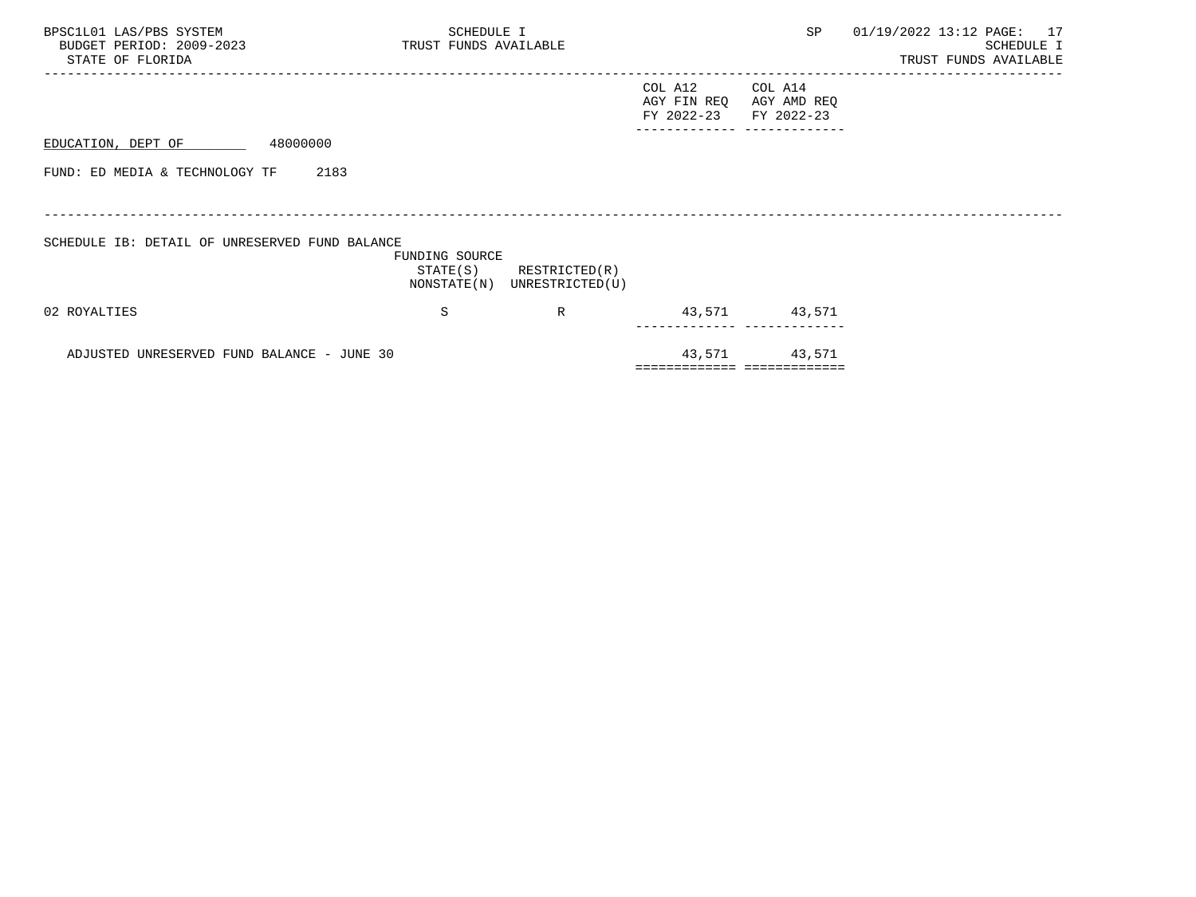| | COL A12 AGY FIN REQ FY 2022-23 | COL A14 AGY AMD REQ FY 2022-23 |
|---|---|---|

EDUCATION, DEPT OF 48000000

FUND: ED MEDIA & TECHNOLOGY TF 2183

SCHEDULE IB: DETAIL OF UNRESERVED FUND BALANCE

| | FUNDING SOURCE STATE(S) NONSTATE(N) | RESTRICTED(R) UNRESTRICTED(U) | COL A12 AGY FIN REQ FY 2022-23 | COL A14 AGY AMD REQ FY 2022-23 |
|---|---|---|---|---|
| 02 ROYALTIES | S | R | 43,571 | 43,571 |
| ADJUSTED UNRESERVED FUND BALANCE - JUNE 30 | | | 43,571 | 43,571 |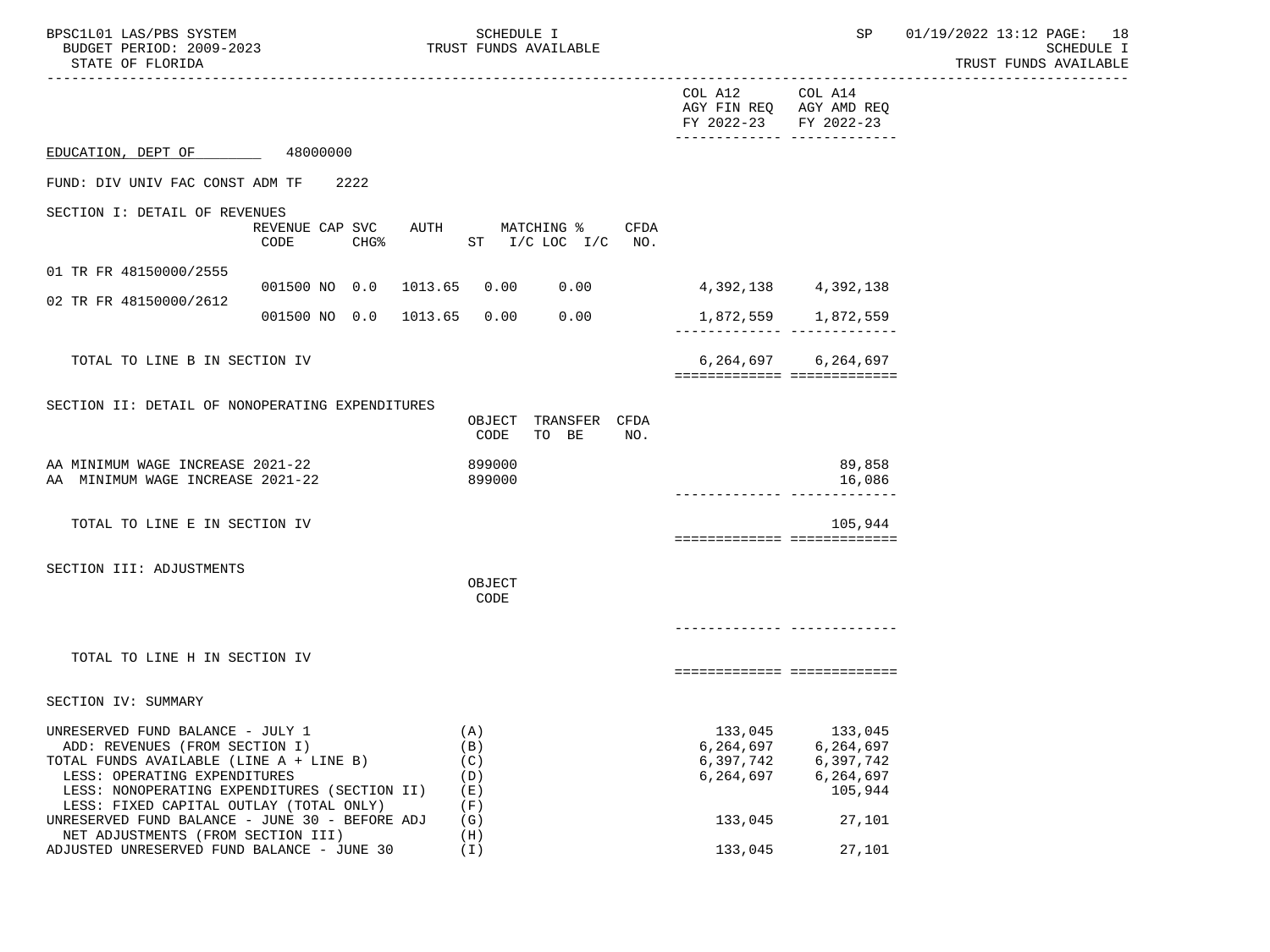BPSC1L01 LAS/PBS SYSTEM — SCHEDULE I — TRUST FUNDS AVAILABLE — SP 01/19/2022 13:12 PAGE: 18

BUDGET PERIOD: 2009-2023

STATE OF FLORIDA

| | COL A12 AGY FIN REQ FY 2022-23 | COL A14 AGY AMD REQ FY 2022-23 |
|---|---|---|

EDUCATION, DEPT OF 48000000

FUND: DIV UNIV FAC CONST ADM TF 2222

SECTION I: DETAIL OF REVENUES

| | REVENUE CODE | CAP CHG% | SVC | AUTH ST | MATCHING % I/C LOC | I/C | CFDA NO. | COL A12 | COL A14 |
|---|---|---|---|---|---|---|---|---|---|
| 01 TR FR 48150000/2555 | 001500 | NO | 0.0 | 1013.65 | 0.00 | 0.00 | | 4,392,138 | 4,392,138 |
| 02 TR FR 48150000/2612 | 001500 | NO | 0.0 | 1013.65 | 0.00 | 0.00 | | 1,872,559 | 1,872,559 |
| TOTAL TO LINE B IN SECTION IV | | | | | | | | 6,264,697 | 6,264,697 |

SECTION II: DETAIL OF NONOPERATING EXPENDITURES

| | OBJECT CODE | TRANSFER TO BE | CFDA NO. | COL A12 | COL A14 |
|---|---|---|---|---|---|
| AA MINIMUM WAGE INCREASE 2021-22 | 899000 | | | | 89,858 |
| AA MINIMUM WAGE INCREASE 2021-22 | 899000 | | | | 16,086 |
| TOTAL TO LINE E IN SECTION IV | | | | | 105,944 |

SECTION III: ADJUSTMENTS

| | OBJECT CODE | COL A12 | COL A14 |
|---|---|---|---|
| TOTAL TO LINE H IN SECTION IV | | | |

SECTION IV: SUMMARY

| | | COL A12 | COL A14 |
|---|---|---|---|
| UNRESERVED FUND BALANCE - JULY 1 | (A) | 133,045 | 133,045 |
| ADD: REVENUES (FROM SECTION I) | (B) | 6,264,697 | 6,264,697 |
| TOTAL FUNDS AVAILABLE (LINE A + LINE B) | (C) | 6,397,742 | 6,397,742 |
| LESS: OPERATING EXPENDITURES | (D) | 6,264,697 | 6,264,697 |
| LESS: NONOPERATING EXPENDITURES (SECTION II) | (E) | | 105,944 |
| LESS: FIXED CAPITAL OUTLAY (TOTAL ONLY) | (F) | | |
| UNRESERVED FUND BALANCE - JUNE 30 - BEFORE ADJ | (G) | 133,045 | 27,101 |
| NET ADJUSTMENTS (FROM SECTION III) | (H) | | |
| ADJUSTED UNRESERVED FUND BALANCE - JUNE 30 | (I) | 133,045 | 27,101 |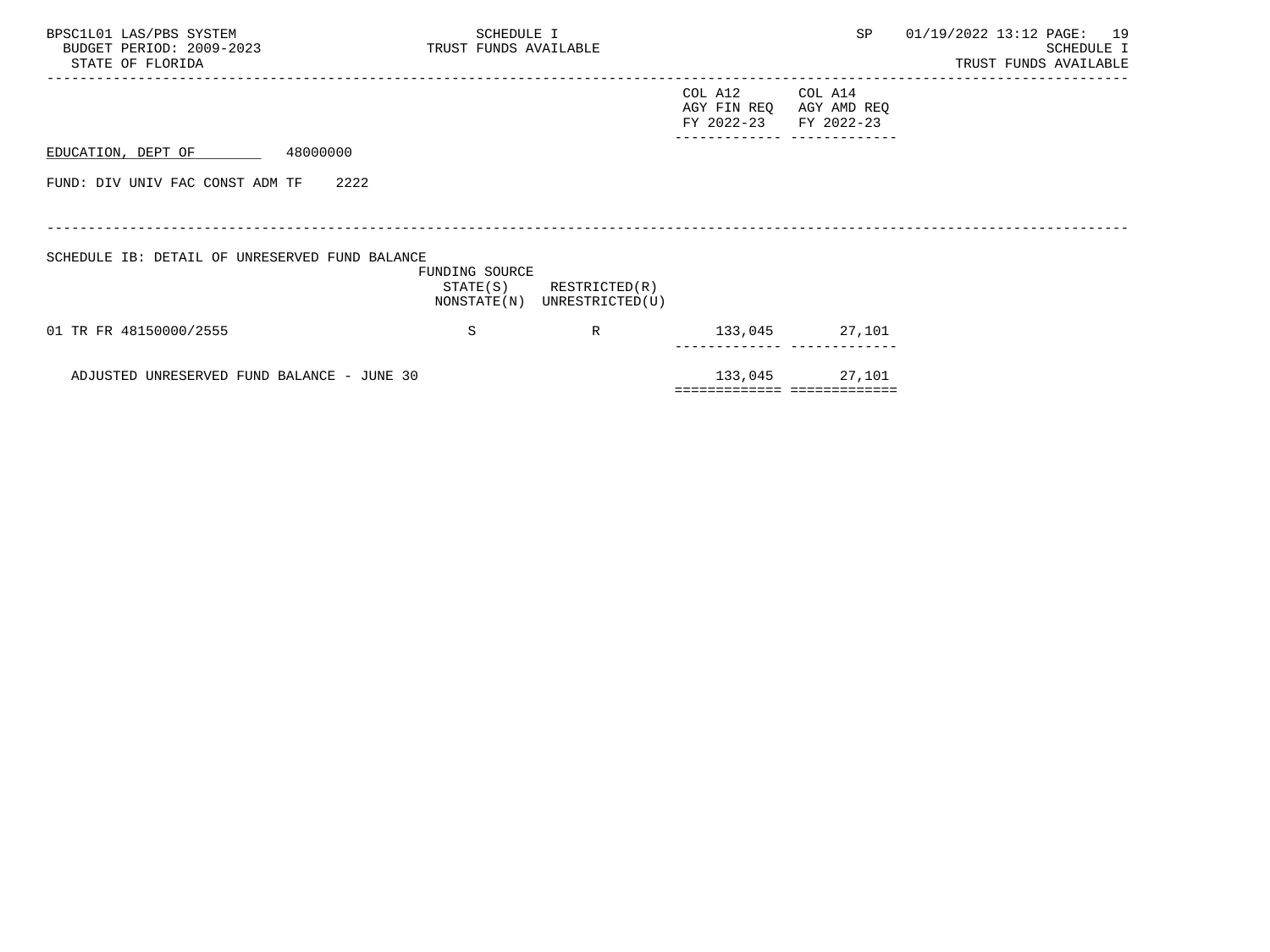BPSC1L01 LAS/PBS SYSTEM
BUDGET PERIOD: 2009-2023
STATE OF FLORIDA

SCHEDULE I
TRUST FUNDS AVAILABLE

SP 01/19/2022 13:12

SCHEDULE I
TRUST FUNDS AVAILABLE

EDUCATION, DEPT OF 48000000

FUND: DIV UNIV FAC CONST ADM TF 2222

SCHEDULE IB: DETAIL OF UNRESERVED FUND BALANCE

| | FUNDING SOURCE STATE(S) NONSTATE(N) | RESTRICTED(R) UNRESTRICTED(U) | COL A12 AGY FIN REQ FY 2022-23 | COL A14 AGY AMD REQ FY 2022-23 |
|---|---|---|---|---|
| 01 TR FR 48150000/2555 | S | R | 133,045 | 27,101 |
| ADJUSTED UNRESERVED FUND BALANCE - JUNE 30 | | | 133,045 | 27,101 |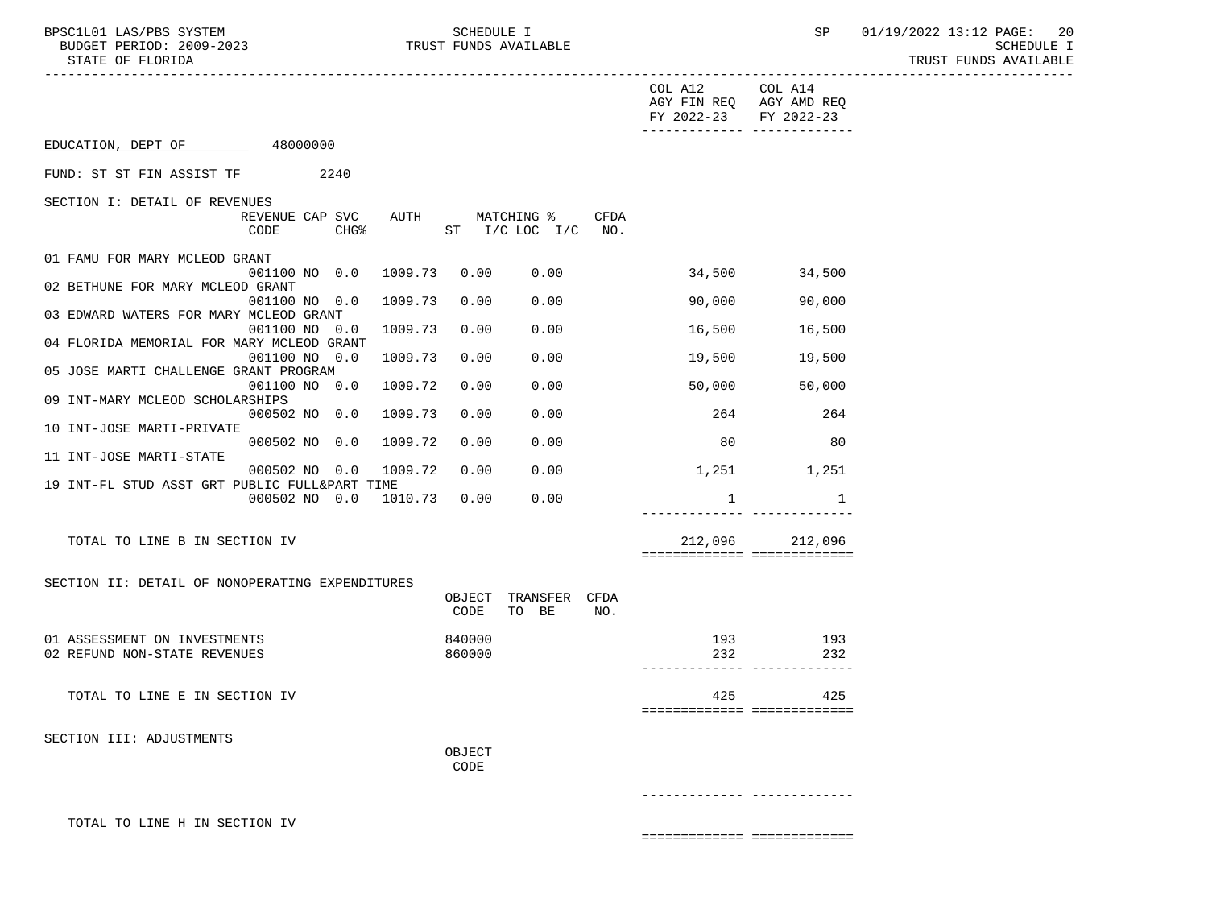BPSC1L01 LAS/PBS SYSTEM — SCHEDULE I — TRUST FUNDS AVAILABLE — SP 01/19/2022 13:12

BUDGET PERIOD: 2009-2023

STATE OF FLORIDA

| | COL A12 AGY FIN REQ FY 2022-23 | COL A14 AGY AMD REQ FY 2022-23 |
|---|---|---|

EDUCATION, DEPT OF 48000000

FUND: ST ST FIN ASSIST TF 2240

## SECTION I: DETAIL OF REVENUES

| | REVENUE CODE | CAP SVC CHG% | AUTH | MATCHING % ST | I/C LOC I/C | CFDA NO. | COL A12 AGY FIN REQ FY 2022-23 | COL A14 AGY AMD REQ FY 2022-23 |
|---|---|---|---|---|---|---|---|---|
| 01 FAMU FOR MARY MCLEOD GRANT | 001100 | NO 0.0 | 1009.73 | 0.00 | 0.00 | | 34,500 | 34,500 |
| 02 BETHUNE FOR MARY MCLEOD GRANT | 001100 | NO 0.0 | 1009.73 | 0.00 | 0.00 | | 90,000 | 90,000 |
| 03 EDWARD WATERS FOR MARY MCLEOD GRANT | 001100 | NO 0.0 | 1009.73 | 0.00 | 0.00 | | 16,500 | 16,500 |
| 04 FLORIDA MEMORIAL FOR MARY MCLEOD GRANT | 001100 | NO 0.0 | 1009.73 | 0.00 | 0.00 | | 19,500 | 19,500 |
| 05 JOSE MARTI CHALLENGE GRANT PROGRAM | 001100 | NO 0.0 | 1009.72 | 0.00 | 0.00 | | 50,000 | 50,000 |
| 09 INT-MARY MCLEOD SCHOLARSHIPS | 000502 | NO 0.0 | 1009.73 | 0.00 | 0.00 | | 264 | 264 |
| 10 INT-JOSE MARTI-PRIVATE | 000502 | NO 0.0 | 1009.72 | 0.00 | 0.00 | | 80 | 80 |
| 11 INT-JOSE MARTI-STATE | 000502 | NO 0.0 | 1009.72 | 0.00 | 0.00 | | 1,251 | 1,251 |
| 19 INT-FL STUD ASST GRT PUBLIC FULL&PART TIME | 000502 | NO 0.0 | 1010.73 | 0.00 | 0.00 | | 1 | 1 |
| TOTAL TO LINE B IN SECTION IV | | | | | | | 212,096 | 212,096 |

## SECTION II: DETAIL OF NONOPERATING EXPENDITURES

| | OBJECT CODE | TRANSFER TO BE | CFDA NO. | COL A12 AGY FIN REQ FY 2022-23 | COL A14 AGY AMD REQ FY 2022-23 |
|---|---|---|---|---|---|
| 01 ASSESSMENT ON INVESTMENTS | 840000 | | | 193 | 193 |
| 02 REFUND NON-STATE REVENUES | 860000 | | | 232 | 232 |
| TOTAL TO LINE E IN SECTION IV | | | | 425 | 425 |

## SECTION III: ADJUSTMENTS

| | OBJECT CODE | COL A12 AGY FIN REQ FY 2022-23 | COL A14 AGY AMD REQ FY 2022-23 |
|---|---|---|---|
| TOTAL TO LINE H IN SECTION IV | | | |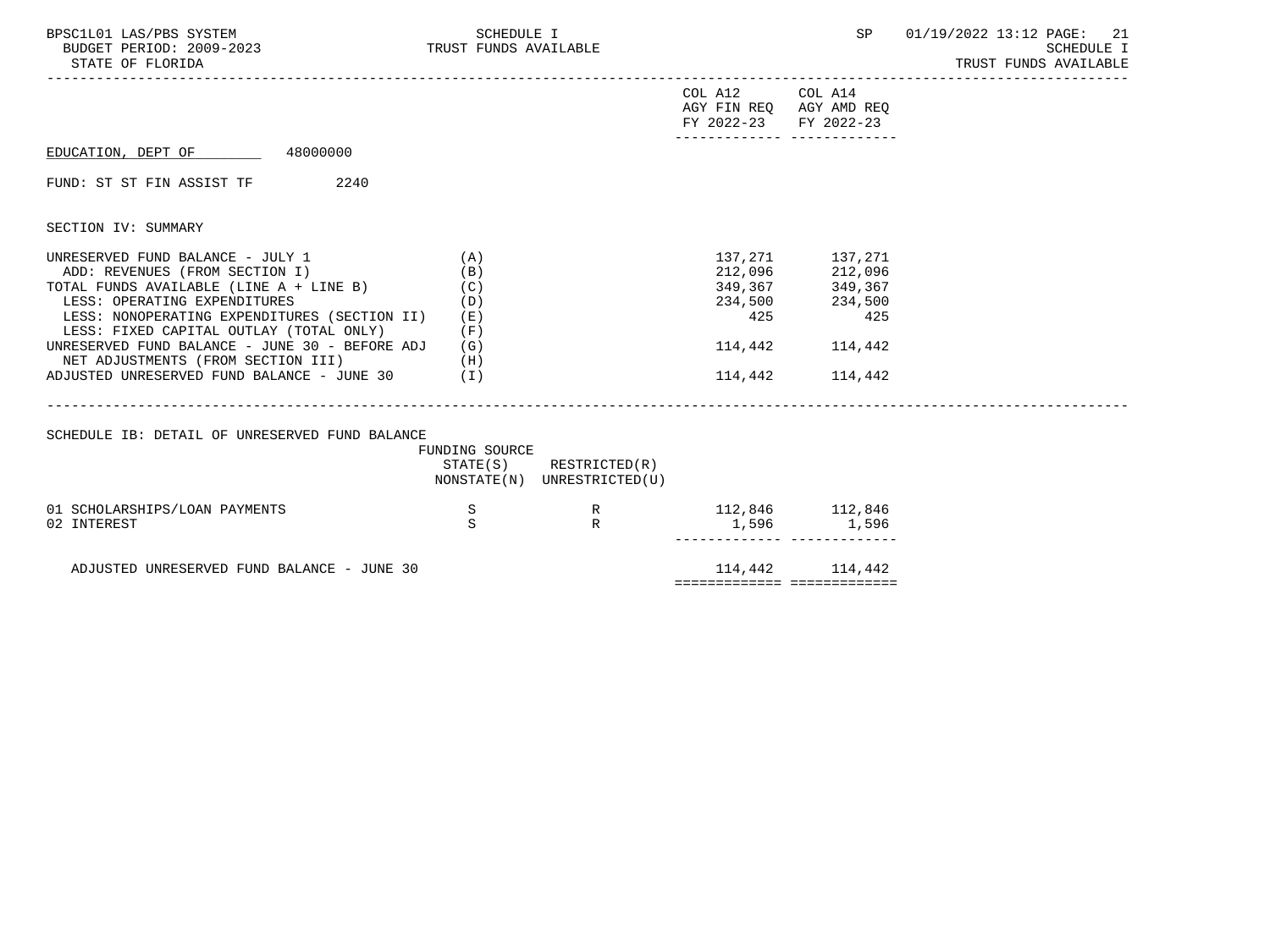BPSC1L01 LAS/PBS SYSTEM
BUDGET PERIOD: 2009-2023
STATE OF FLORIDA

SCHEDULE I
TRUST FUNDS AVAILABLE

SP 01/19/2022 13:12

SCHEDULE I
TRUST FUNDS AVAILABLE

EDUCATION, DEPT OF 48000000

FUND: ST ST FIN ASSIST TF 2240

SECTION IV: SUMMARY

| | | COL A12 AGY FIN REQ FY 2022-23 | COL A14 AGY AMD REQ FY 2022-23 |
|---|---|---|---|
| UNRESERVED FUND BALANCE - JULY 1 | (A) | 137,271 | 137,271 |
| ADD: REVENUES (FROM SECTION I) | (B) | 212,096 | 212,096 |
| TOTAL FUNDS AVAILABLE (LINE A + LINE B) | (C) | 349,367 | 349,367 |
| LESS: OPERATING EXPENDITURES | (D) | 234,500 | 234,500 |
| LESS: NONOPERATING EXPENDITURES (SECTION II) | (E) | 425 | 425 |
| LESS: FIXED CAPITAL OUTLAY (TOTAL ONLY) | (F) | | |
| UNRESERVED FUND BALANCE - JUNE 30 - BEFORE ADJ | (G) | 114,442 | 114,442 |
| NET ADJUSTMENTS (FROM SECTION III) | (H) | | |
| ADJUSTED UNRESERVED FUND BALANCE - JUNE 30 | (I) | 114,442 | 114,442 |

SCHEDULE IB: DETAIL OF UNRESERVED FUND BALANCE

| | FUNDING SOURCE STATE(S) NONSTATE(N) | RESTRICTED(R) UNRESTRICTED(U) | COL A12 AGY FIN REQ FY 2022-23 | COL A14 AGY AMD REQ FY 2022-23 |
|---|---|---|---|---|
| 01 SCHOLARSHIPS/LOAN PAYMENTS | S | R | 112,846 | 112,846 |
| 02 INTEREST | S | R | 1,596 | 1,596 |
| ADJUSTED UNRESERVED FUND BALANCE - JUNE 30 | | | 114,442 | 114,442 |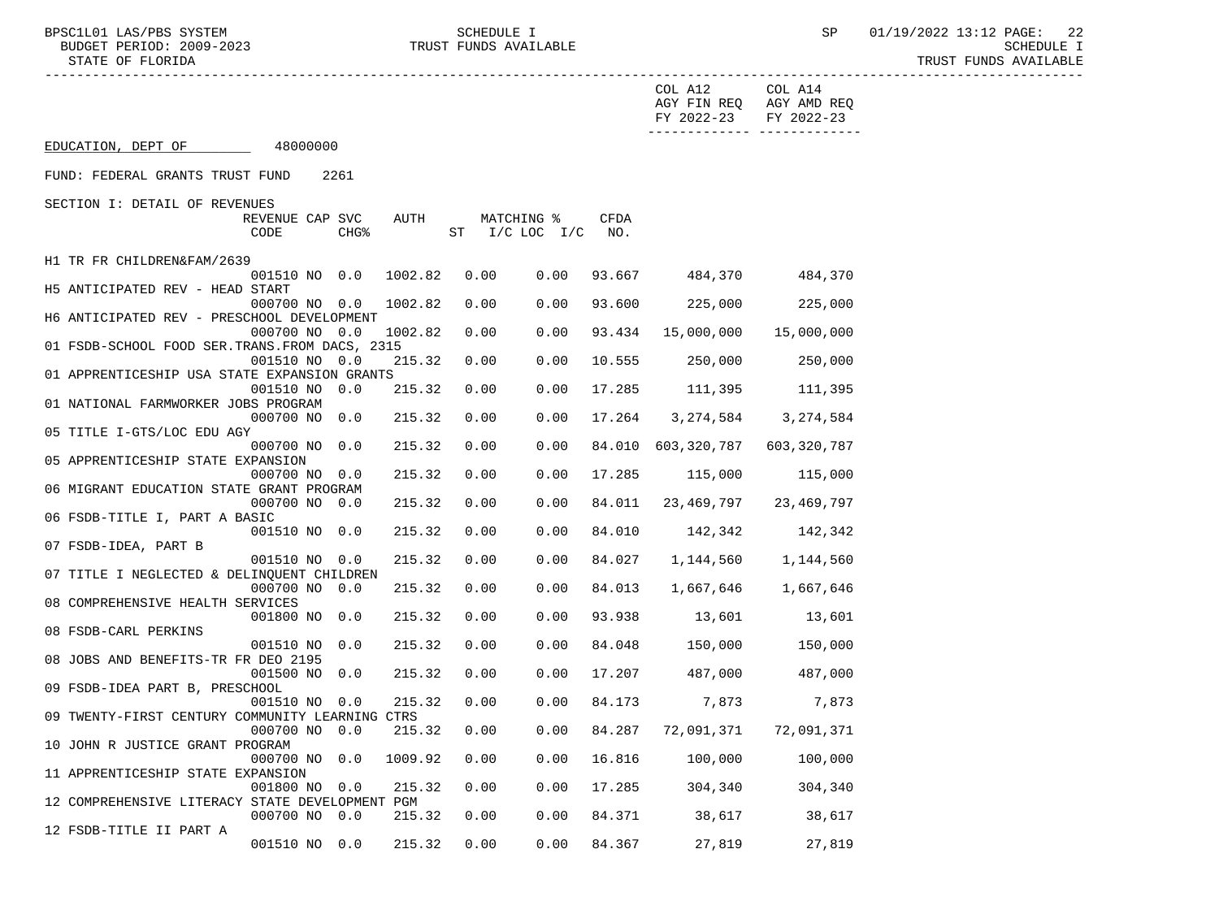COL A12 AGY FIN REQ FY 2022-23 | COL A14 AGY AMD REQ FY 2022-23

EDUCATION, DEPT OF 48000000

FUND: FEDERAL GRANTS TRUST FUND 2261

SECTION I: DETAIL OF REVENUES

| | REVENUE CODE | CAP CHG% | SVC | AUTH | MATCHING % ST | I/C LOC I/C | CFDA NO. | COL A12 AGY FIN REQ FY 2022-23 | COL A14 AGY AMD REQ FY 2022-23 |
|---|---|---|---|---|---|---|---|---|---|
| H1 TR FR CHILDREN&FAM/2639 | 001510 | NO | 0.0 | 1002.82 | 0.00 | 0.00 | 93.667 | 484,370 | 484,370 |
| H5 ANTICIPATED REV - HEAD START | 000700 | NO | 0.0 | 1002.82 | 0.00 | 0.00 | 93.600 | 225,000 | 225,000 |
| H6 ANTICIPATED REV - PRESCHOOL DEVELOPMENT | 000700 | NO | 0.0 | 1002.82 | 0.00 | 0.00 | 93.434 | 15,000,000 | 15,000,000 |
| 01 FSDB-SCHOOL FOOD SER.TRANS.FROM DACS, 2315 | 001510 | NO | 0.0 | 215.32 | 0.00 | 0.00 | 10.555 | 250,000 | 250,000 |
| 01 APPRENTICESHIP USA STATE EXPANSION GRANTS | 001510 | NO | 0.0 | 215.32 | 0.00 | 0.00 | 17.285 | 111,395 | 111,395 |
| 01 NATIONAL FARMWORKER JOBS PROGRAM | 000700 | NO | 0.0 | 215.32 | 0.00 | 0.00 | 17.264 | 3,274,584 | 3,274,584 |
| 05 TITLE I-GTS/LOC EDU AGY | 000700 | NO | 0.0 | 215.32 | 0.00 | 0.00 | 84.010 | 603,320,787 | 603,320,787 |
| 05 APPRENTICESHIP STATE EXPANSION | 000700 | NO | 0.0 | 215.32 | 0.00 | 0.00 | 17.285 | 115,000 | 115,000 |
| 06 MIGRANT EDUCATION STATE GRANT PROGRAM | 000700 | NO | 0.0 | 215.32 | 0.00 | 0.00 | 84.011 | 23,469,797 | 23,469,797 |
| 06 FSDB-TITLE I, PART A BASIC | 001510 | NO | 0.0 | 215.32 | 0.00 | 0.00 | 84.010 | 142,342 | 142,342 |
| 07 FSDB-IDEA, PART B | 001510 | NO | 0.0 | 215.32 | 0.00 | 0.00 | 84.027 | 1,144,560 | 1,144,560 |
| 07 TITLE I NEGLECTED & DELINQUENT CHILDREN | 000700 | NO | 0.0 | 215.32 | 0.00 | 0.00 | 84.013 | 1,667,646 | 1,667,646 |
| 08 COMPREHENSIVE HEALTH SERVICES | 001800 | NO | 0.0 | 215.32 | 0.00 | 0.00 | 93.938 | 13,601 | 13,601 |
| 08 FSDB-CARL PERKINS | 001510 | NO | 0.0 | 215.32 | 0.00 | 0.00 | 84.048 | 150,000 | 150,000 |
| 08 JOBS AND BENEFITS-TR FR DEO 2195 | 001500 | NO | 0.0 | 215.32 | 0.00 | 0.00 | 17.207 | 487,000 | 487,000 |
| 09 FSDB-IDEA PART B, PRESCHOOL | 001510 | NO | 0.0 | 215.32 | 0.00 | 0.00 | 84.173 | 7,873 | 7,873 |
| 09 TWENTY-FIRST CENTURY COMMUNITY LEARNING CTRS | 000700 | NO | 0.0 | 215.32 | 0.00 | 0.00 | 84.287 | 72,091,371 | 72,091,371 |
| 10 JOHN R JUSTICE GRANT PROGRAM | 000700 | NO | 0.0 | 1009.92 | 0.00 | 0.00 | 16.816 | 100,000 | 100,000 |
| 11 APPRENTICESHIP STATE EXPANSION | 001800 | NO | 0.0 | 215.32 | 0.00 | 0.00 | 17.285 | 304,340 | 304,340 |
| 12 COMPREHENSIVE LITERACY STATE DEVELOPMENT PGM | 000700 | NO | 0.0 | 215.32 | 0.00 | 0.00 | 84.371 | 38,617 | 38,617 |
| 12 FSDB-TITLE II PART A | 001510 | NO | 0.0 | 215.32 | 0.00 | 0.00 | 84.367 | 27,819 | 27,819 |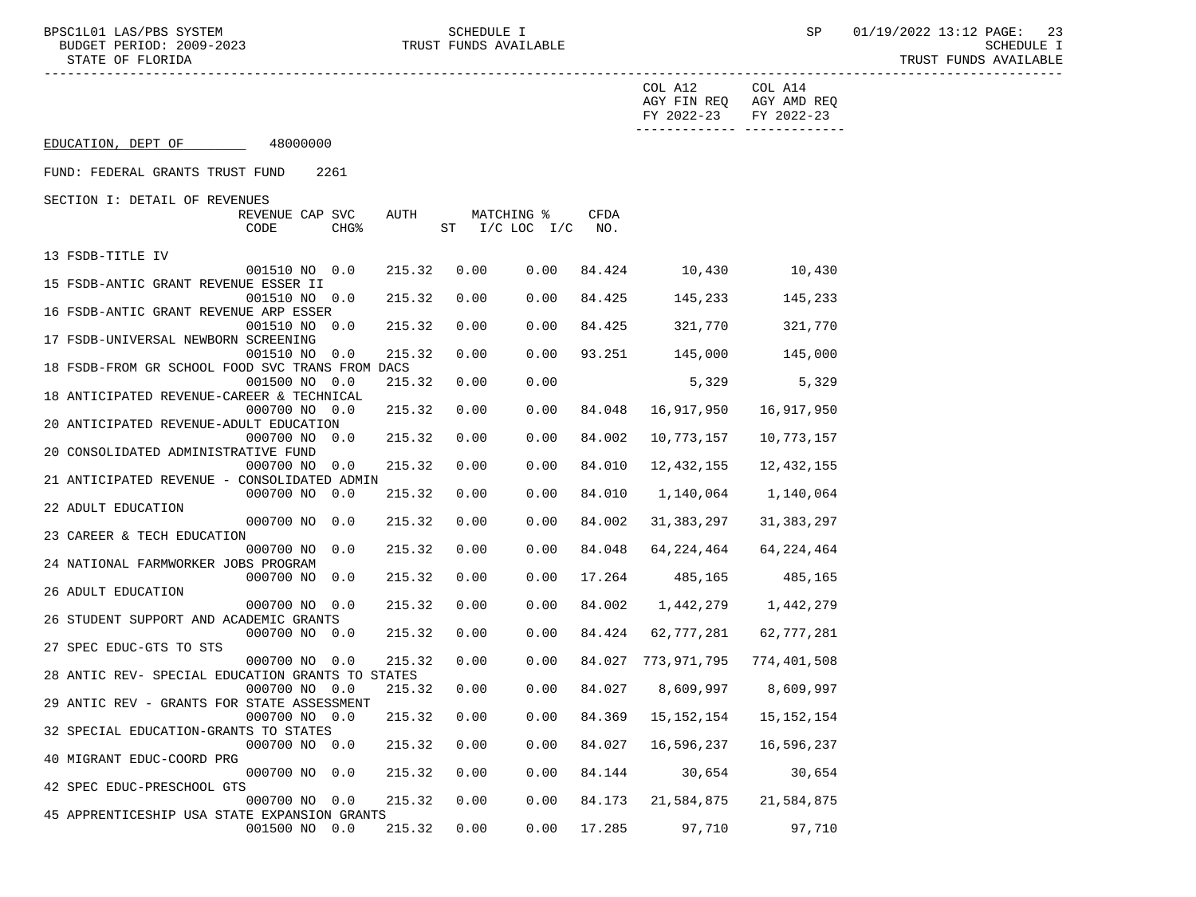COL A12 AGY FIN REQ FY 2022-23 | COL A14 AGY AMD REQ FY 2022-23

EDUCATION, DEPT OF 48000000

FUND: FEDERAL GRANTS TRUST FUND 2261

SECTION I: DETAIL OF REVENUES

| | REVENUE CODE | CAP SVC CHG% | AUTH ST | MATCHING % I/C | LOC I/C | CFDA NO. | COL A12 AGY FIN REQ FY 2022-23 | COL A14 AGY AMD REQ FY 2022-23 |
|---|---|---|---|---|---|---|---|---|
| 13 FSDB-TITLE IV | 001510 | NO 0.0 | 215.32 | 0.00 | 0.00 | 84.424 | 10,430 | 10,430 |
| 15 FSDB-ANTIC GRANT REVENUE ESSER II | 001510 | NO 0.0 | 215.32 | 0.00 | 0.00 | 84.425 | 145,233 | 145,233 |
| 16 FSDB-ANTIC GRANT REVENUE ARP ESSER | 001510 | NO 0.0 | 215.32 | 0.00 | 0.00 | 84.425 | 321,770 | 321,770 |
| 17 FSDB-UNIVERSAL NEWBORN SCREENING | 001510 | NO 0.0 | 215.32 | 0.00 | 0.00 | 93.251 | 145,000 | 145,000 |
| 18 FSDB-FROM GR SCHOOL FOOD SVC TRANS FROM DACS | 001500 | NO 0.0 | 215.32 | 0.00 | 0.00 | | 5,329 | 5,329 |
| 18 ANTICIPATED REVENUE-CAREER & TECHNICAL | 000700 | NO 0.0 | 215.32 | 0.00 | 0.00 | 84.048 | 16,917,950 | 16,917,950 |
| 20 ANTICIPATED REVENUE-ADULT EDUCATION | 000700 | NO 0.0 | 215.32 | 0.00 | 0.00 | 84.002 | 10,773,157 | 10,773,157 |
| 20 CONSOLIDATED ADMINISTRATIVE FUND | 000700 | NO 0.0 | 215.32 | 0.00 | 0.00 | 84.010 | 12,432,155 | 12,432,155 |
| 21 ANTICIPATED REVENUE - CONSOLIDATED ADMIN | 000700 | NO 0.0 | 215.32 | 0.00 | 0.00 | 84.010 | 1,140,064 | 1,140,064 |
| 22 ADULT EDUCATION | 000700 | NO 0.0 | 215.32 | 0.00 | 0.00 | 84.002 | 31,383,297 | 31,383,297 |
| 23 CAREER & TECH EDUCATION | 000700 | NO 0.0 | 215.32 | 0.00 | 0.00 | 84.048 | 64,224,464 | 64,224,464 |
| 24 NATIONAL FARMWORKER JOBS PROGRAM | 000700 | NO 0.0 | 215.32 | 0.00 | 0.00 | 17.264 | 485,165 | 485,165 |
| 26 ADULT EDUCATION | 000700 | NO 0.0 | 215.32 | 0.00 | 0.00 | 84.002 | 1,442,279 | 1,442,279 |
| 26 STUDENT SUPPORT AND ACADEMIC GRANTS | 000700 | NO 0.0 | 215.32 | 0.00 | 0.00 | 84.424 | 62,777,281 | 62,777,281 |
| 27 SPEC EDUC-GTS TO STS | 000700 | NO 0.0 | 215.32 | 0.00 | 0.00 | 84.027 | 773,971,795 | 774,401,508 |
| 28 ANTIC REV- SPECIAL EDUCATION GRANTS TO STATES | 000700 | NO 0.0 | 215.32 | 0.00 | 0.00 | 84.027 | 8,609,997 | 8,609,997 |
| 29 ANTIC REV - GRANTS FOR STATE ASSESSMENT | 000700 | NO 0.0 | 215.32 | 0.00 | 0.00 | 84.369 | 15,152,154 | 15,152,154 |
| 32 SPECIAL EDUCATION-GRANTS TO STATES | 000700 | NO 0.0 | 215.32 | 0.00 | 0.00 | 84.027 | 16,596,237 | 16,596,237 |
| 40 MIGRANT EDUC-COORD PRG | 000700 | NO 0.0 | 215.32 | 0.00 | 0.00 | 84.144 | 30,654 | 30,654 |
| 42 SPEC EDUC-PRESCHOOL GTS | 000700 | NO 0.0 | 215.32 | 0.00 | 0.00 | 84.173 | 21,584,875 | 21,584,875 |
| 45 APPRENTICESHIP USA STATE EXPANSION GRANTS | 001500 | NO 0.0 | 215.32 | 0.00 | 0.00 | 17.285 | 97,710 | 97,710 |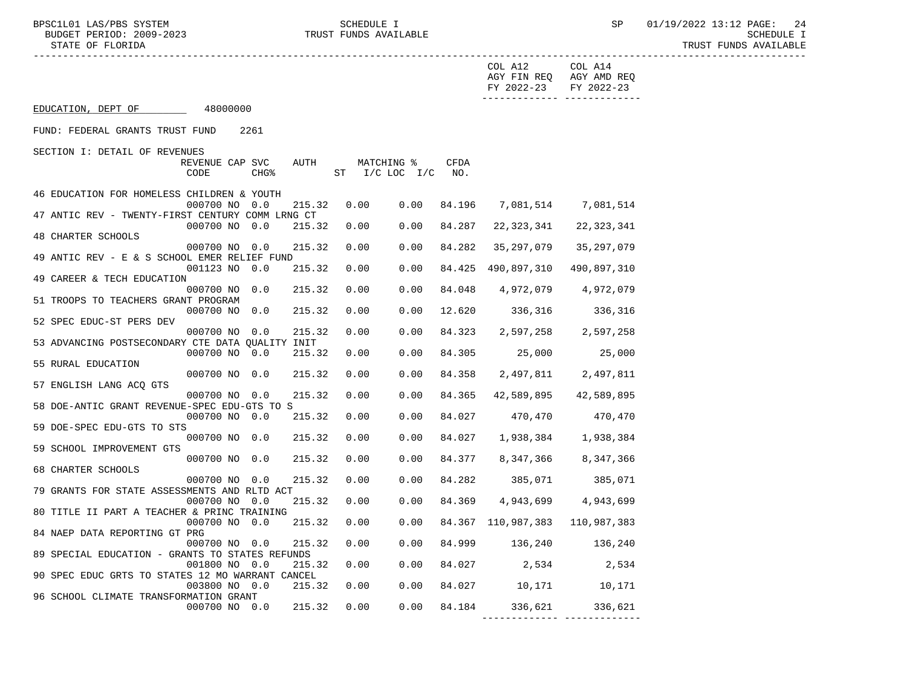EDUCATION, DEPT OF 48000000

FUND: FEDERAL GRANTS TRUST FUND 2261

SECTION I: DETAIL OF REVENUES

| | REVENUE CODE | CAP SVC CHG% | AUTH ST | MATCHING % I/C | LOC I/C | CFDA NO. | COL A12 AGY FIN REQ FY 2022-23 | COL A14 AGY AMD REQ FY 2022-23 |
|---|---|---|---|---|---|---|---|---|
| 46 EDUCATION FOR HOMELESS CHILDREN & YOUTH | 000700 | NO 0.0 | 215.32 | 0.00 | 0.00 | 84.196 | 7,081,514 | 7,081,514 |
| 47 ANTIC REV - TWENTY-FIRST CENTURY COMM LRNG CT | 000700 | NO 0.0 | 215.32 | 0.00 | 0.00 | 84.287 | 22,323,341 | 22,323,341 |
| 48 CHARTER SCHOOLS | 000700 | NO 0.0 | 215.32 | 0.00 | 0.00 | 84.282 | 35,297,079 | 35,297,079 |
| 49 ANTIC REV - E & S SCHOOL EMER RELIEF FUND | 001123 | NO 0.0 | 215.32 | 0.00 | 0.00 | 84.425 | 490,897,310 | 490,897,310 |
| 49 CAREER & TECH EDUCATION | 000700 | NO 0.0 | 215.32 | 0.00 | 0.00 | 84.048 | 4,972,079 | 4,972,079 |
| 51 TROOPS TO TEACHERS GRANT PROGRAM | 000700 | NO 0.0 | 215.32 | 0.00 | 0.00 | 12.620 | 336,316 | 336,316 |
| 52 SPEC EDUC-ST PERS DEV | 000700 | NO 0.0 | 215.32 | 0.00 | 0.00 | 84.323 | 2,597,258 | 2,597,258 |
| 53 ADVANCING POSTSECONDARY CTE DATA QUALITY INIT | 000700 | NO 0.0 | 215.32 | 0.00 | 0.00 | 84.305 | 25,000 | 25,000 |
| 55 RURAL EDUCATION | 000700 | NO 0.0 | 215.32 | 0.00 | 0.00 | 84.358 | 2,497,811 | 2,497,811 |
| 57 ENGLISH LANG ACQ GTS | 000700 | NO 0.0 | 215.32 | 0.00 | 0.00 | 84.365 | 42,589,895 | 42,589,895 |
| 58 DOE-ANTIC GRANT REVENUE-SPEC EDU-GTS TO S | 000700 | NO 0.0 | 215.32 | 0.00 | 0.00 | 84.027 | 470,470 | 470,470 |
| 59 DOE-SPEC EDU-GTS TO STS | 000700 | NO 0.0 | 215.32 | 0.00 | 0.00 | 84.027 | 1,938,384 | 1,938,384 |
| 59 SCHOOL IMPROVEMENT GTS | 000700 | NO 0.0 | 215.32 | 0.00 | 0.00 | 84.377 | 8,347,366 | 8,347,366 |
| 68 CHARTER SCHOOLS | 000700 | NO 0.0 | 215.32 | 0.00 | 0.00 | 84.282 | 385,071 | 385,071 |
| 79 GRANTS FOR STATE ASSESSMENTS AND RLTD ACT | 000700 | NO 0.0 | 215.32 | 0.00 | 0.00 | 84.369 | 4,943,699 | 4,943,699 |
| 80 TITLE II PART A TEACHER & PRINC TRAINING | 000700 | NO 0.0 | 215.32 | 0.00 | 0.00 | 84.367 | 110,987,383 | 110,987,383 |
| 84 NAEP DATA REPORTING GT PRG | 000700 | NO 0.0 | 215.32 | 0.00 | 0.00 | 84.999 | 136,240 | 136,240 |
| 89 SPECIAL EDUCATION - GRANTS TO STATES REFUNDS | 001800 | NO 0.0 | 215.32 | 0.00 | 0.00 | 84.027 | 2,534 | 2,534 |
| 90 SPEC EDUC GRTS TO STATES 12 MO WARRANT CANCEL | 003800 | NO 0.0 | 215.32 | 0.00 | 0.00 | 84.027 | 10,171 | 10,171 |
| 96 SCHOOL CLIMATE TRANSFORMATION GRANT | 000700 | NO 0.0 | 215.32 | 0.00 | 0.00 | 84.184 | 336,621 | 336,621 |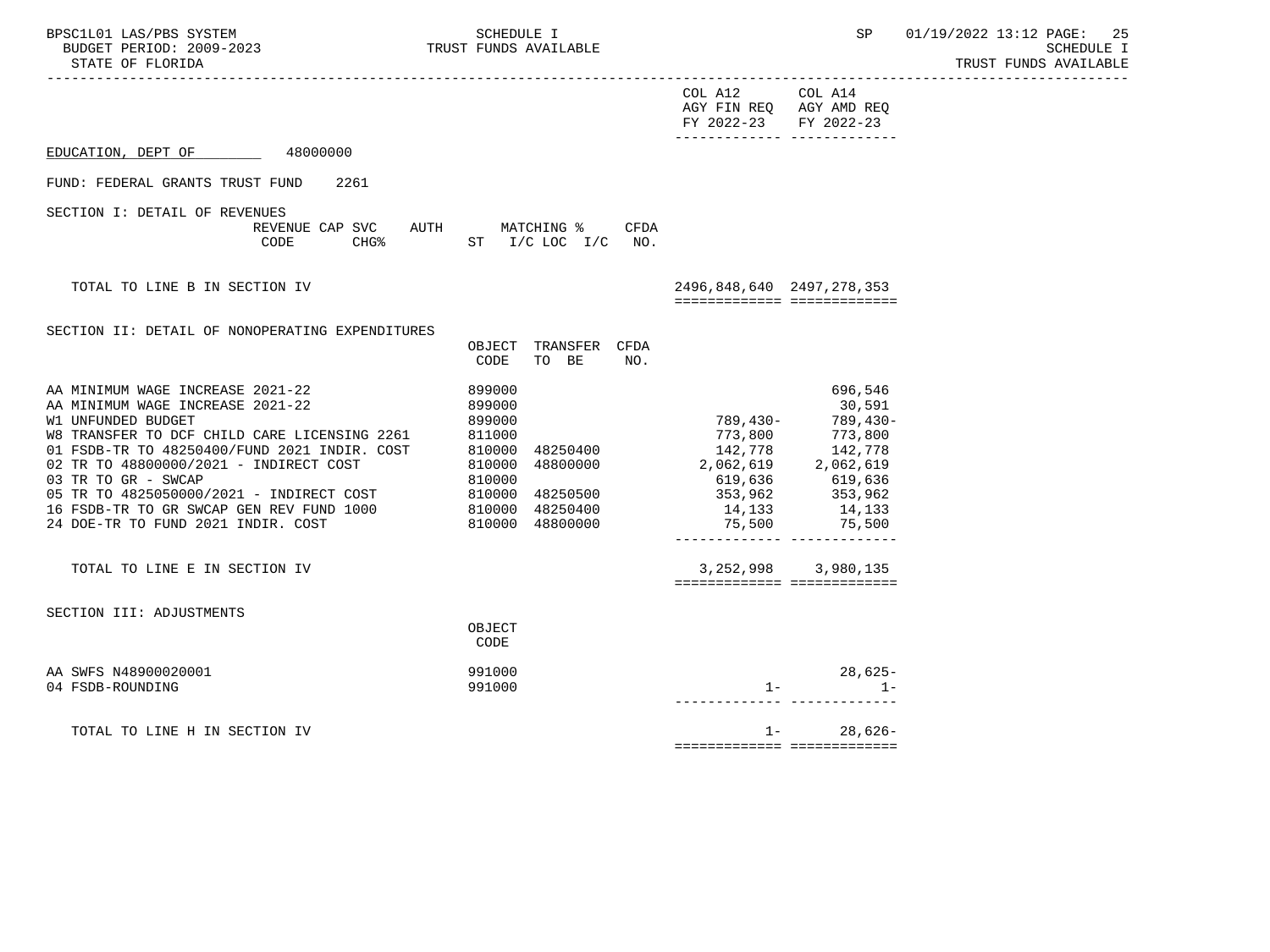EDUCATION, DEPT OF 48000000

FUND: FEDERAL GRANTS TRUST FUND 2261

| | | | | | COL A12 AGY FIN REQ FY 2022-23 | COL A14 AGY AMD REQ FY 2022-23 |
|---|---|---|---|---|---|---|
| **SECTION I: DETAIL OF REVENUES** | REVENUE CODE | CAP SVC CHG% | AUTH ST | MATCHING % I/C LOC I/C | CFDA NO. | | |
| TOTAL TO LINE B IN SECTION IV | | | | | 2496,848,640 | 2497,278,353 |

| SECTION II: DETAIL OF NONOPERATING EXPENDITURES | OBJECT CODE | TRANSFER TO BE | CFDA NO. | COL A12 AGY FIN REQ FY 2022-23 | COL A14 AGY AMD REQ FY 2022-23 |
|---|---|---|---|---|---|
| AA MINIMUM WAGE INCREASE 2021-22 | 899000 | | | | 696,546 |
| AA MINIMUM WAGE INCREASE 2021-22 | 899000 | | | | 30,591 |
| W1 UNFUNDED BUDGET | 899000 | | | 789,430- | 789,430- |
| W8 TRANSFER TO DCF CHILD CARE LICENSING 2261 | 811000 | | | 773,800 | 773,800 |
| 01 FSDB-TR TO 48250400/FUND 2021 INDIR. COST | 810000 | 48250400 | | 142,778 | 142,778 |
| 02 TR TO 48800000/2021 - INDIRECT COST | 810000 | 48800000 | | 2,062,619 | 2,062,619 |
| 03 TR TO GR - SWCAP | 810000 | | | 619,636 | 619,636 |
| 05 TR TO 4825050000/2021 - INDIRECT COST | 810000 | 48250500 | | 353,962 | 353,962 |
| 16 FSDB-TR TO GR SWCAP GEN REV FUND 1000 | 810000 | 48250400 | | 14,133 | 14,133 |
| 24 DOE-TR TO FUND 2021 INDIR. COST | 810000 | 48800000 | | 75,500 | 75,500 |
| TOTAL TO LINE E IN SECTION IV | | | | 3,252,998 | 3,980,135 |

| SECTION III: ADJUSTMENTS | OBJECT CODE | COL A12 AGY FIN REQ FY 2022-23 | COL A14 AGY AMD REQ FY 2022-23 |
|---|---|---|---|
| AA SWFS N48900020001 | 991000 | | 28,625- |
| 04 FSDB-ROUNDING | 991000 | 1- | 1- |
| TOTAL TO LINE H IN SECTION IV | | 1- | 28,626- |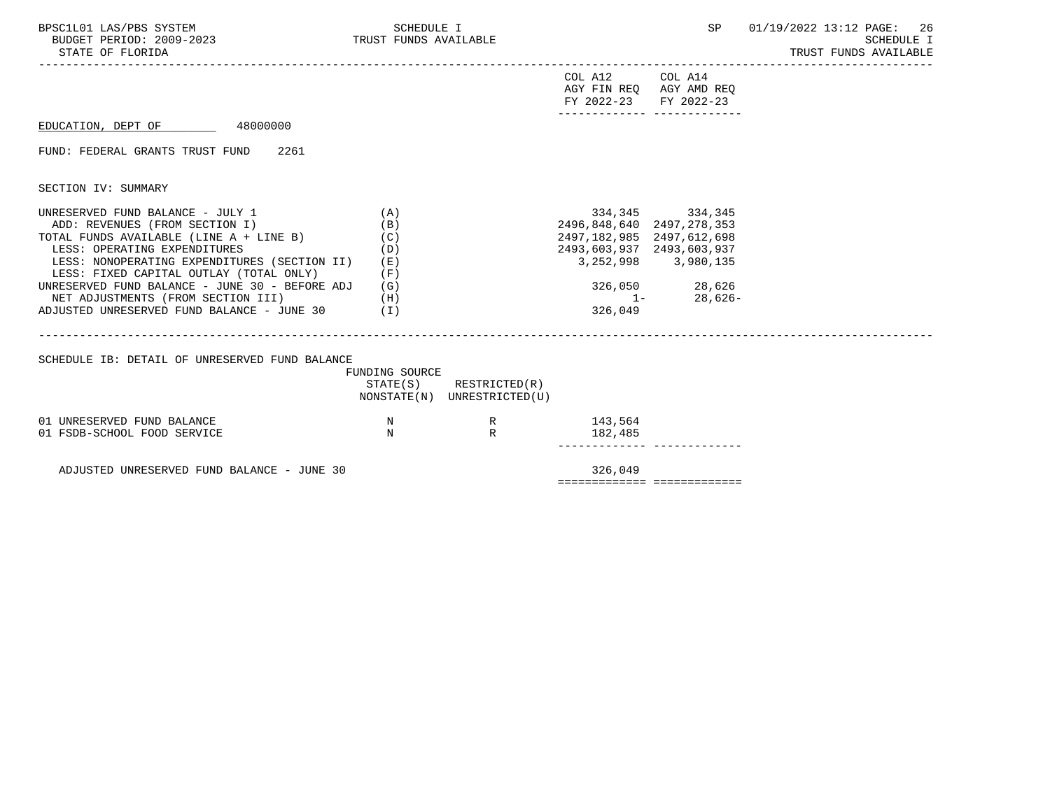BPSC1L01 LAS/PBS SYSTEM
BUDGET PERIOD: 2009-2023
STATE OF FLORIDA

SCHEDULE I
TRUST FUNDS AVAILABLE

SP 01/19/2022 13:12

SCHEDULE I
TRUST FUNDS AVAILABLE

EDUCATION, DEPT OF 48000000

FUND: FEDERAL GRANTS TRUST FUND 2261

SECTION IV: SUMMARY

| | | COL A12 AGY FIN REQ FY 2022-23 | COL A14 AGY AMD REQ FY 2022-23 |
|---|---|---|---|
| UNRESERVED FUND BALANCE - JULY 1 | (A) | 334,345 | 334,345 |
| ADD: REVENUES (FROM SECTION I) | (B) | 2496,848,640 | 2497,278,353 |
| TOTAL FUNDS AVAILABLE (LINE A + LINE B) | (C) | 2497,182,985 | 2497,612,698 |
| LESS: OPERATING EXPENDITURES | (D) | 2493,603,937 | 2493,603,937 |
| LESS: NONOPERATING EXPENDITURES (SECTION II) | (E) | 3,252,998 | 3,980,135 |
| LESS: FIXED CAPITAL OUTLAY (TOTAL ONLY) | (F) | | |
| UNRESERVED FUND BALANCE - JUNE 30 - BEFORE ADJ | (G) | 326,050 | 28,626 |
| NET ADJUSTMENTS (FROM SECTION III) | (H) | 1- | 28,626- |
| ADJUSTED UNRESERVED FUND BALANCE - JUNE 30 | (I) | 326,049 | |

SCHEDULE IB: DETAIL OF UNRESERVED FUND BALANCE

| | FUNDING SOURCE STATE(S) NONSTATE(N) | RESTRICTED(R) UNRESTRICTED(U) | COL A12 | COL A14 |
|---|---|---|---|---|
| 01 UNRESERVED FUND BALANCE | N | R | 143,564 | |
| 01 FSDB-SCHOOL FOOD SERVICE | N | R | 182,485 | |
| ADJUSTED UNRESERVED FUND BALANCE - JUNE 30 | | | 326,049 | |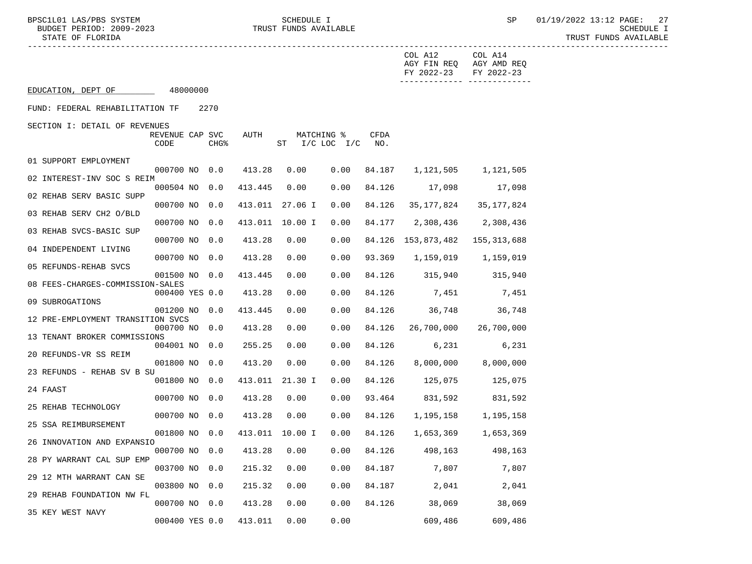SCHEDULE I
TRUST FUNDS AVAILABLE

BPSC1L01 LAS/PBS SYSTEM
BUDGET PERIOD: 2009-2023
STATE OF FLORIDA

SP 01/19/2022 13:12

SCHEDULE I
TRUST FUNDS AVAILABLE

EDUCATION, DEPT OF 48000000

FUND: FEDERAL REHABILITATION TF 2270

SECTION I: DETAIL OF REVENUES

| | REVENUE CODE | CAP | SVC CHG% | AUTH | MATCHING % ST I/C | LOC I/C | CFDA NO. | COL A12 AGY FIN REQ FY 2022-23 | COL A14 AGY AMD REQ FY 2022-23 |
|---|---|---|---|---|---|---|---|---|---|
| 01 SUPPORT EMPLOYMENT | 000700 | NO | 0.0 | 413.28 | 0.00 | 0.00 | 84.187 | 1,121,505 | 1,121,505 |
| 02 INTEREST-INV SOC S REIM | 000504 | NO | 0.0 | 413.445 | 0.00 | 0.00 | 84.126 | 17,098 | 17,098 |
| 02 REHAB SERV BASIC SUPP | 000700 | NO | 0.0 | 413.011 | 27.06 I | 0.00 | 84.126 | 35,177,824 | 35,177,824 |
| 03 REHAB SERV CH2 O/BLD | 000700 | NO | 0.0 | 413.011 | 10.00 I | 0.00 | 84.177 | 2,308,436 | 2,308,436 |
| 03 REHAB SVCS-BASIC SUP | 000700 | NO | 0.0 | 413.28 | 0.00 | 0.00 | 84.126 | 153,873,482 | 155,313,688 |
| 04 INDEPENDENT LIVING | 000700 | NO | 0.0 | 413.28 | 0.00 | 0.00 | 93.369 | 1,159,019 | 1,159,019 |
| 05 REFUNDS-REHAB SVCS | 001500 | NO | 0.0 | 413.445 | 0.00 | 0.00 | 84.126 | 315,940 | 315,940 |
| 08 FEES-CHARGES-COMMISSION-SALES | 000400 | YES | 0.0 | 413.28 | 0.00 | 0.00 | 84.126 | 7,451 | 7,451 |
| 09 SUBROGATIONS | 001200 | NO | 0.0 | 413.445 | 0.00 | 0.00 | 84.126 | 36,748 | 36,748 |
| 12 PRE-EMPLOYMENT TRANSITION SVCS | 000700 | NO | 0.0 | 413.28 | 0.00 | 0.00 | 84.126 | 26,700,000 | 26,700,000 |
| 13 TENANT BROKER COMMISSIONS | 004001 | NO | 0.0 | 255.25 | 0.00 | 0.00 | 84.126 | 6,231 | 6,231 |
| 20 REFUNDS-VR SS REIM | 001800 | NO | 0.0 | 413.20 | 0.00 | 0.00 | 84.126 | 8,000,000 | 8,000,000 |
| 23 REFUNDS - REHAB SV B SU | 001800 | NO | 0.0 | 413.011 | 21.30 I | 0.00 | 84.126 | 125,075 | 125,075 |
| 24 FAAST | 000700 | NO | 0.0 | 413.28 | 0.00 | 0.00 | 93.464 | 831,592 | 831,592 |
| 25 REHAB TECHNOLOGY | 000700 | NO | 0.0 | 413.28 | 0.00 | 0.00 | 84.126 | 1,195,158 | 1,195,158 |
| 25 SSA REIMBURSEMENT | 001800 | NO | 0.0 | 413.011 | 10.00 I | 0.00 | 84.126 | 1,653,369 | 1,653,369 |
| 26 INNOVATION AND EXPANSIO | 000700 | NO | 0.0 | 413.28 | 0.00 | 0.00 | 84.126 | 498,163 | 498,163 |
| 28 PY WARRANT CAL SUP EMP | 003700 | NO | 0.0 | 215.32 | 0.00 | 0.00 | 84.187 | 7,807 | 7,807 |
| 29 12 MTH WARRANT CAN SE | 003800 | NO | 0.0 | 215.32 | 0.00 | 0.00 | 84.187 | 2,041 | 2,041 |
| 29 REHAB FOUNDATION NW FL | 000700 | NO | 0.0 | 413.28 | 0.00 | 0.00 | 84.126 | 38,069 | 38,069 |
| 35 KEY WEST NAVY | 000400 | YES | 0.0 | 413.011 | 0.00 | 0.00 | | 609,486 | 609,486 |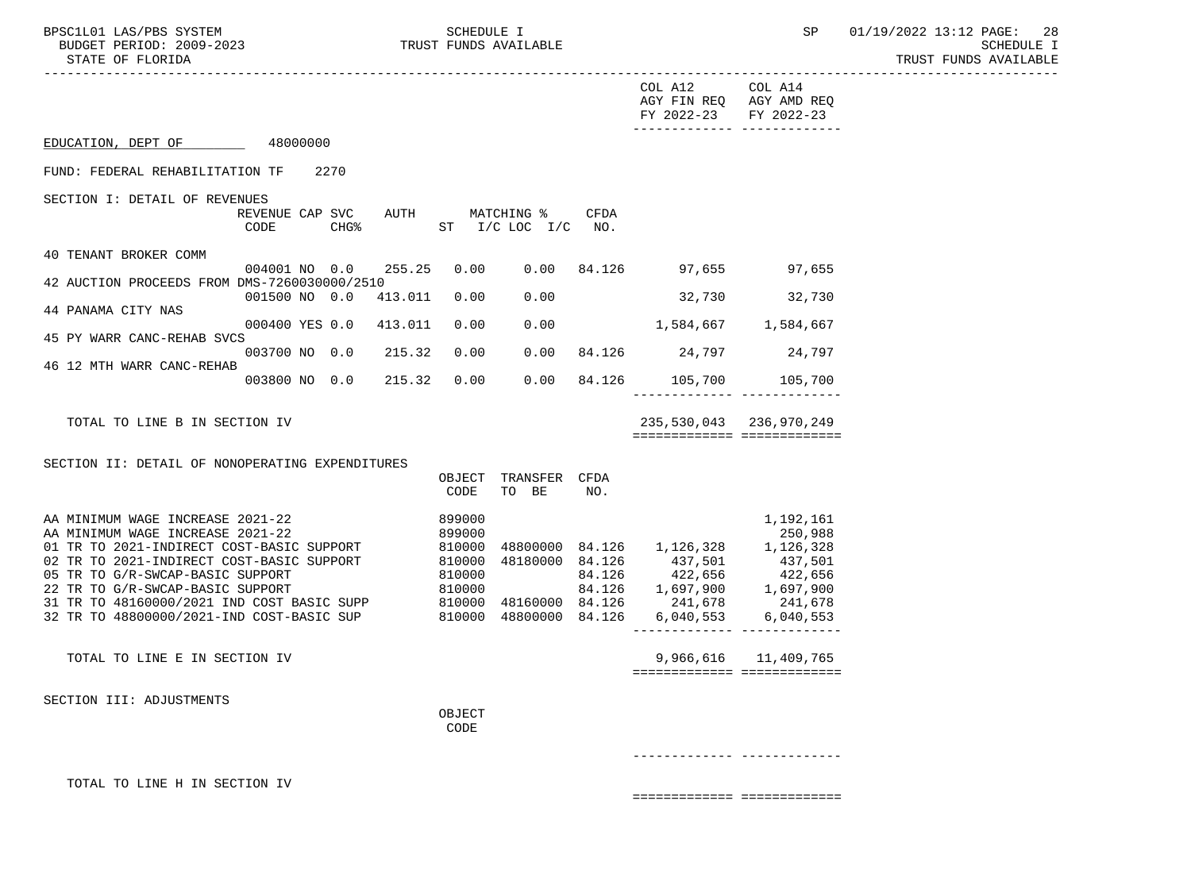BPSC1L01 LAS/PBS SYSTEM — SCHEDULE I — TRUST FUNDS AVAILABLE — SP 01/19/2022 13:12 PAGE: 28

BUDGET PERIOD: 2009-2023 — SCHEDULE I

STATE OF FLORIDA — TRUST FUNDS AVAILABLE

EDUCATION, DEPT OF 48000000

FUND: FEDERAL REHABILITATION TF 2270

## SECTION I: DETAIL OF REVENUES

| | REVENUE CODE | CAP | SVC CHG% | AUTH | MATCHING % ST | I/C LOC I/C | CFDA NO. | COL A12 AGY FIN REQ FY 2022-23 | COL A14 AGY AMD REQ FY 2022-23 |
|---|---|---|---|---|---|---|---|---|---|
| 40 TENANT BROKER COMM | 004001 | NO | 0.0 | 255.25 | 0.00 | 0.00 | 84.126 | 97,655 | 97,655 |
| 42 AUCTION PROCEEDS FROM DMS-7260030000/2510 | 001500 | NO | 0.0 | 413.011 | 0.00 | 0.00 | | 32,730 | 32,730 |
| 44 PANAMA CITY NAS | 000400 | YES | 0.0 | 413.011 | 0.00 | 0.00 | | 1,584,667 | 1,584,667 |
| 45 PY WARR CANC-REHAB SVCS | 003700 | NO | 0.0 | 215.32 | 0.00 | 0.00 | 84.126 | 24,797 | 24,797 |
| 46 12 MTH WARR CANC-REHAB | 003800 | NO | 0.0 | 215.32 | 0.00 | 0.00 | 84.126 | 105,700 | 105,700 |
| TOTAL TO LINE B IN SECTION IV | | | | | | | | 235,530,043 | 236,970,249 |

## SECTION II: DETAIL OF NONOPERATING EXPENDITURES

| | OBJECT CODE | TRANSFER TO BE | CFDA NO. | COL A12 AGY FIN REQ FY 2022-23 | COL A14 AGY AMD REQ FY 2022-23 |
|---|---|---|---|---|---|
| AA MINIMUM WAGE INCREASE 2021-22 | 899000 | | | | 1,192,161 |
| AA MINIMUM WAGE INCREASE 2021-22 | 899000 | | | | 250,988 |
| 01 TR TO 2021-INDIRECT COST-BASIC SUPPORT | 810000 | 48800000 | 84.126 | 1,126,328 | 1,126,328 |
| 02 TR TO 2021-INDIRECT COST-BASIC SUPPORT | 810000 | 48180000 | 84.126 | 437,501 | 437,501 |
| 05 TR TO G/R-SWCAP-BASIC SUPPORT | 810000 | | 84.126 | 422,656 | 422,656 |
| 22 TR TO G/R-SWCAP-BASIC SUPPORT | 810000 | | 84.126 | 1,697,900 | 1,697,900 |
| 31 TR TO 48160000/2021 IND COST BASIC SUPP | 810000 | 48160000 | 84.126 | 241,678 | 241,678 |
| 32 TR TO 48800000/2021-IND COST-BASIC SUP | 810000 | 48800000 | 84.126 | 6,040,553 | 6,040,553 |
| TOTAL TO LINE E IN SECTION IV | | | | 9,966,616 | 11,409,765 |

## SECTION III: ADJUSTMENTS

| | OBJECT CODE | COL A12 AGY FIN REQ FY 2022-23 | COL A14 AGY AMD REQ FY 2022-23 |
|---|---|---|---|
| TOTAL TO LINE H IN SECTION IV | | | |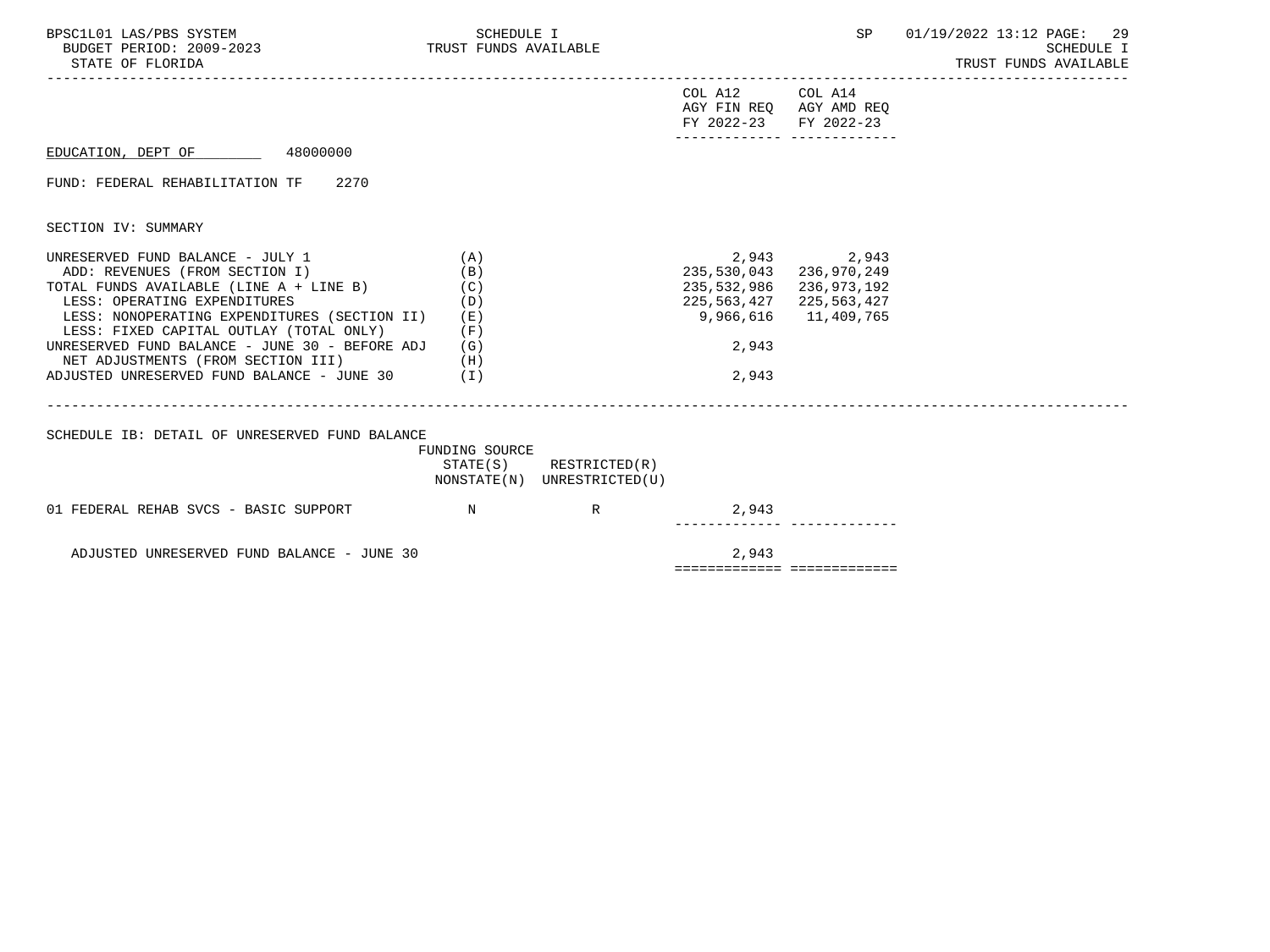EDUCATION, DEPT OF 48000000

FUND: FEDERAL REHABILITATION TF 2270

SECTION IV: SUMMARY

| | | COL A12 AGY FIN REQ FY 2022-23 | COL A14 AGY AMD REQ FY 2022-23 |
|---|---|---|---|
| UNRESERVED FUND BALANCE - JULY 1 | (A) | 2,943 | 2,943 |
| ADD: REVENUES (FROM SECTION I) | (B) | 235,530,043 | 236,970,249 |
| TOTAL FUNDS AVAILABLE (LINE A + LINE B) | (C) | 235,532,986 | 236,973,192 |
| LESS: OPERATING EXPENDITURES | (D) | 225,563,427 | 225,563,427 |
| LESS: NONOPERATING EXPENDITURES (SECTION II) | (E) | 9,966,616 | 11,409,765 |
| LESS: FIXED CAPITAL OUTLAY (TOTAL ONLY) | (F) | | |
| UNRESERVED FUND BALANCE - JUNE 30 - BEFORE ADJ | (G) | 2,943 | |
| NET ADJUSTMENTS (FROM SECTION III) | (H) | | |
| ADJUSTED UNRESERVED FUND BALANCE - JUNE 30 | (I) | 2,943 | |

SCHEDULE IB: DETAIL OF UNRESERVED FUND BALANCE

| | FUNDING SOURCE STATE(S) NONSTATE(N) | RESTRICTED(R) UNRESTRICTED(U) | COL A12 | COL A14 |
|---|---|---|---|---|
| 01 FEDERAL REHAB SVCS - BASIC SUPPORT | N | R | 2,943 | |
| ADJUSTED UNRESERVED FUND BALANCE - JUNE 30 | | | 2,943 | |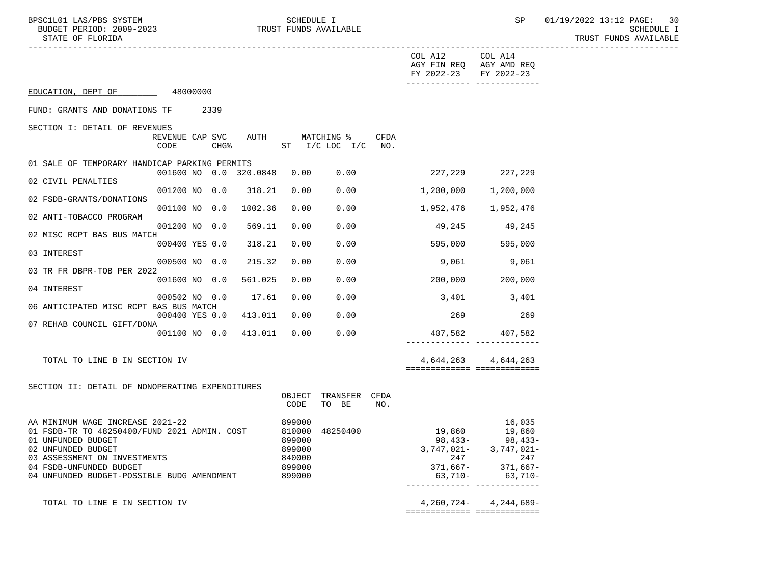COL A12 AGY FIN REQ FY 2022-23 | COL A14 AGY AMD REQ FY 2022-23

EDUCATION, DEPT OF 48000000

FUND: GRANTS AND DONATIONS TF 2339

SECTION I: DETAIL OF REVENUES

| | REVENUE CODE | CAP | SVC CHG% | AUTH | MATCHING % ST | I/C LOC I/C | CFDA NO. | COL A12 AGY FIN REQ FY 2022-23 | COL A14 AGY AMD REQ FY 2022-23 |
|---|---|---|---|---|---|---|---|---|---|
| 01 SALE OF TEMPORARY HANDICAP PARKING PERMITS | 001600 | NO | 0.0 | 320.0848 | 0.00 | 0.00 | | 227,229 | 227,229 |
| 02 CIVIL PENALTIES | 001200 | NO | 0.0 | 318.21 | 0.00 | 0.00 | | 1,200,000 | 1,200,000 |
| 02 FSDB-GRANTS/DONATIONS | 001100 | NO | 0.0 | 1002.36 | 0.00 | 0.00 | | 1,952,476 | 1,952,476 |
| 02 ANTI-TOBACCO PROGRAM | 001200 | NO | 0.0 | 569.11 | 0.00 | 0.00 | | 49,245 | 49,245 |
| 02 MISC RCPT BAS BUS MATCH | 000400 | YES | 0.0 | 318.21 | 0.00 | 0.00 | | 595,000 | 595,000 |
| 03 INTEREST | 000500 | NO | 0.0 | 215.32 | 0.00 | 0.00 | | 9,061 | 9,061 |
| 03 TR FR DBPR-TOB PER 2022 | 001600 | NO | 0.0 | 561.025 | 0.00 | 0.00 | | 200,000 | 200,000 |
| 04 INTEREST | 000502 | NO | 0.0 | 17.61 | 0.00 | 0.00 | | 3,401 | 3,401 |
| 06 ANTICIPATED MISC RCPT BAS BUS MATCH | 000400 | YES | 0.0 | 413.011 | 0.00 | 0.00 | | 269 | 269 |
| 07 REHAB COUNCIL GIFT/DONA | 001100 | NO | 0.0 | 413.011 | 0.00 | 0.00 | | 407,582 | 407,582 |
| TOTAL TO LINE B IN SECTION IV | | | | | | | | 4,644,263 | 4,644,263 |

SECTION II: DETAIL OF NONOPERATING EXPENDITURES

| | OBJECT CODE | TRANSFER TO BE | CFDA NO. | COL A12 AGY FIN REQ FY 2022-23 | COL A14 AGY AMD REQ FY 2022-23 |
|---|---|---|---|---|---|
| AA MINIMUM WAGE INCREASE 2021-22 | 899000 | | | | 16,035 |
| 01 FSDB-TR TO 48250400/FUND 2021 ADMIN. COST | 810000 | 48250400 | | 19,860 | 19,860 |
| 01 UNFUNDED BUDGET | 899000 | | | 98,433- | 98,433- |
| 02 UNFUNDED BUDGET | 899000 | | | 3,747,021- | 3,747,021- |
| 03 ASSESSMENT ON INVESTMENTS | 840000 | | | 247 | 247 |
| 04 FSDB-UNFUNDED BUDGET | 899000 | | | 371,667- | 371,667- |
| 04 UNFUNDED BUDGET-POSSIBLE BUDG AMENDMENT | 899000 | | | 63,710- | 63,710- |
| TOTAL TO LINE E IN SECTION IV | | | | 4,260,724- | 4,244,689- |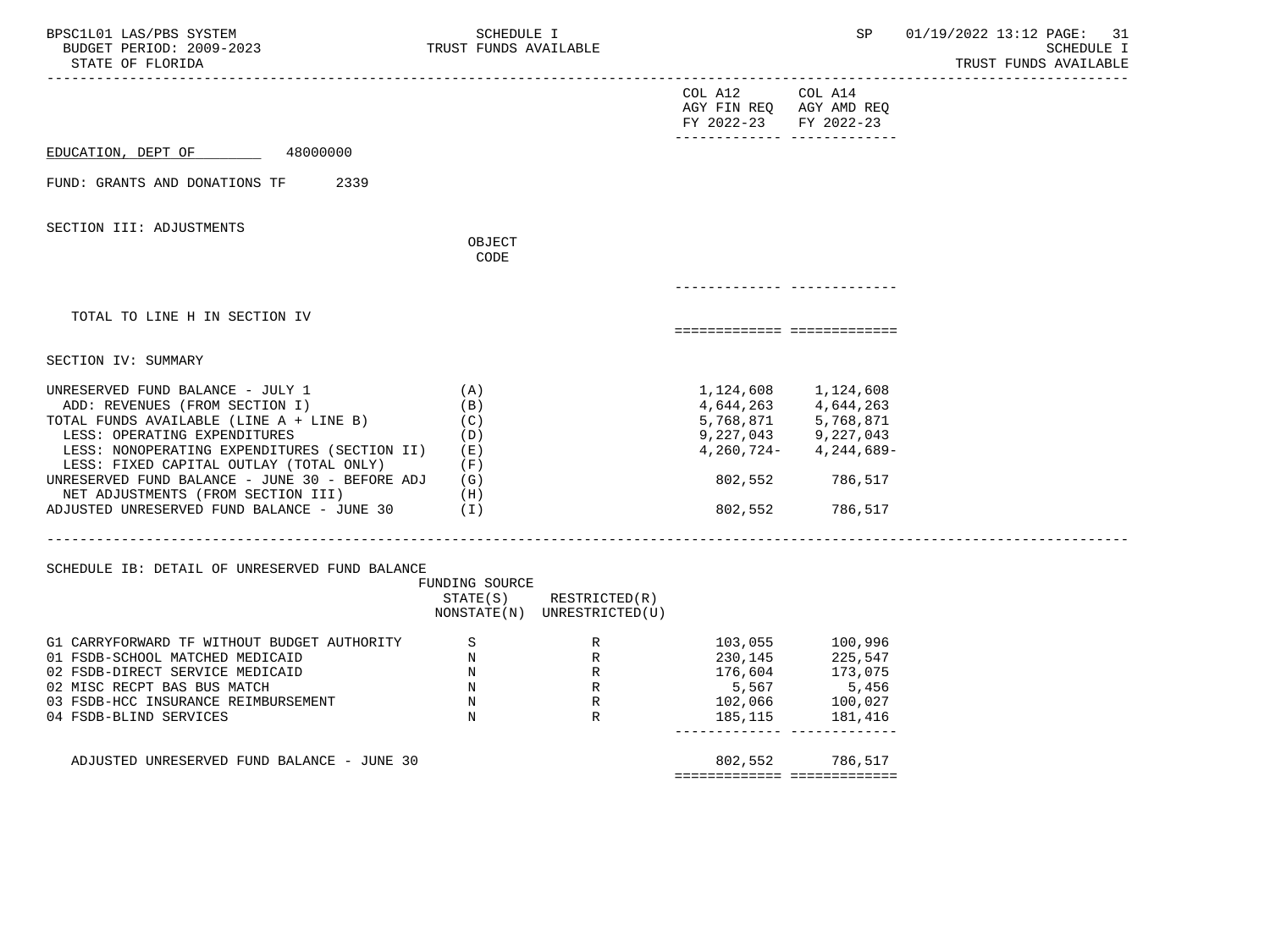SCHEDULE I
TRUST FUNDS AVAILABLE

STATE OF FLORIDA

| | | COL A12 AGY FIN REQ FY 2022-23 | COL A14 AGY AMD REQ FY 2022-23 |
|---|---|---|---|

EDUCATION, DEPT OF 48000000

FUND: GRANTS AND DONATIONS TF 2339

## SECTION III: ADJUSTMENTS

| | OBJECT CODE | | |
|---|---|---|---|
| TOTAL TO LINE H IN SECTION IV | | | |

## SECTION IV: SUMMARY

| | | COL A12 | COL A14 |
|---|---|---|---|
| UNRESERVED FUND BALANCE - JULY 1 | (A) | 1,124,608 | 1,124,608 |
| ADD: REVENUES (FROM SECTION I) | (B) | 4,644,263 | 4,644,263 |
| TOTAL FUNDS AVAILABLE (LINE A + LINE B) | (C) | 5,768,871 | 5,768,871 |
| LESS: OPERATING EXPENDITURES | (D) | 9,227,043 | 9,227,043 |
| LESS: NONOPERATING EXPENDITURES (SECTION II) | (E) | 4,260,724- | 4,244,689- |
| LESS: FIXED CAPITAL OUTLAY (TOTAL ONLY) | (F) | | |
| UNRESERVED FUND BALANCE - JUNE 30 - BEFORE ADJ | (G) | 802,552 | 786,517 |
| NET ADJUSTMENTS (FROM SECTION III) | (H) | | |
| ADJUSTED UNRESERVED FUND BALANCE - JUNE 30 | (I) | 802,552 | 786,517 |

## SCHEDULE IB: DETAIL OF UNRESERVED FUND BALANCE

| | FUNDING SOURCE STATE(S) NONSTATE(N) | RESTRICTED(R) UNRESTRICTED(U) | COL A12 | COL A14 |
|---|---|---|---|---|
| G1 CARRYFORWARD TF WITHOUT BUDGET AUTHORITY | S | R | 103,055 | 100,996 |
| 01 FSDB-SCHOOL MATCHED MEDICAID | N | R | 230,145 | 225,547 |
| 02 FSDB-DIRECT SERVICE MEDICAID | N | R | 176,604 | 173,075 |
| 02 MISC RECPT BAS BUS MATCH | N | R | 5,567 | 5,456 |
| 03 FSDB-HCC INSURANCE REIMBURSEMENT | N | R | 102,066 | 100,027 |
| 04 FSDB-BLIND SERVICES | N | R | 185,115 | 181,416 |
| ADJUSTED UNRESERVED FUND BALANCE - JUNE 30 | | | 802,552 | 786,517 |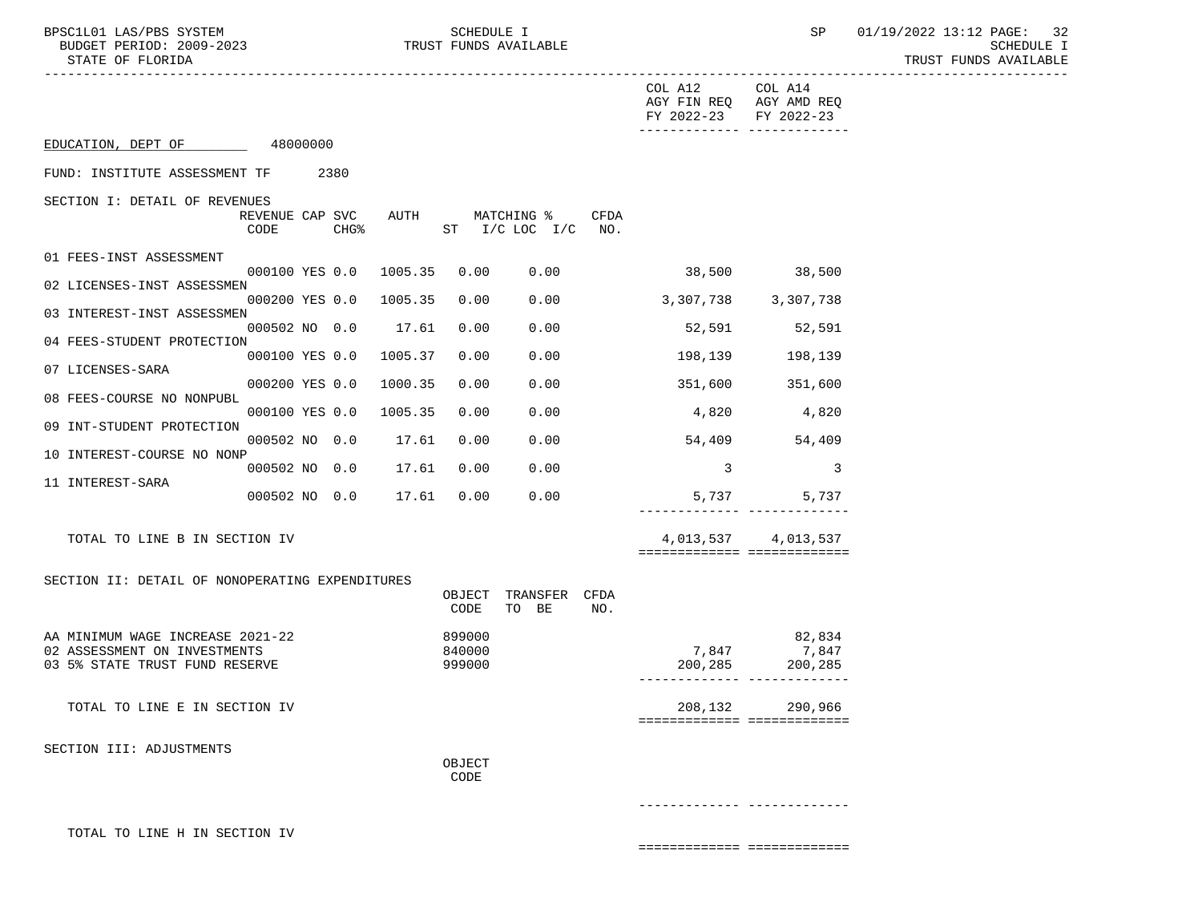COL A12 AGY FIN REQ FY 2022-23 | COL A14 AGY AMD REQ FY 2022-23

EDUCATION, DEPT OF 48000000

FUND: INSTITUTE ASSESSMENT TF 2380

SECTION I: DETAIL OF REVENUES

| | REVENUE CODE | CAP SVC CHG% | | AUTH | MATCHING % ST | I/C LOC I/C | CFDA NO. | COL A12 AGY FIN REQ FY 2022-23 | COL A14 AGY AMD REQ FY 2022-23 |
|---|---|---|---|---|---|---|---|---|---|
| 01 FEES-INST ASSESSMENT | 000100 | YES | 0.0 | 1005.35 | 0.00 | 0.00 | | 38,500 | 38,500 |
| 02 LICENSES-INST ASSESSMEN | 000200 | YES | 0.0 | 1005.35 | 0.00 | 0.00 | | 3,307,738 | 3,307,738 |
| 03 INTEREST-INST ASSESSMEN | 000502 | NO | 0.0 | 17.61 | 0.00 | 0.00 | | 52,591 | 52,591 |
| 04 FEES-STUDENT PROTECTION | 000100 | YES | 0.0 | 1005.37 | 0.00 | 0.00 | | 198,139 | 198,139 |
| 07 LICENSES-SARA | 000200 | YES | 0.0 | 1000.35 | 0.00 | 0.00 | | 351,600 | 351,600 |
| 08 FEES-COURSE NO NONPUBL | 000100 | YES | 0.0 | 1005.35 | 0.00 | 0.00 | | 4,820 | 4,820 |
| 09 INT-STUDENT PROTECTION | 000502 | NO | 0.0 | 17.61 | 0.00 | 0.00 | | 54,409 | 54,409 |
| 10 INTEREST-COURSE NO NONP | 000502 | NO | 0.0 | 17.61 | 0.00 | 0.00 | | 3 | 3 |
| 11 INTEREST-SARA | 000502 | NO | 0.0 | 17.61 | 0.00 | 0.00 | | 5,737 | 5,737 |
| TOTAL TO LINE B IN SECTION IV | | | | | | | | 4,013,537 | 4,013,537 |

SECTION II: DETAIL OF NONOPERATING EXPENDITURES

| | OBJECT CODE | TRANSFER TO BE | CFDA NO. | COL A12 AGY FIN REQ FY 2022-23 | COL A14 AGY AMD REQ FY 2022-23 |
|---|---|---|---|---|---|
| AA MINIMUM WAGE INCREASE 2021-22 | 899000 | | | | 82,834 |
| 02 ASSESSMENT ON INVESTMENTS | 840000 | | | 7,847 | 7,847 |
| 03 5% STATE TRUST FUND RESERVE | 999000 | | | 200,285 | 200,285 |
| TOTAL TO LINE E IN SECTION IV | | | | 208,132 | 290,966 |

SECTION III: ADJUSTMENTS

| | OBJECT CODE | COL A12 AGY FIN REQ FY 2022-23 | COL A14 AGY AMD REQ FY 2022-23 |
|---|---|---|---|
| TOTAL TO LINE H IN SECTION IV | | | |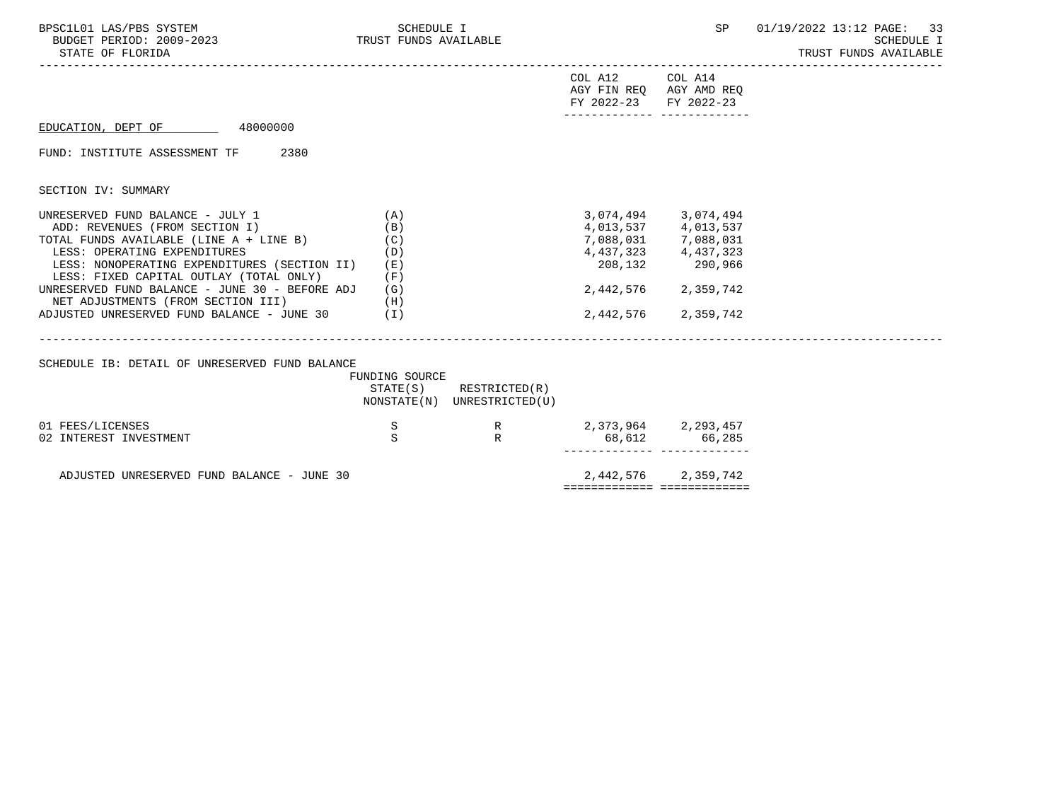SCHEDULE I
TRUST FUNDS AVAILABLE

| | | COL A12 AGY FIN REQ FY 2022-23 | COL A14 AGY AMD REQ FY 2022-23 |
|---|---|---|---|

EDUCATION, DEPT OF 48000000

FUND: INSTITUTE ASSESSMENT TF 2380

SECTION IV: SUMMARY

| | | COL A12 AGY FIN REQ FY 2022-23 | COL A14 AGY AMD REQ FY 2022-23 |
|---|---|---|---|
| UNRESERVED FUND BALANCE - JULY 1 | (A) | 3,074,494 | 3,074,494 |
| ADD: REVENUES (FROM SECTION I) | (B) | 4,013,537 | 4,013,537 |
| TOTAL FUNDS AVAILABLE (LINE A + LINE B) | (C) | 7,088,031 | 7,088,031 |
| LESS: OPERATING EXPENDITURES | (D) | 4,437,323 | 4,437,323 |
| LESS: NONOPERATING EXPENDITURES (SECTION II) | (E) | 208,132 | 290,966 |
| LESS: FIXED CAPITAL OUTLAY (TOTAL ONLY) | (F) | | |
| UNRESERVED FUND BALANCE - JUNE 30 - BEFORE ADJ | (G) | 2,442,576 | 2,359,742 |
| NET ADJUSTMENTS (FROM SECTION III) | (H) | | |
| ADJUSTED UNRESERVED FUND BALANCE - JUNE 30 | (I) | 2,442,576 | 2,359,742 |

SCHEDULE IB: DETAIL OF UNRESERVED FUND BALANCE

| | FUNDING SOURCE STATE(S) NONSTATE(N) | RESTRICTED(R) UNRESTRICTED(U) | COL A12 | COL A14 |
|---|---|---|---|---|
| 01 FEES/LICENSES | S | R | 2,373,964 | 2,293,457 |
| 02 INTEREST INVESTMENT | S | R | 68,612 | 66,285 |
| ADJUSTED UNRESERVED FUND BALANCE - JUNE 30 | | | 2,442,576 | 2,359,742 |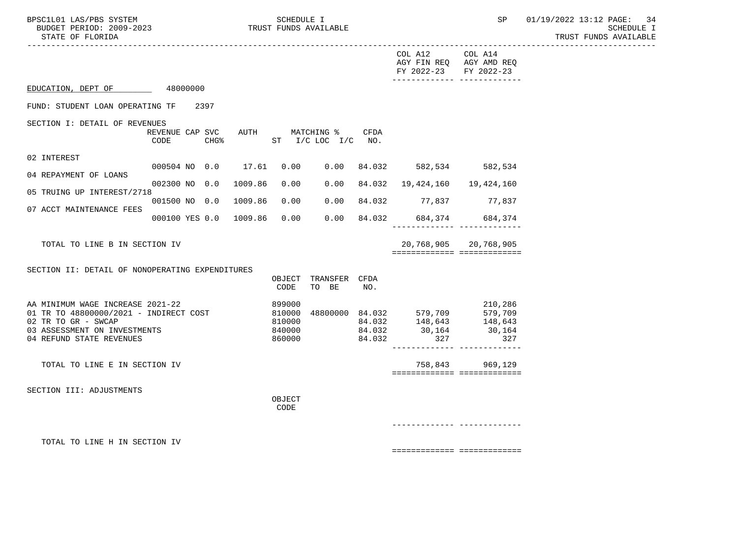COL A12 AGY FIN REQ FY 2022-23 | COL A14 AGY AMD REQ FY 2022-23

EDUCATION, DEPT OF 48000000

FUND: STUDENT LOAN OPERATING TF 2397

SECTION I: DETAIL OF REVENUES

| | REVENUE CODE | CAP CHG% | SVC | AUTH ST | MATCHING % I/C | LOC I/C | CFDA NO. | COL A12 AGY FIN REQ FY 2022-23 | COL A14 AGY AMD REQ FY 2022-23 |
|---|---|---|---|---|---|---|---|---|---|
| 02 INTEREST | 000504 | NO | 0.0 | 17.61 | 0.00 | 0.00 | 84.032 | 582,534 | 582,534 |
| 04 REPAYMENT OF LOANS | 002300 | NO | 0.0 | 1009.86 | 0.00 | 0.00 | 84.032 | 19,424,160 | 19,424,160 |
| 05 TRUING UP INTEREST/2718 | 001500 | NO | 0.0 | 1009.86 | 0.00 | 0.00 | 84.032 | 77,837 | 77,837 |
| 07 ACCT MAINTENANCE FEES | 000100 | YES | 0.0 | 1009.86 | 0.00 | 0.00 | 84.032 | 684,374 | 684,374 |
| TOTAL TO LINE B IN SECTION IV | | | | | | | | 20,768,905 | 20,768,905 |

SECTION II: DETAIL OF NONOPERATING EXPENDITURES

| | OBJECT CODE | TRANSFER TO BE | CFDA NO. | COL A12 AGY FIN REQ FY 2022-23 | COL A14 AGY AMD REQ FY 2022-23 |
|---|---|---|---|---|---|
| AA MINIMUM WAGE INCREASE 2021-22 | 899000 | | | | 210,286 |
| 01 TR TO 48800000/2021 - INDIRECT COST | 810000 | 48800000 | 84.032 | 579,709 | 579,709 |
| 02 TR TO GR - SWCAP | 810000 | | 84.032 | 148,643 | 148,643 |
| 03 ASSESSMENT ON INVESTMENTS | 840000 | | 84.032 | 30,164 | 30,164 |
| 04 REFUND STATE REVENUES | 860000 | | 84.032 | 327 | 327 |
| TOTAL TO LINE E IN SECTION IV | | | | 758,843 | 969,129 |

SECTION III: ADJUSTMENTS

| | OBJECT CODE | COL A12 AGY FIN REQ FY 2022-23 | COL A14 AGY AMD REQ FY 2022-23 |
|---|---|---|---|
| TOTAL TO LINE H IN SECTION IV | | | |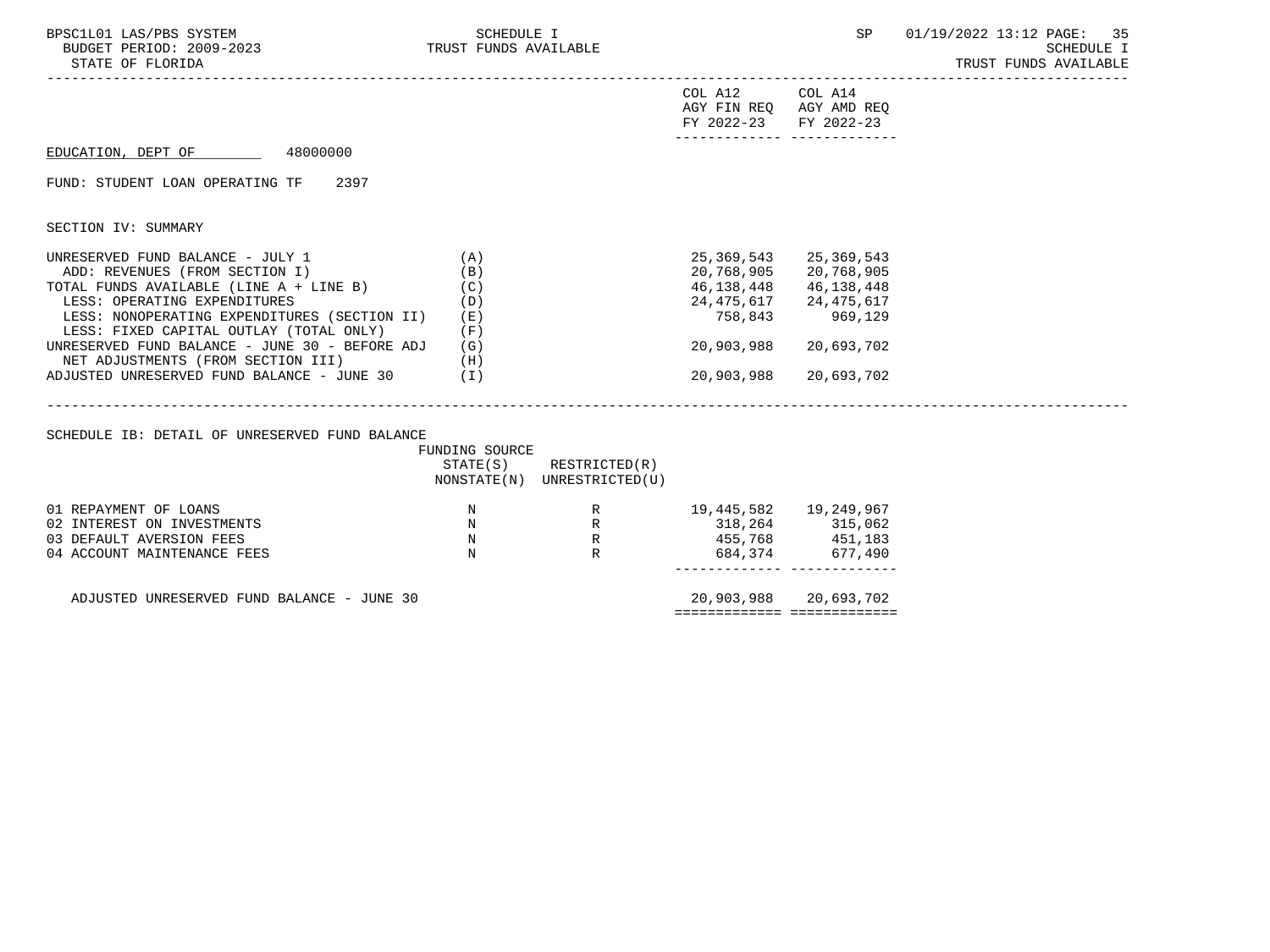EDUCATION, DEPT OF 48000000

FUND: STUDENT LOAN OPERATING TF 2397

SECTION IV: SUMMARY

| | | COL A12 AGY FIN REQ FY 2022-23 | COL A14 AGY AMD REQ FY 2022-23 |
|---|---|---|---|
| UNRESERVED FUND BALANCE - JULY 1 | (A) | 25,369,543 | 25,369,543 |
| ADD: REVENUES (FROM SECTION I) | (B) | 20,768,905 | 20,768,905 |
| TOTAL FUNDS AVAILABLE (LINE A + LINE B) | (C) | 46,138,448 | 46,138,448 |
| LESS: OPERATING EXPENDITURES | (D) | 24,475,617 | 24,475,617 |
| LESS: NONOPERATING EXPENDITURES (SECTION II) | (E) | 758,843 | 969,129 |
| LESS: FIXED CAPITAL OUTLAY (TOTAL ONLY) | (F) | | |
| UNRESERVED FUND BALANCE - JUNE 30 - BEFORE ADJ | (G) | 20,903,988 | 20,693,702 |
| NET ADJUSTMENTS (FROM SECTION III) | (H) | | |
| ADJUSTED UNRESERVED FUND BALANCE - JUNE 30 | (I) | 20,903,988 | 20,693,702 |

SCHEDULE IB: DETAIL OF UNRESERVED FUND BALANCE

| | FUNDING SOURCE STATE(S) NONSTATE(N) | RESTRICTED(R) UNRESTRICTED(U) | COL A12 AGY FIN REQ FY 2022-23 | COL A14 AGY AMD REQ FY 2022-23 |
|---|---|---|---|---|
| 01 REPAYMENT OF LOANS | N | R | 19,445,582 | 19,249,967 |
| 02 INTEREST ON INVESTMENTS | N | R | 318,264 | 315,062 |
| 03 DEFAULT AVERSION FEES | N | R | 455,768 | 451,183 |
| 04 ACCOUNT MAINTENANCE FEES | N | R | 684,374 | 677,490 |
| ADJUSTED UNRESERVED FUND BALANCE - JUNE 30 | | | 20,903,988 | 20,693,702 |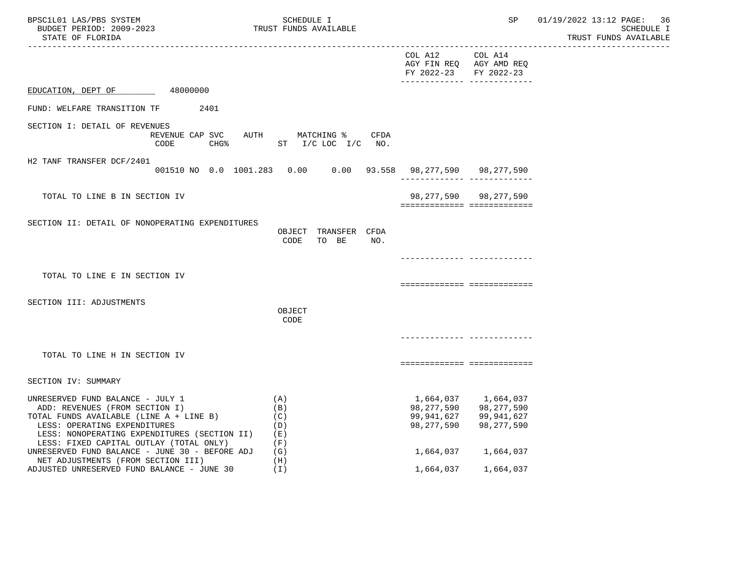BPSC1L01 LAS/PBS SYSTEM — SCHEDULE I — TRUST FUNDS AVAILABLE — SP 01/19/2022 13:12

BUDGET PERIOD: 2009-2023

STATE OF FLORIDA

| | COL A12 AGY FIN REQ FY 2022-23 | COL A14 AGY AMD REQ FY 2022-23 |
|---|---|---|

**EDUCATION, DEPT OF** 48000000

FUND: WELFARE TRANSITION TF 2401

## SECTION I: DETAIL OF REVENUES

| | REVENUE CODE | CAP SVC CHG% | AUTH ST | MATCHING % I/C | LOC I/C | CFDA NO. | COL A12 AGY FIN REQ FY 2022-23 | COL A14 AGY AMD REQ FY 2022-23 |
|---|---|---|---|---|---|---|---|---|
| H2 TANF TRANSFER DCF/2401 | 001510 | NO 0.0 | 1001.283 | 0.00 | 0.00 | 93.558 | 98,277,590 | 98,277,590 |
| TOTAL TO LINE B IN SECTION IV | | | | | | | 98,277,590 | 98,277,590 |

## SECTION II: DETAIL OF NONOPERATING EXPENDITURES

| | OBJECT CODE | TRANSFER TO BE | CFDA NO. | COL A12 | COL A14 |
|---|---|---|---|---|---|
| TOTAL TO LINE E IN SECTION IV | | | | | |

## SECTION III: ADJUSTMENTS

| | OBJECT CODE | COL A12 | COL A14 |
|---|---|---|---|
| TOTAL TO LINE H IN SECTION IV | | | |

## SECTION IV: SUMMARY

| | | COL A12 AGY FIN REQ FY 2022-23 | COL A14 AGY AMD REQ FY 2022-23 |
|---|---|---|---|
| UNRESERVED FUND BALANCE - JULY 1 | (A) | 1,664,037 | 1,664,037 |
| ADD: REVENUES (FROM SECTION I) | (B) | 98,277,590 | 98,277,590 |
| TOTAL FUNDS AVAILABLE (LINE A + LINE B) | (C) | 99,941,627 | 99,941,627 |
| LESS: OPERATING EXPENDITURES | (D) | 98,277,590 | 98,277,590 |
| LESS: NONOPERATING EXPENDITURES (SECTION II) | (E) | | |
| LESS: FIXED CAPITAL OUTLAY (TOTAL ONLY) | (F) | | |
| UNRESERVED FUND BALANCE - JUNE 30 - BEFORE ADJ | (G) | 1,664,037 | 1,664,037 |
| NET ADJUSTMENTS (FROM SECTION III) | (H) | | |
| ADJUSTED UNRESERVED FUND BALANCE - JUNE 30 | (I) | 1,664,037 | 1,664,037 |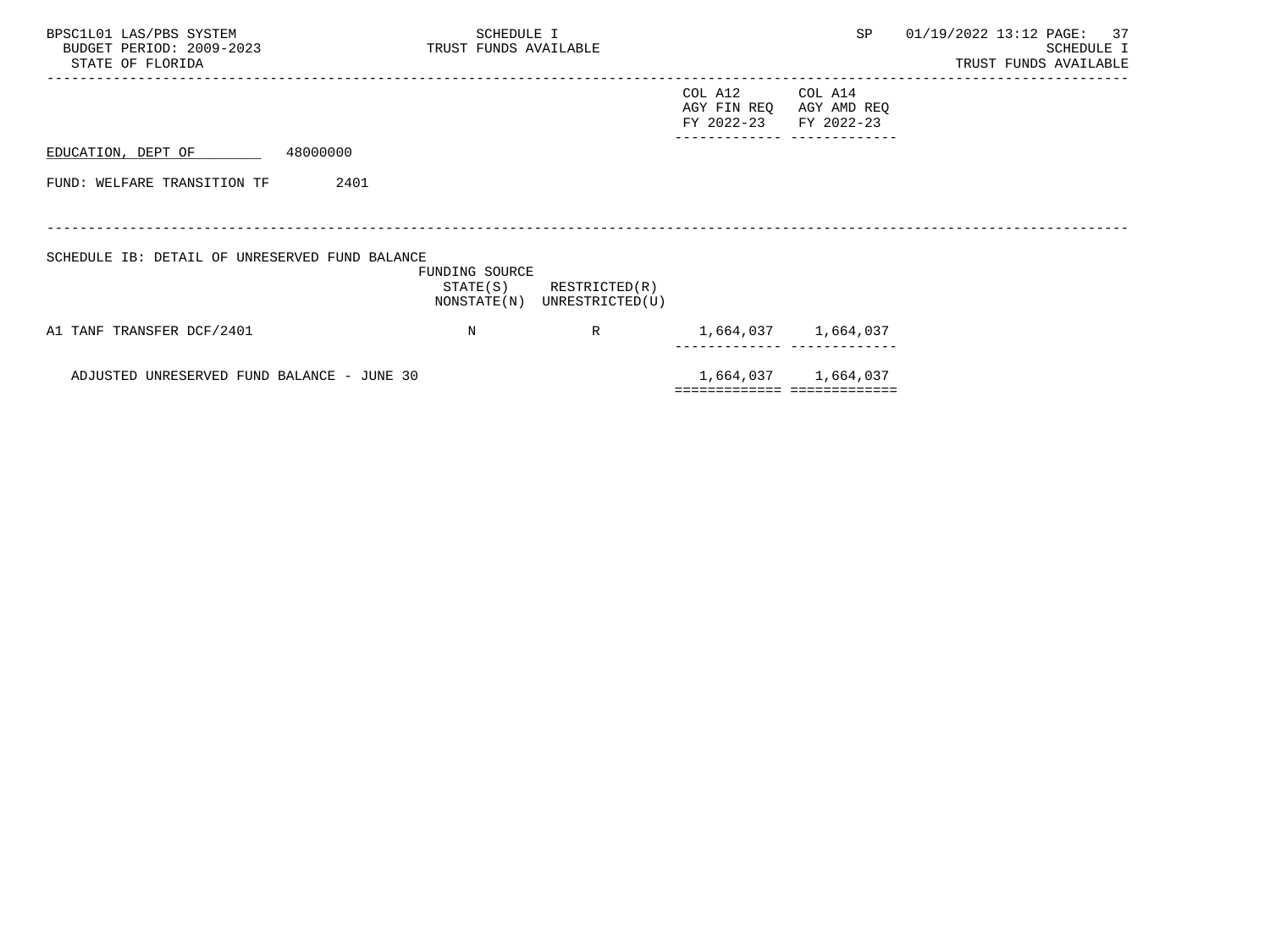| | | | COL A12 AGY FIN REQ FY 2022-23 | COL A14 AGY AMD REQ FY 2022-23 |
|---|---|---|---|---|

EDUCATION, DEPT OF 48000000

FUND: WELFARE TRANSITION TF 2401

SCHEDULE IB: DETAIL OF UNRESERVED FUND BALANCE

| | FUNDING SOURCE STATE(S) NONSTATE(N) | RESTRICTED(R) UNRESTRICTED(U) | COL A12 AGY FIN REQ FY 2022-23 | COL A14 AGY AMD REQ FY 2022-23 |
|---|---|---|---|---|
| A1 TANF TRANSFER DCF/2401 | N | R | 1,664,037 | 1,664,037 |
| ADJUSTED UNRESERVED FUND BALANCE - JUNE 30 | | | 1,664,037 | 1,664,037 |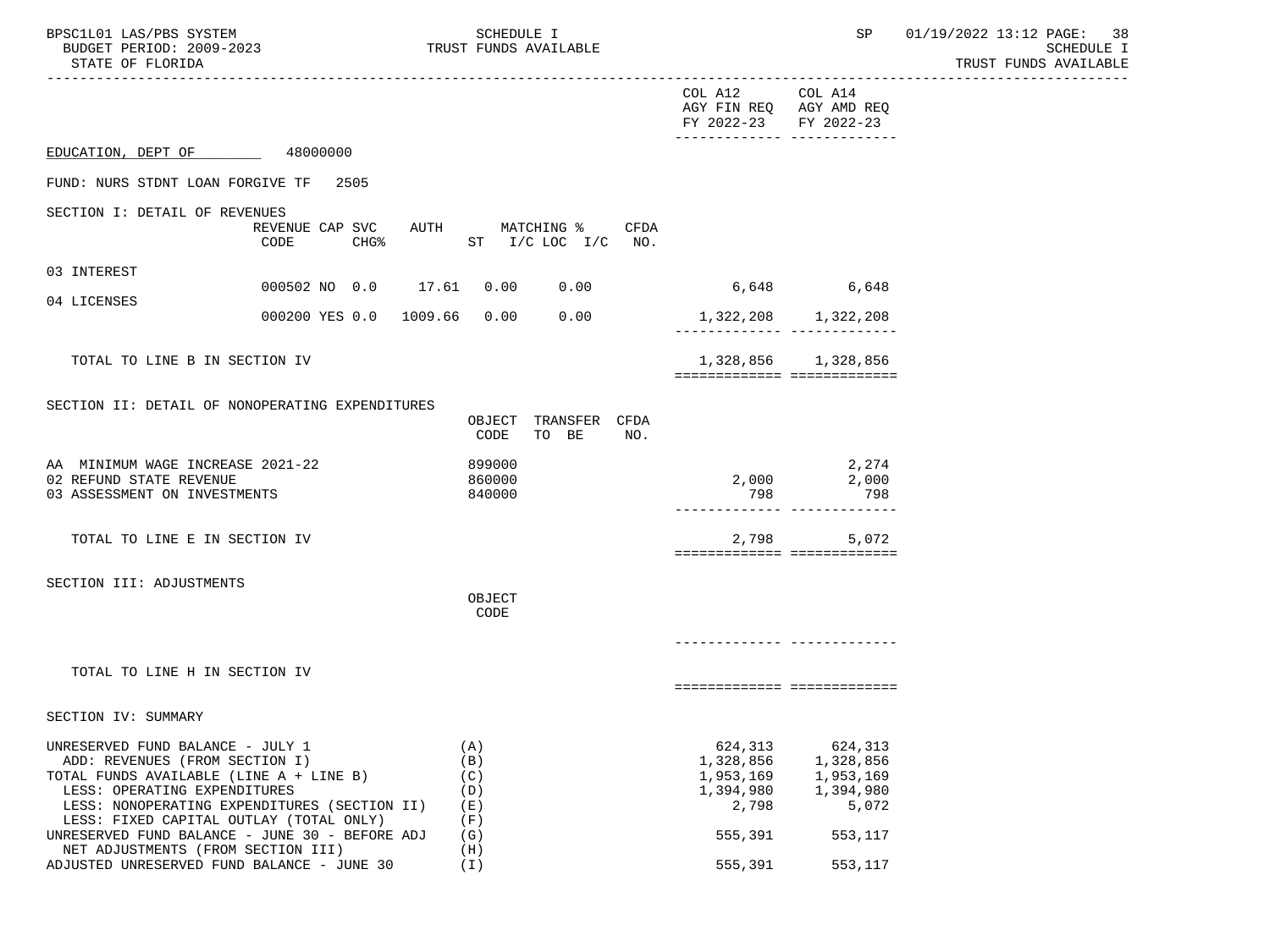EDUCATION, DEPT OF 48000000

FUND: NURS STDNT LOAN FORGIVE TF 2505

## SECTION I: DETAIL OF REVENUES

| | REVENUE CODE | CAP | SVC CHG% | AUTH ST | MATCHING % I/C LOC | I/C | CFDA NO. | COL A12 AGY FIN REQ FY 2022-23 | COL A14 AGY AMD REQ FY 2022-23 |
|---|---|---|---|---|---|---|---|---|---|
| 03 INTEREST | 000502 | NO | 0.0 | 17.61 | 0.00 | 0.00 | | 6,648 | 6,648 |
| 04 LICENSES | 000200 | YES | 0.0 | 1009.66 | 0.00 | 0.00 | | 1,322,208 | 1,322,208 |
| TOTAL TO LINE B IN SECTION IV | | | | | | | | 1,328,856 | 1,328,856 |

## SECTION II: DETAIL OF NONOPERATING EXPENDITURES

| | OBJECT CODE | TRANSFER TO BE | CFDA NO. | COL A12 AGY FIN REQ FY 2022-23 | COL A14 AGY AMD REQ FY 2022-23 |
|---|---|---|---|---|---|
| AA MINIMUM WAGE INCREASE 2021-22 | 899000 | | | | 2,274 |
| 02 REFUND STATE REVENUE | 860000 | | | 2,000 | 2,000 |
| 03 ASSESSMENT ON INVESTMENTS | 840000 | | | 798 | 798 |
| TOTAL TO LINE E IN SECTION IV | | | | 2,798 | 5,072 |

## SECTION III: ADJUSTMENTS

| | OBJECT CODE | COL A12 AGY FIN REQ FY 2022-23 | COL A14 AGY AMD REQ FY 2022-23 |
|---|---|---|---|
| TOTAL TO LINE H IN SECTION IV | | | |

## SECTION IV: SUMMARY

| | | COL A12 AGY FIN REQ FY 2022-23 | COL A14 AGY AMD REQ FY 2022-23 |
|---|---|---|---|
| UNRESERVED FUND BALANCE - JULY 1 | (A) | 624,313 | 624,313 |
| ADD: REVENUES (FROM SECTION I) | (B) | 1,328,856 | 1,328,856 |
| TOTAL FUNDS AVAILABLE (LINE A + LINE B) | (C) | 1,953,169 | 1,953,169 |
| LESS: OPERATING EXPENDITURES | (D) | 1,394,980 | 1,394,980 |
| LESS: NONOPERATING EXPENDITURES (SECTION II) | (E) | 2,798 | 5,072 |
| LESS: FIXED CAPITAL OUTLAY (TOTAL ONLY) | (F) | | |
| UNRESERVED FUND BALANCE - JUNE 30 - BEFORE ADJ | (G) | 555,391 | 553,117 |
| NET ADJUSTMENTS (FROM SECTION III) | (H) | | |
| ADJUSTED UNRESERVED FUND BALANCE - JUNE 30 | (I) | 555,391 | 553,117 |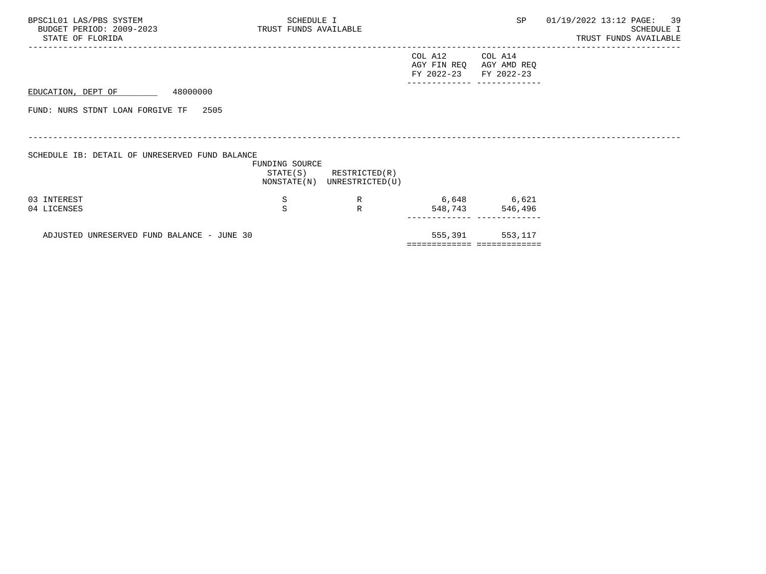EDUCATION, DEPT OF 48000000

FUND: NURS STDNT LOAN FORGIVE TF 2505

SCHEDULE IB: DETAIL OF UNRESERVED FUND BALANCE

| | FUNDING SOURCE STATE(S) NONSTATE(N) | RESTRICTED(R) UNRESTRICTED(U) | COL A12 AGY FIN REQ FY 2022-23 | COL A14 AGY AMD REQ FY 2022-23 |
|---|---|---|---|---|
| 03 INTEREST | S | R | 6,648 | 6,621 |
| 04 LICENSES | S | R | 548,743 | 546,496 |
| ADJUSTED UNRESERVED FUND BALANCE - JUNE 30 | | | 555,391 | 553,117 |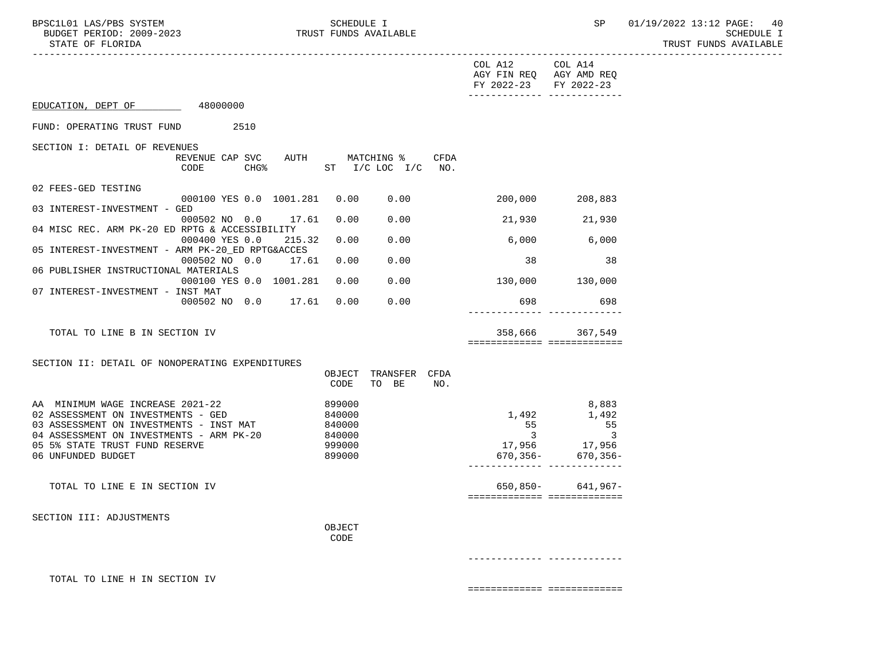BPSC1L01 LAS/PBS SYSTEM — SCHEDULE I — TRUST FUNDS AVAILABLE — SP 01/19/2022 13:12

BUDGET PERIOD: 2009-2023

STATE OF FLORIDA

| | COL A12 AGY FIN REQ FY 2022-23 | COL A14 AGY AMD REQ FY 2022-23 |
|---|---|---|

EDUCATION, DEPT OF 48000000

FUND: OPERATING TRUST FUND 2510

## SECTION I: DETAIL OF REVENUES

| | REVENUE CODE | CAP | SVC CHG% | AUTH ST | MATCHING % I/C | LOC I/C | CFDA NO. | COL A12 | COL A14 |
|---|---|---|---|---|---|---|---|---|---|
| 02 FEES-GED TESTING | 000100 | YES | 0.0 | 1001.281 | 0.00 | 0.00 | | 200,000 | 208,883 |
| 03 INTEREST-INVESTMENT - GED | 000502 | NO | 0.0 | 17.61 | 0.00 | 0.00 | | 21,930 | 21,930 |
| 04 MISC REC. ARM PK-20 ED RPTG & ACCESSIBILITY | 000400 | YES | 0.0 | 215.32 | 0.00 | 0.00 | | 6,000 | 6,000 |
| 05 INTEREST-INVESTMENT - ARM PK-20_ED RPTG&ACCES | 000502 | NO | 0.0 | 17.61 | 0.00 | 0.00 | | 38 | 38 |
| 06 PUBLISHER INSTRUCTIONAL MATERIALS | 000100 | YES | 0.0 | 1001.281 | 0.00 | 0.00 | | 130,000 | 130,000 |
| 07 INTEREST-INVESTMENT - INST MAT | 000502 | NO | 0.0 | 17.61 | 0.00 | 0.00 | | 698 | 698 |
| TOTAL TO LINE B IN SECTION IV | | | | | | | | 358,666 | 367,549 |

## SECTION II: DETAIL OF NONOPERATING EXPENDITURES

| | OBJECT CODE | TRANSFER TO BE | CFDA NO. | COL A12 | COL A14 |
|---|---|---|---|---|---|
| AA MINIMUM WAGE INCREASE 2021-22 | 899000 | | | | 8,883 |
| 02 ASSESSMENT ON INVESTMENTS - GED | 840000 | | | 1,492 | 1,492 |
| 03 ASSESSMENT ON INVESTMENTS - INST MAT | 840000 | | | 55 | 55 |
| 04 ASSESSMENT ON INVESTMENTS - ARM PK-20 | 840000 | | | 3 | 3 |
| 05 5% STATE TRUST FUND RESERVE | 999000 | | | 17,956 | 17,956 |
| 06 UNFUNDED BUDGET | 899000 | | | 670,356- | 670,356- |
| TOTAL TO LINE E IN SECTION IV | | | | 650,850- | 641,967- |

## SECTION III: ADJUSTMENTS

| | OBJECT CODE | COL A12 | COL A14 |
|---|---|---|---|
| TOTAL TO LINE H IN SECTION IV | | | |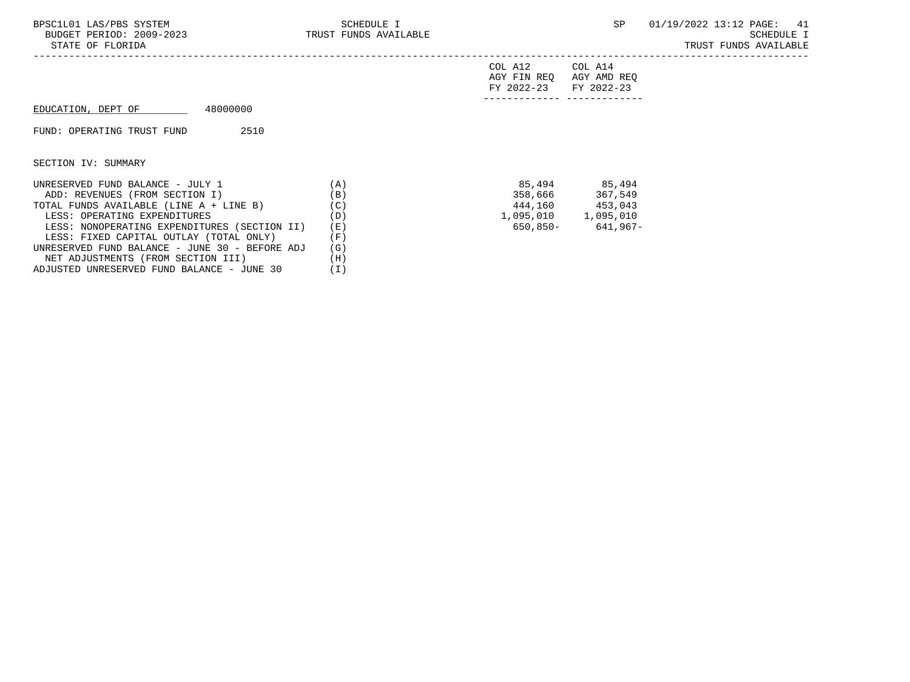| | | COL A12<br>AGY FIN REQ<br>FY 2022-23 | COL A14<br>AGY AMD REQ<br>FY 2022-23 |
|---|---|---|---|

EDUCATION, DEPT OF 48000000

FUND: OPERATING TRUST FUND 2510

SECTION IV: SUMMARY

| | | COL A12 AGY FIN REQ FY 2022-23 | COL A14 AGY AMD REQ FY 2022-23 |
|---|---|---|---|
| UNRESERVED FUND BALANCE - JULY 1 | (A) | 85,494 | 85,494 |
| ADD: REVENUES (FROM SECTION I) | (B) | 358,666 | 367,549 |
| TOTAL FUNDS AVAILABLE (LINE A + LINE B) | (C) | 444,160 | 453,043 |
| LESS: OPERATING EXPENDITURES | (D) | 1,095,010 | 1,095,010 |
| LESS: NONOPERATING EXPENDITURES (SECTION II) | (E) | 650,850- | 641,967- |
| LESS: FIXED CAPITAL OUTLAY (TOTAL ONLY) | (F) | | |
| UNRESERVED FUND BALANCE - JUNE 30 - BEFORE ADJ | (G) | | |
| NET ADJUSTMENTS (FROM SECTION III) | (H) | | |
| ADJUSTED UNRESERVED FUND BALANCE - JUNE 30 | (I) | | |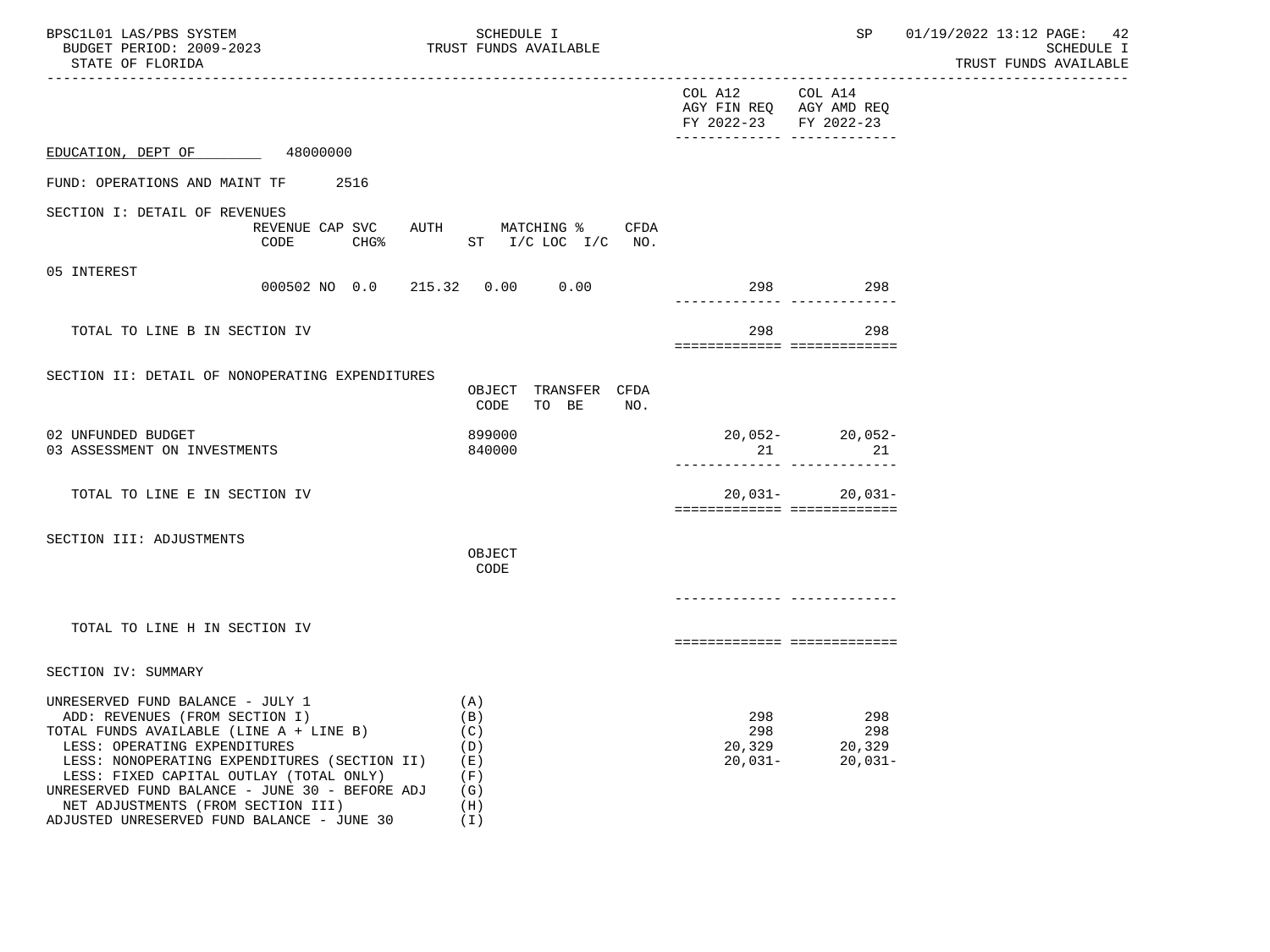BPSC1L01 LAS/PBS SYSTEM — SCHEDULE I — TRUST FUNDS AVAILABLE
BUDGET PERIOD: 2009-2023
STATE OF FLORIDA

| | COL A12 AGY FIN REQ FY 2022-23 | COL A14 AGY AMD REQ FY 2022-23 |
|---|---|---|

EDUCATION, DEPT OF 48000000

FUND: OPERATIONS AND MAINT TF 2516

SECTION I: DETAIL OF REVENUES

| | REVENUE CODE | CAP SVC CHG% | AUTH ST | MATCHING % I/C LOC | I/C | CFDA NO. | COL A12 | COL A14 |
|---|---|---|---|---|---|---|---|---|
| 05 INTEREST | 000502 | NO 0.0 | 215.32 | 0.00 | 0.00 | | 298 | 298 |
| TOTAL TO LINE B IN SECTION IV | | | | | | | 298 | 298 |

SECTION II: DETAIL OF NONOPERATING EXPENDITURES

| | OBJECT CODE | TRANSFER TO BE | CFDA NO. | COL A12 | COL A14 |
|---|---|---|---|---|---|
| 02 UNFUNDED BUDGET | 899000 | | | 20,052- | 20,052- |
| 03 ASSESSMENT ON INVESTMENTS | 840000 | | | 21 | 21 |
| TOTAL TO LINE E IN SECTION IV | | | | 20,031- | 20,031- |

SECTION III: ADJUSTMENTS

| | OBJECT CODE | COL A12 | COL A14 |
|---|---|---|---|
| TOTAL TO LINE H IN SECTION IV | | | |

SECTION IV: SUMMARY

| | | COL A12 | COL A14 |
|---|---|---|---|
| UNRESERVED FUND BALANCE - JULY 1 | (A) | | |
| ADD: REVENUES (FROM SECTION I) | (B) | 298 | 298 |
| TOTAL FUNDS AVAILABLE (LINE A + LINE B) | (C) | 298 | 298 |
| LESS: OPERATING EXPENDITURES | (D) | 20,329 | 20,329 |
| LESS: NONOPERATING EXPENDITURES (SECTION II) | (E) | 20,031- | 20,031- |
| LESS: FIXED CAPITAL OUTLAY (TOTAL ONLY) | (F) | | |
| UNRESERVED FUND BALANCE - JUNE 30 - BEFORE ADJ | (G) | | |
| NET ADJUSTMENTS (FROM SECTION III) | (H) | | |
| ADJUSTED UNRESERVED FUND BALANCE - JUNE 30 | (I) | | |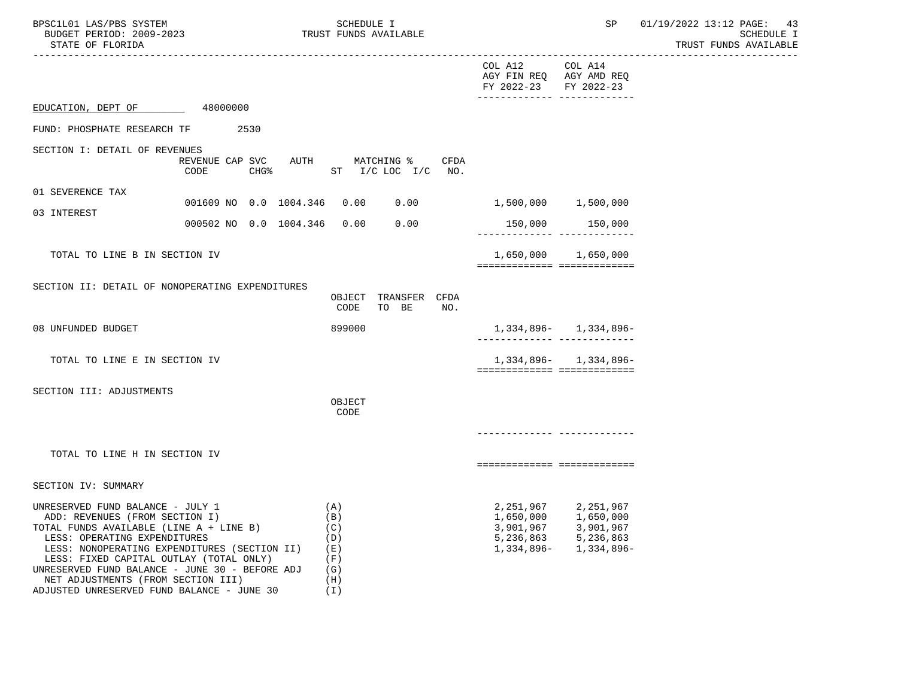EDUCATION, DEPT OF 48000000

FUND: PHOSPHATE RESEARCH TF 2530

| | COL A12 AGY FIN REQ FY 2022-23 | COL A14 AGY AMD REQ FY 2022-23 |
|---|---|---|

## SECTION I: DETAIL OF REVENUES

| | REVENUE CODE | CAP SVC CHG% | AUTH | MATCHING % ST | I/C LOC I/C | CFDA NO. | COL A12 AGY FIN REQ FY 2022-23 | COL A14 AGY AMD REQ FY 2022-23 |
|---|---|---|---|---|---|---|---|---|
| 01 SEVERENCE TAX | 001609 | NO 0.0 | 1004.346 | 0.00 | 0.00 | | 1,500,000 | 1,500,000 |
| 03 INTEREST | 000502 | NO 0.0 | 1004.346 | 0.00 | 0.00 | | 150,000 | 150,000 |
| TOTAL TO LINE B IN SECTION IV | | | | | | | 1,650,000 | 1,650,000 |

## SECTION II: DETAIL OF NONOPERATING EXPENDITURES

| | OBJECT CODE | TRANSFER TO BE | CFDA NO. | COL A12 AGY FIN REQ FY 2022-23 | COL A14 AGY AMD REQ FY 2022-23 |
|---|---|---|---|---|---|
| 08 UNFUNDED BUDGET | 899000 | | | 1,334,896- | 1,334,896- |
| TOTAL TO LINE E IN SECTION IV | | | | 1,334,896- | 1,334,896- |

## SECTION III: ADJUSTMENTS

| | OBJECT CODE | COL A12 AGY FIN REQ FY 2022-23 | COL A14 AGY AMD REQ FY 2022-23 |
|---|---|---|---|
| TOTAL TO LINE H IN SECTION IV | | | |

## SECTION IV: SUMMARY

| | | COL A12 AGY FIN REQ FY 2022-23 | COL A14 AGY AMD REQ FY 2022-23 |
|---|---|---|---|
| UNRESERVED FUND BALANCE - JULY 1 | (A) | 2,251,967 | 2,251,967 |
| ADD: REVENUES (FROM SECTION I) | (B) | 1,650,000 | 1,650,000 |
| TOTAL FUNDS AVAILABLE (LINE A + LINE B) | (C) | 3,901,967 | 3,901,967 |
| LESS: OPERATING EXPENDITURES | (D) | 5,236,863 | 5,236,863 |
| LESS: NONOPERATING EXPENDITURES (SECTION II) | (E) | 1,334,896- | 1,334,896- |
| LESS: FIXED CAPITAL OUTLAY (TOTAL ONLY) | (F) | | |
| UNRESERVED FUND BALANCE - JUNE 30 - BEFORE ADJ | (G) | | |
| NET ADJUSTMENTS (FROM SECTION III) | (H) | | |
| ADJUSTED UNRESERVED FUND BALANCE - JUNE 30 | (I) | | |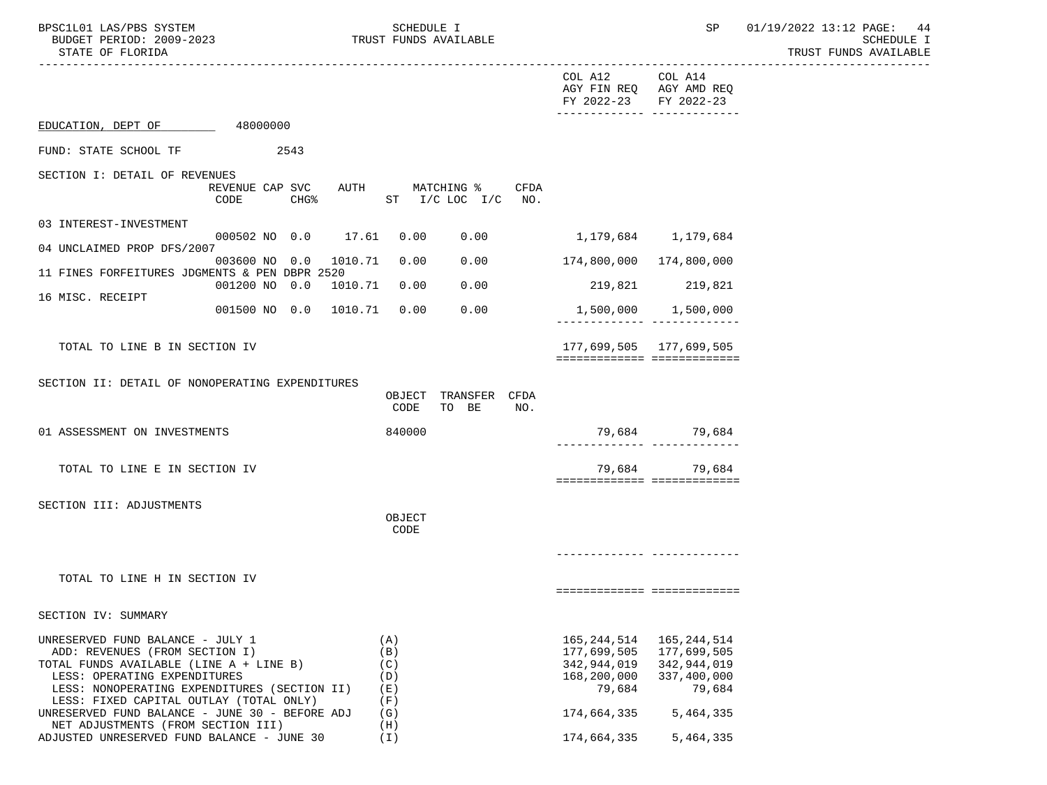SCHEDULE I
TRUST FUNDS AVAILABLE

STATE OF FLORIDA

| | COL A12 AGY FIN REQ FY 2022-23 | COL A14 AGY AMD REQ FY 2022-23 |
|---|---|---|

EDUCATION, DEPT OF 48000000

FUND: STATE SCHOOL TF 2543

SECTION I: DETAIL OF REVENUES

| | REVENUE CODE | CAP | SVC CHG% | AUTH | MATCHING % ST | I/C LOC I/C | CFDA NO. | COL A12 | COL A14 |
|---|---|---|---|---|---|---|---|---|---|
| 03 INTEREST-INVESTMENT | 000502 | NO | 0.0 | 17.61 | 0.00 | 0.00 | | 1,179,684 | 1,179,684 |
| 04 UNCLAIMED PROP DFS/2007 | 003600 | NO | 0.0 | 1010.71 | 0.00 | 0.00 | | 174,800,000 | 174,800,000 |
| 11 FINES FORFEITURES JDGMENTS & PEN DBPR 2520 | 001200 | NO | 0.0 | 1010.71 | 0.00 | 0.00 | | 219,821 | 219,821 |
| 16 MISC. RECEIPT | 001500 | NO | 0.0 | 1010.71 | 0.00 | 0.00 | | 1,500,000 | 1,500,000 |
| TOTAL TO LINE B IN SECTION IV | | | | | | | | 177,699,505 | 177,699,505 |

SECTION II: DETAIL OF NONOPERATING EXPENDITURES

| | OBJECT CODE | TRANSFER TO BE | CFDA NO. | COL A12 | COL A14 |
|---|---|---|---|---|---|
| 01 ASSESSMENT ON INVESTMENTS | 840000 | | | 79,684 | 79,684 |
| TOTAL TO LINE E IN SECTION IV | | | | 79,684 | 79,684 |

SECTION III: ADJUSTMENTS

| | OBJECT CODE | COL A12 | COL A14 |
|---|---|---|---|
| TOTAL TO LINE H IN SECTION IV | | | |

SECTION IV: SUMMARY

| | | COL A12 | COL A14 |
|---|---|---|---|
| UNRESERVED FUND BALANCE - JULY 1 | (A) | 165,244,514 | 165,244,514 |
| ADD: REVENUES (FROM SECTION I) | (B) | 177,699,505 | 177,699,505 |
| TOTAL FUNDS AVAILABLE (LINE A + LINE B) | (C) | 342,944,019 | 342,944,019 |
| LESS: OPERATING EXPENDITURES | (D) | 168,200,000 | 337,400,000 |
| LESS: NONOPERATING EXPENDITURES (SECTION II) | (E) | 79,684 | 79,684 |
| LESS: FIXED CAPITAL OUTLAY (TOTAL ONLY) | (F) | | |
| UNRESERVED FUND BALANCE - JUNE 30 - BEFORE ADJ | (G) | 174,664,335 | 5,464,335 |
| NET ADJUSTMENTS (FROM SECTION III) | (H) | | |
| ADJUSTED UNRESERVED FUND BALANCE - JUNE 30 | (I) | 174,664,335 | 5,464,335 |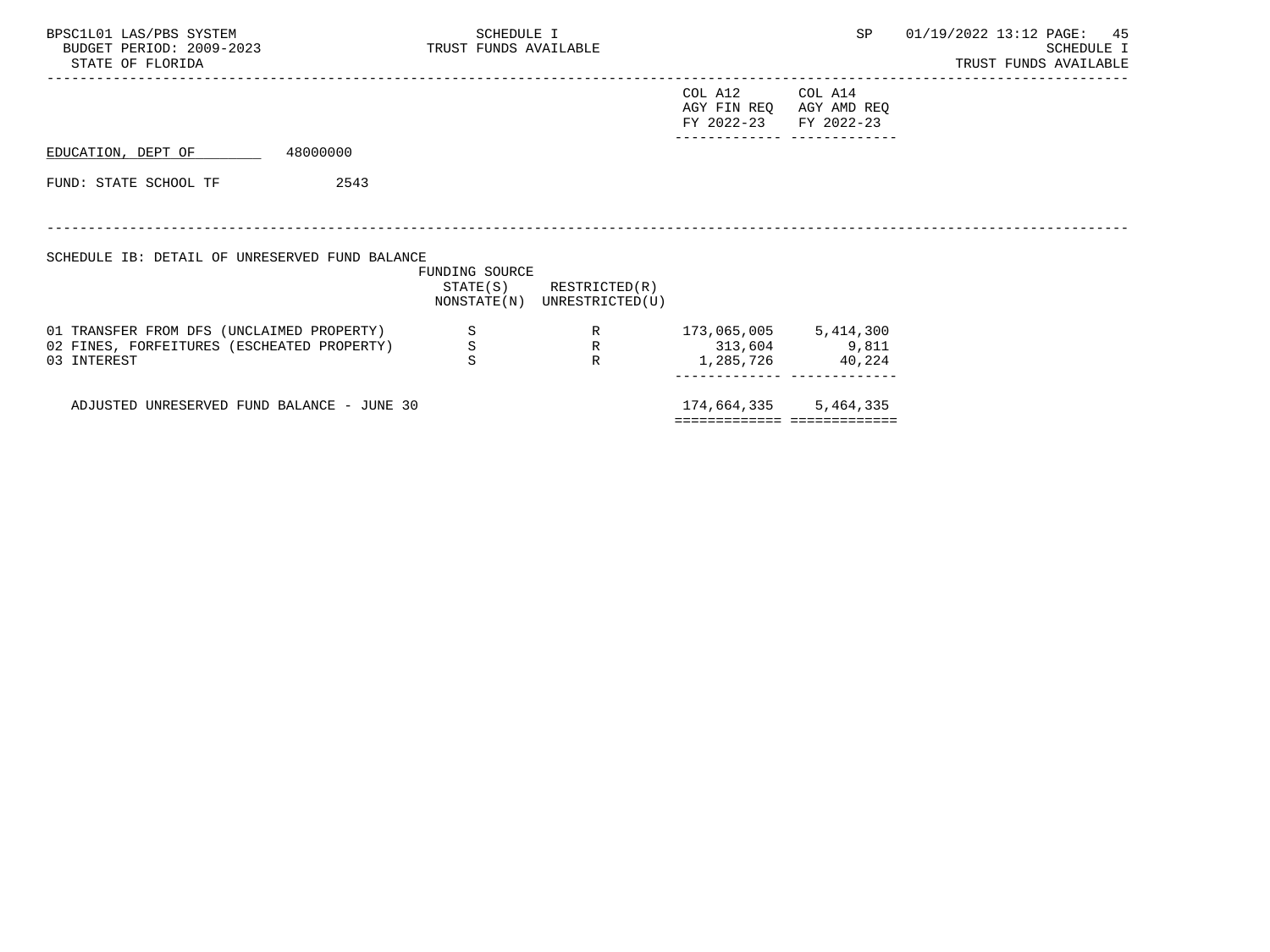| | | | COL A12 AGY FIN REQ FY 2022-23 | COL A14 AGY AMD REQ FY 2022-23 |
|---|---|---|---|---|

EDUCATION, DEPT OF 48000000

FUND: STATE SCHOOL TF 2543

SCHEDULE IB: DETAIL OF UNRESERVED FUND BALANCE

| | FUNDING SOURCE STATE(S) NONSTATE(N) | RESTRICTED(R) UNRESTRICTED(U) | COL A12 AGY FIN REQ FY 2022-23 | COL A14 AGY AMD REQ FY 2022-23 |
|---|---|---|---|---|
| 01 TRANSFER FROM DFS (UNCLAIMED PROPERTY) | S | R | 173,065,005 | 5,414,300 |
| 02 FINES, FORFEITURES (ESCHEATED PROPERTY) | S | R | 313,604 | 9,811 |
| 03 INTEREST | S | R | 1,285,726 | 40,224 |
| ADJUSTED UNRESERVED FUND BALANCE - JUNE 30 | | | 174,664,335 | 5,464,335 |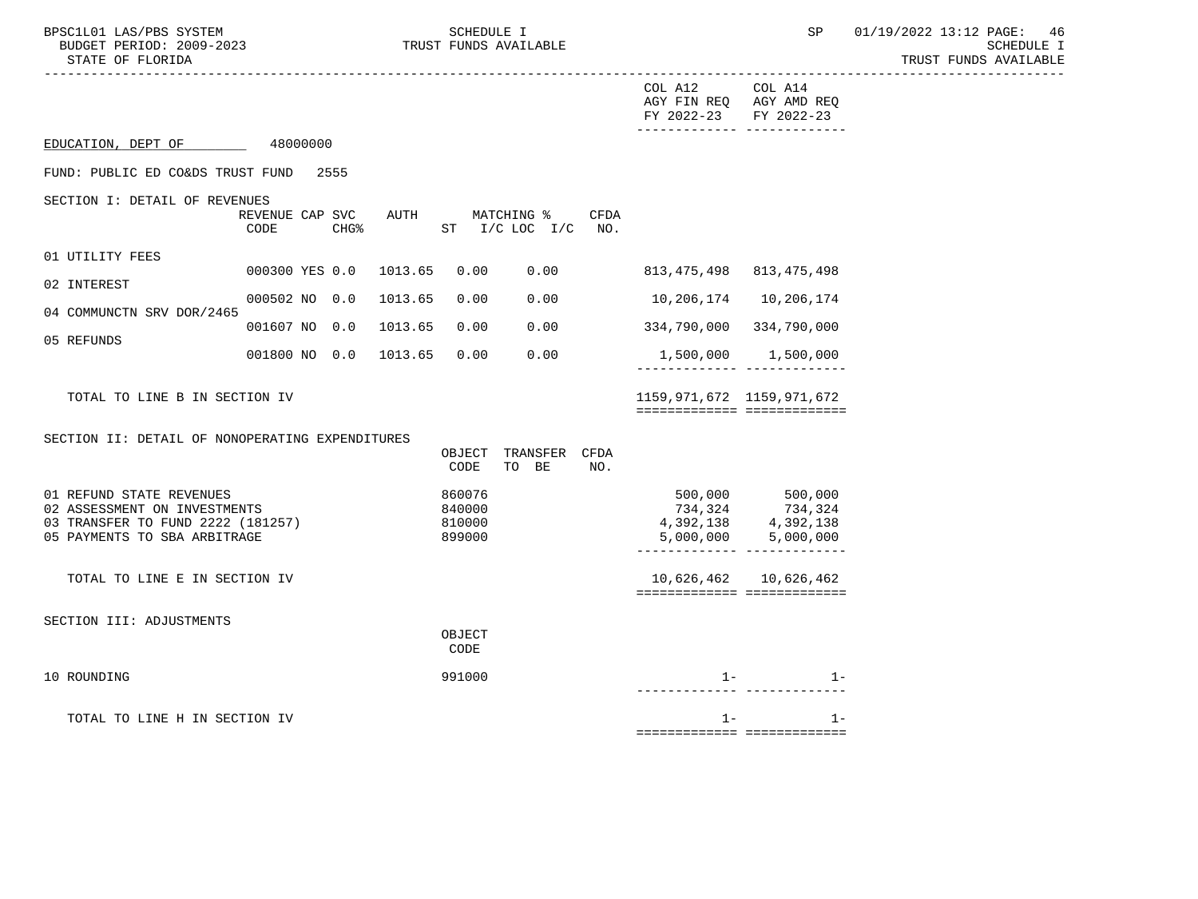BUDGET PERIOD: 2009-2023 — SCHEDULE I — TRUST FUNDS AVAILABLE

STATE OF FLORIDA

| | COL A12 AGY FIN REQ FY 2022-23 | COL A14 AGY AMD REQ FY 2022-23 |
|---|---|---|

EDUCATION, DEPT OF 48000000

FUND: PUBLIC ED CO&DS TRUST FUND 2555

SECTION I: DETAIL OF REVENUES

| | REVENUE CODE | CAP SVC CHG% | AUTH | MATCHING % ST | I/C LOC I/C | CFDA NO. | COL A12 | COL A14 |
|---|---|---|---|---|---|---|---|---|
| 01 UTILITY FEES | 000300 | YES 0.0 | 1013.65 | 0.00 | 0.00 | | 813,475,498 | 813,475,498 |
| 02 INTEREST | 000502 | NO 0.0 | 1013.65 | 0.00 | 0.00 | | 10,206,174 | 10,206,174 |
| 04 COMMUNCTN SRV DOR/2465 | 001607 | NO 0.0 | 1013.65 | 0.00 | 0.00 | | 334,790,000 | 334,790,000 |
| 05 REFUNDS | 001800 | NO 0.0 | 1013.65 | 0.00 | 0.00 | | 1,500,000 | 1,500,000 |
| TOTAL TO LINE B IN SECTION IV | | | | | | | 1159,971,672 | 1159,971,672 |

SECTION II: DETAIL OF NONOPERATING EXPENDITURES

| | OBJECT CODE | TRANSFER TO BE | CFDA NO. | COL A12 | COL A14 |
|---|---|---|---|---|---|
| 01 REFUND STATE REVENUES | 860076 | | | 500,000 | 500,000 |
| 02 ASSESSMENT ON INVESTMENTS | 840000 | | | 734,324 | 734,324 |
| 03 TRANSFER TO FUND 2222 (181257) | 810000 | | | 4,392,138 | 4,392,138 |
| 05 PAYMENTS TO SBA ARBITRAGE | 899000 | | | 5,000,000 | 5,000,000 |
| TOTAL TO LINE E IN SECTION IV | | | | 10,626,462 | 10,626,462 |

SECTION III: ADJUSTMENTS

| | OBJECT CODE | COL A12 | COL A14 |
|---|---|---|---|
| 10 ROUNDING | 991000 | 1- | 1- |
| TOTAL TO LINE H IN SECTION IV | | 1- | 1- |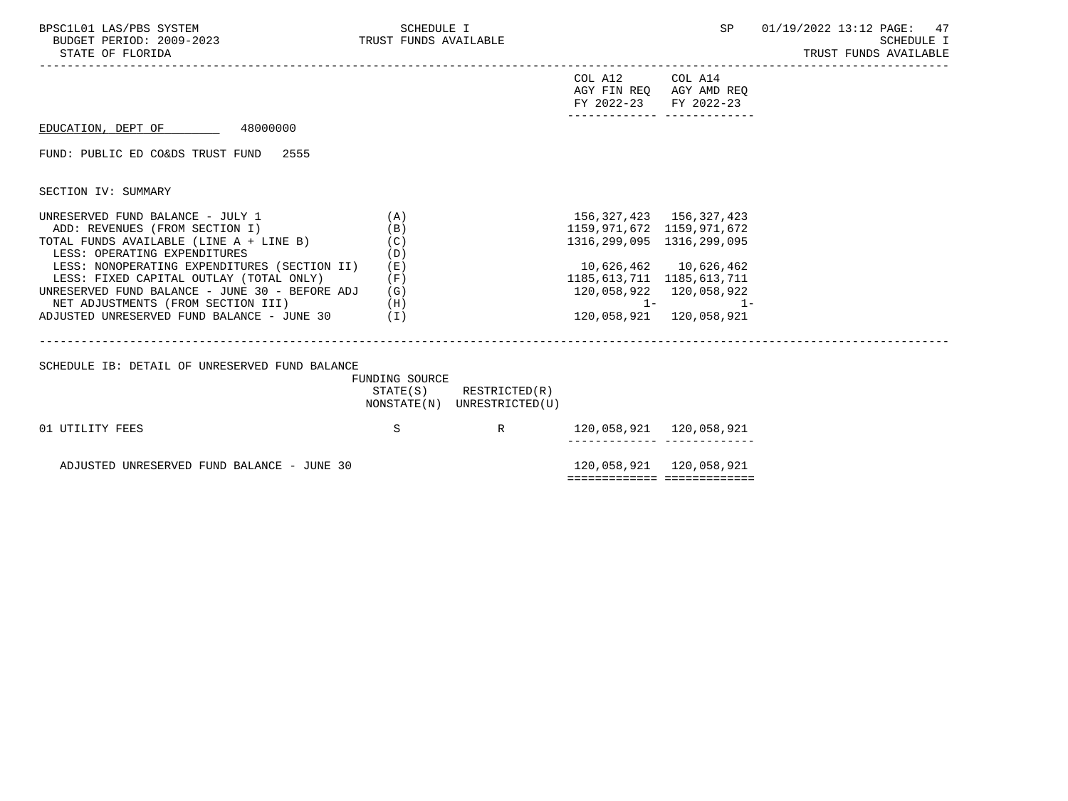| | | COL A12 AGY FIN REQ FY 2022-23 | COL A14 AGY AMD REQ FY 2022-23 |
|---|---|---|---|

EDUCATION, DEPT OF 48000000

FUND: PUBLIC ED CO&DS TRUST FUND 2555

SECTION IV: SUMMARY

| | | COL A12 AGY FIN REQ FY 2022-23 | COL A14 AGY AMD REQ FY 2022-23 |
|---|---|---|---|
| UNRESERVED FUND BALANCE - JULY 1 | (A) | 156,327,423 | 156,327,423 |
| ADD: REVENUES (FROM SECTION I) | (B) | 1159,971,672 | 1159,971,672 |
| TOTAL FUNDS AVAILABLE (LINE A + LINE B) | (C) | 1316,299,095 | 1316,299,095 |
| LESS: OPERATING EXPENDITURES | (D) | | |
| LESS: NONOPERATING EXPENDITURES (SECTION II) | (E) | 10,626,462 | 10,626,462 |
| LESS: FIXED CAPITAL OUTLAY (TOTAL ONLY) | (F) | 1185,613,711 | 1185,613,711 |
| UNRESERVED FUND BALANCE - JUNE 30 - BEFORE ADJ | (G) | 120,058,922 | 120,058,922 |
| NET ADJUSTMENTS (FROM SECTION III) | (H) | 1- | 1- |
| ADJUSTED UNRESERVED FUND BALANCE - JUNE 30 | (I) | 120,058,921 | 120,058,921 |

SCHEDULE IB: DETAIL OF UNRESERVED FUND BALANCE

| | FUNDING SOURCE STATE(S) NONSTATE(N) | RESTRICTED(R) UNRESTRICTED(U) | COL A12 | COL A14 |
|---|---|---|---|---|
| 01 UTILITY FEES | S | R | 120,058,921 | 120,058,921 |
| ADJUSTED UNRESERVED FUND BALANCE - JUNE 30 | | | 120,058,921 | 120,058,921 |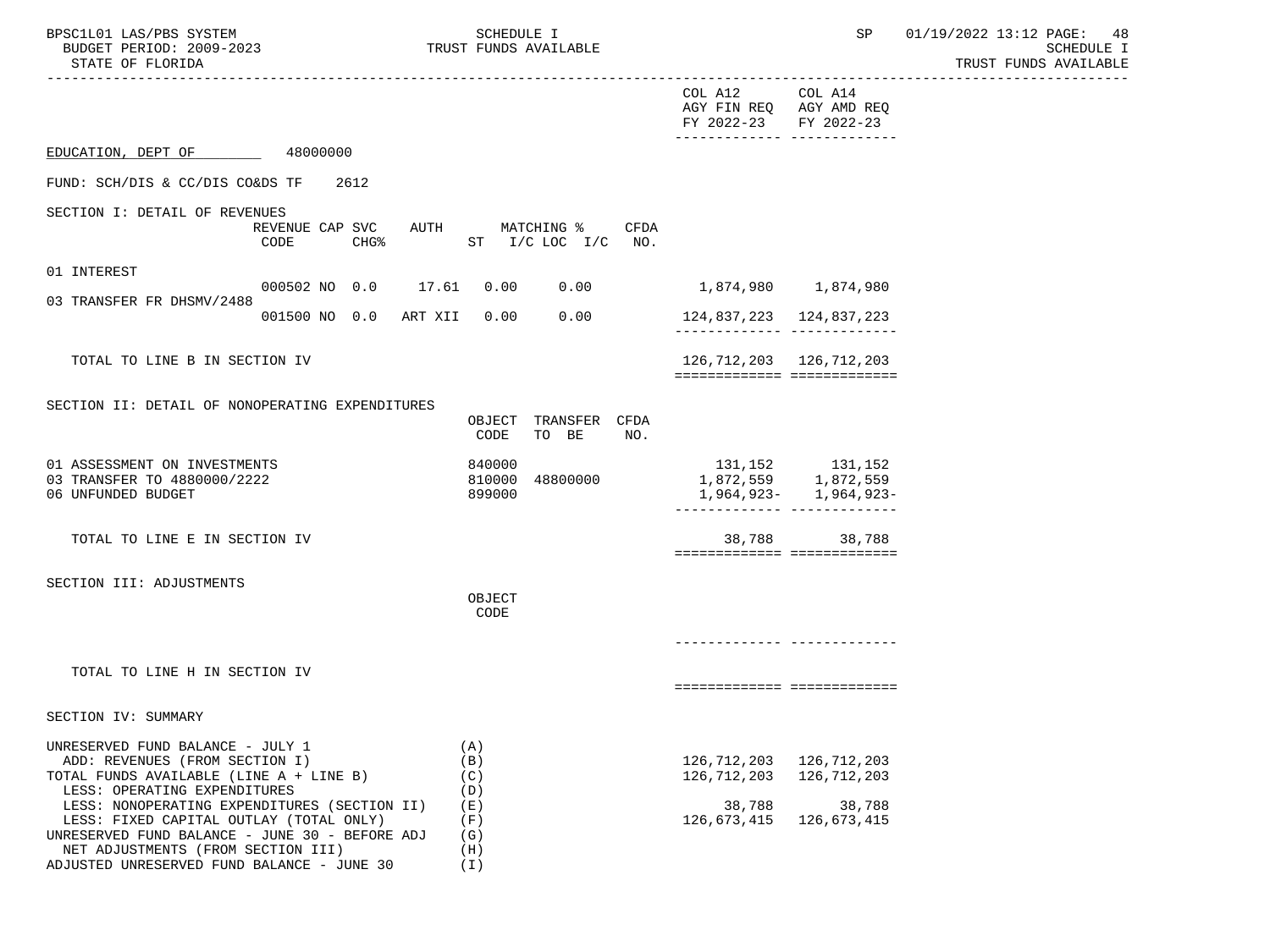BPSC1L01 LAS/PBS SYSTEM — SCHEDULE I — TRUST FUNDS AVAILABLE — SP 01/19/2022 13:12

BUDGET PERIOD: 2009-2023 — STATE OF FLORIDA

| | COL A12 AGY FIN REQ FY 2022-23 | COL A14 AGY AMD REQ FY 2022-23 |
|---|---|---|

EDUCATION, DEPT OF 48000000

FUND: SCH/DIS & CC/DIS CO&DS TF 2612

## SECTION I: DETAIL OF REVENUES

| | REVENUE CODE | CAP SVC CHG% | AUTH ST | MATCHING % I/C | LOC I/C | CFDA NO. | COL A12 | COL A14 |
|---|---|---|---|---|---|---|---|---|
| 01 INTEREST | 000502 | NO 0.0 | 17.61 | 0.00 | 0.00 | | 1,874,980 | 1,874,980 |
| 03 TRANSFER FR DHSMV/2488 | 001500 | NO 0.0 | ART XII | 0.00 | 0.00 | | 124,837,223 | 124,837,223 |
| TOTAL TO LINE B IN SECTION IV | | | | | | | 126,712,203 | 126,712,203 |

## SECTION II: DETAIL OF NONOPERATING EXPENDITURES

| | OBJECT CODE | TRANSFER TO BE | CFDA NO. | COL A12 | COL A14 |
|---|---|---|---|---|---|
| 01 ASSESSMENT ON INVESTMENTS | 840000 | | | 131,152 | 131,152 |
| 03 TRANSFER TO 4880000/2222 | 810000 | 48800000 | | 1,872,559 | 1,872,559 |
| 06 UNFUNDED BUDGET | 899000 | | | 1,964,923- | 1,964,923- |
| TOTAL TO LINE E IN SECTION IV | | | | 38,788 | 38,788 |

## SECTION III: ADJUSTMENTS

| | OBJECT CODE | COL A12 | COL A14 |
|---|---|---|---|
| TOTAL TO LINE H IN SECTION IV | | | |

## SECTION IV: SUMMARY

| | | COL A12 | COL A14 |
|---|---|---|---|
| UNRESERVED FUND BALANCE - JULY 1 | (A) | | |
| ADD: REVENUES (FROM SECTION I) | (B) | 126,712,203 | 126,712,203 |
| TOTAL FUNDS AVAILABLE (LINE A + LINE B) | (C) | 126,712,203 | 126,712,203 |
| LESS: OPERATING EXPENDITURES | (D) | | |
| LESS: NONOPERATING EXPENDITURES (SECTION II) | (E) | 38,788 | 38,788 |
| LESS: FIXED CAPITAL OUTLAY (TOTAL ONLY) | (F) | 126,673,415 | 126,673,415 |
| UNRESERVED FUND BALANCE - JUNE 30 - BEFORE ADJ | (G) | | |
| NET ADJUSTMENTS (FROM SECTION III) | (H) | | |
| ADJUSTED UNRESERVED FUND BALANCE - JUNE 30 | (I) | | |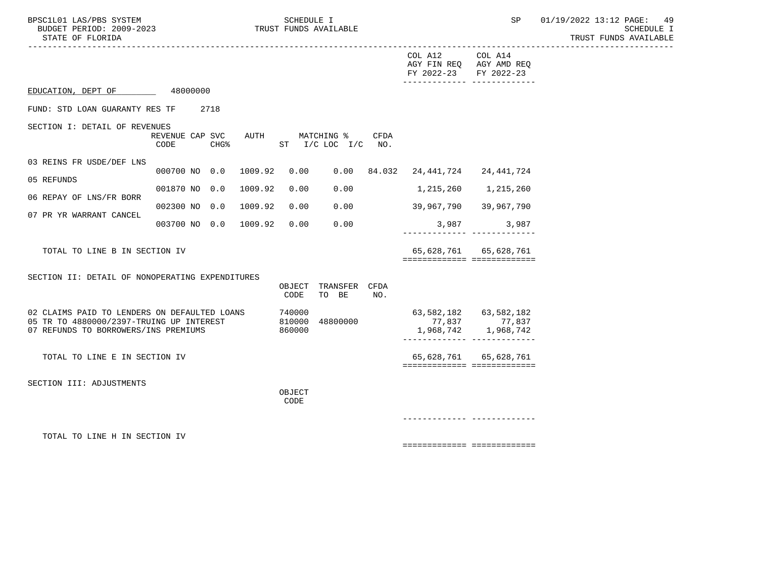SCHEDULE I
TRUST FUNDS AVAILABLE

STATE OF FLORIDA

EDUCATION, DEPT OF 48000000

FUND: STD LOAN GUARANTY RES TF 2718

## SECTION I: DETAIL OF REVENUES

| | REVENUE CODE | CAP CHG% | SVC | AUTH | MATCHING % ST | I/C LOC I/C | CFDA NO. | COL A12 AGY FIN REQ FY 2022-23 | COL A14 AGY AMD REQ FY 2022-23 |
|---|---|---|---|---|---|---|---|---|---|
| 03 REINS FR USDE/DEF LNS | 000700 | NO | 0.0 | 1009.92 | 0.00 | 0.00 | 84.032 | 24,441,724 | 24,441,724 |
| 05 REFUNDS | 001870 | NO | 0.0 | 1009.92 | 0.00 | 0.00 | | 1,215,260 | 1,215,260 |
| 06 REPAY OF LNS/FR BORR | 002300 | NO | 0.0 | 1009.92 | 0.00 | 0.00 | | 39,967,790 | 39,967,790 |
| 07 PR YR WARRANT CANCEL | 003700 | NO | 0.0 | 1009.92 | 0.00 | 0.00 | | 3,987 | 3,987 |
| TOTAL TO LINE B IN SECTION IV | | | | | | | | 65,628,761 | 65,628,761 |

## SECTION II: DETAIL OF NONOPERATING EXPENDITURES

| | OBJECT CODE | TRANSFER TO BE | CFDA NO. | COL A12 AGY FIN REQ FY 2022-23 | COL A14 AGY AMD REQ FY 2022-23 |
|---|---|---|---|---|---|
| 02 CLAIMS PAID TO LENDERS ON DEFAULTED LOANS | 740000 | | | 63,582,182 | 63,582,182 |
| 05 TR TO 4880000/2397-TRUING UP INTEREST | 810000 | 48800000 | | 77,837 | 77,837 |
| 07 REFUNDS TO BORROWERS/INS PREMIUMS | 860000 | | | 1,968,742 | 1,968,742 |
| TOTAL TO LINE E IN SECTION IV | | | | 65,628,761 | 65,628,761 |

## SECTION III: ADJUSTMENTS

| | OBJECT CODE | COL A12 AGY FIN REQ FY 2022-23 | COL A14 AGY AMD REQ FY 2022-23 |
|---|---|---|---|
| TOTAL TO LINE H IN SECTION IV | | | |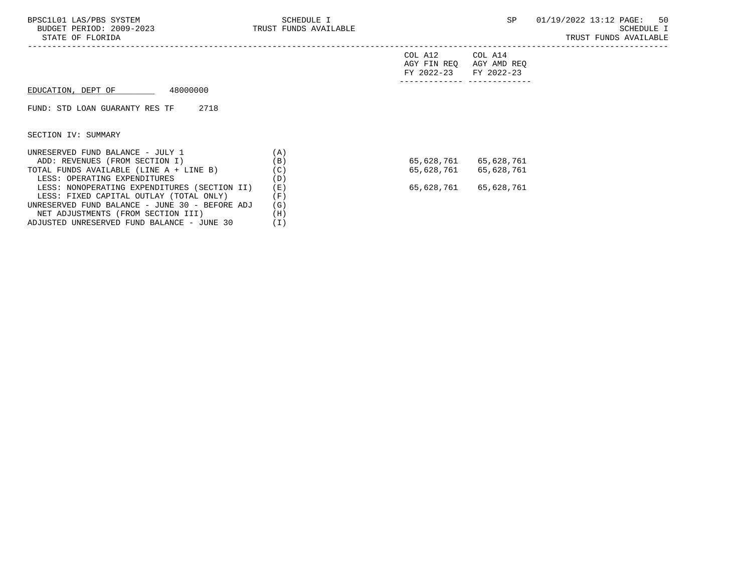COL A12 AGY FIN REQ FY 2022-23 | COL A14 AGY AMD REQ FY 2022-23

EDUCATION, DEPT OF 48000000

FUND: STD LOAN GUARANTY RES TF 2718

SECTION IV: SUMMARY

| | | COL A12 AGY FIN REQ FY 2022-23 | COL A14 AGY AMD REQ FY 2022-23 |
|---|---|---|---|
| UNRESERVED FUND BALANCE - JULY 1 | (A) | | |
| ADD: REVENUES (FROM SECTION I) | (B) | 65,628,761 | 65,628,761 |
| TOTAL FUNDS AVAILABLE (LINE A + LINE B) | (C) | 65,628,761 | 65,628,761 |
| LESS: OPERATING EXPENDITURES | (D) | | |
| LESS: NONOPERATING EXPENDITURES (SECTION II) | (E) | 65,628,761 | 65,628,761 |
| LESS: FIXED CAPITAL OUTLAY (TOTAL ONLY) | (F) | | |
| UNRESERVED FUND BALANCE - JUNE 30 - BEFORE ADJ | (G) | | |
| NET ADJUSTMENTS (FROM SECTION III) | (H) | | |
| ADJUSTED UNRESERVED FUND BALANCE - JUNE 30 | (I) | | |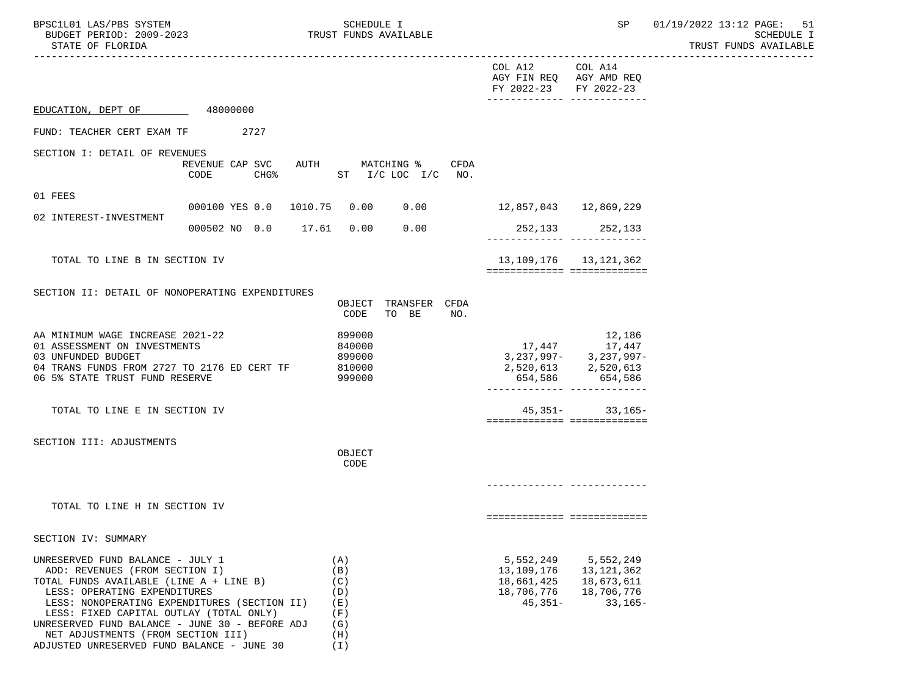BUDGET PERIOD: 2009-2023

STATE OF FLORIDA

SCHEDULE I

TRUST FUNDS AVAILABLE

| | COL A12 AGY FIN REQ FY 2022-23 | COL A14 AGY AMD REQ FY 2022-23 |
|---|---|---|

EDUCATION, DEPT OF 48000000

FUND: TEACHER CERT EXAM TF 2727

SECTION I: DETAIL OF REVENUES

| | REVENUE CODE | CAP | SVC CHG% | AUTH ST | MATCHING % I/C | LOC I/C | CFDA NO. | COL A12 | COL A14 |
|---|---|---|---|---|---|---|---|---|---|
| 01 FEES | 000100 | YES | 0.0 | 1010.75 | 0.00 | 0.00 | | 12,857,043 | 12,869,229 |
| 02 INTEREST-INVESTMENT | 000502 | NO | 0.0 | 17.61 | 0.00 | 0.00 | | 252,133 | 252,133 |
| TOTAL TO LINE B IN SECTION IV | | | | | | | | 13,109,176 | 13,121,362 |

SECTION II: DETAIL OF NONOPERATING EXPENDITURES

| | OBJECT CODE | TRANSFER TO BE | CFDA NO. | COL A12 | COL A14 |
|---|---|---|---|---|---|
| AA MINIMUM WAGE INCREASE 2021-22 | 899000 | | | | 12,186 |
| 01 ASSESSMENT ON INVESTMENTS | 840000 | | | 17,447 | 17,447 |
| 03 UNFUNDED BUDGET | 899000 | | | 3,237,997- | 3,237,997- |
| 04 TRANS FUNDS FROM 2727 TO 2176 ED CERT TF | 810000 | | | 2,520,613 | 2,520,613 |
| 06 5% STATE TRUST FUND RESERVE | 999000 | | | 654,586 | 654,586 |
| TOTAL TO LINE E IN SECTION IV | | | | 45,351- | 33,165- |

SECTION III: ADJUSTMENTS

| | OBJECT CODE | COL A12 | COL A14 |
|---|---|---|---|
| TOTAL TO LINE H IN SECTION IV | | | |

SECTION IV: SUMMARY

| | | COL A12 | COL A14 |
|---|---|---|---|
| UNRESERVED FUND BALANCE - JULY 1 | (A) | 5,552,249 | 5,552,249 |
| ADD: REVENUES (FROM SECTION I) | (B) | 13,109,176 | 13,121,362 |
| TOTAL FUNDS AVAILABLE (LINE A + LINE B) | (C) | 18,661,425 | 18,673,611 |
| LESS: OPERATING EXPENDITURES | (D) | 18,706,776 | 18,706,776 |
| LESS: NONOPERATING EXPENDITURES (SECTION II) | (E) | 45,351- | 33,165- |
| LESS: FIXED CAPITAL OUTLAY (TOTAL ONLY) | (F) | | |
| UNRESERVED FUND BALANCE - JUNE 30 - BEFORE ADJ | (G) | | |
| NET ADJUSTMENTS (FROM SECTION III) | (H) | | |
| ADJUSTED UNRESERVED FUND BALANCE - JUNE 30 | (I) | | |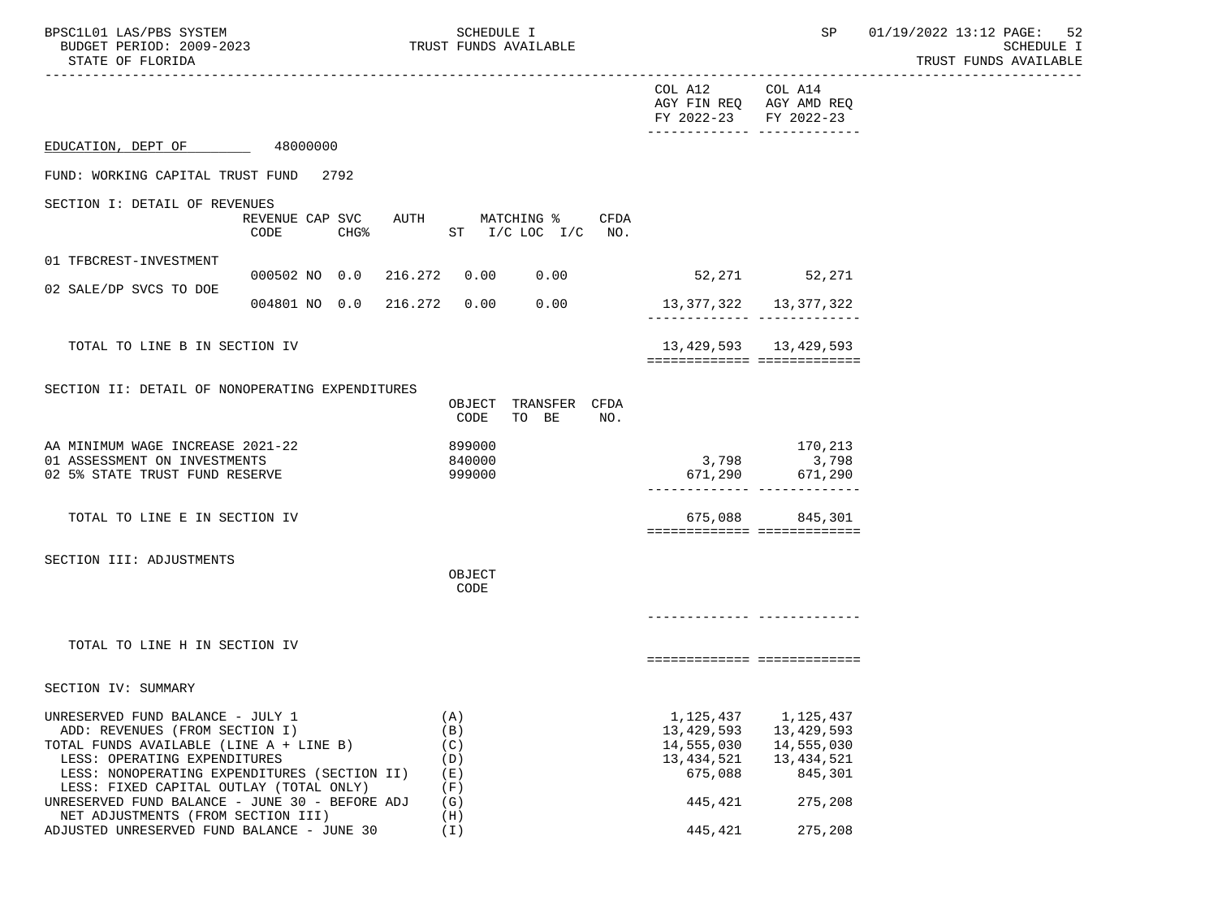BPSC1L01 LAS/PBS SYSTEM | SCHEDULE I | SP 01/19/2022 13:12
BUDGET PERIOD: 2009-2023 | TRUST FUNDS AVAILABLE | SCHEDULE I
STATE OF FLORIDA | | TRUST FUNDS AVAILABLE

| | COL A12 AGY FIN REQ FY 2022-23 | COL A14 AGY AMD REQ FY 2022-23 |
|---|---|---|

EDUCATION, DEPT OF 48000000

FUND: WORKING CAPITAL TRUST FUND 2792

SECTION I: DETAIL OF REVENUES

| | REVENUE CODE | CAP SVC CHG% | AUTH | MATCHING % ST | I/C LOC I/C | CFDA NO. | COL A12 | COL A14 |
|---|---|---|---|---|---|---|---|---|
| 01 TFBCREST-INVESTMENT | 000502 | NO 0.0 | 216.272 | 0.00 | 0.00 | | 52,271 | 52,271 |
| 02 SALE/DP SVCS TO DOE | 004801 | NO 0.0 | 216.272 | 0.00 | 0.00 | | 13,377,322 | 13,377,322 |
| TOTAL TO LINE B IN SECTION IV | | | | | | | 13,429,593 | 13,429,593 |

SECTION II: DETAIL OF NONOPERATING EXPENDITURES

| | OBJECT CODE | TRANSFER TO BE | CFDA NO. | COL A12 | COL A14 |
|---|---|---|---|---|---|
| AA MINIMUM WAGE INCREASE 2021-22 | 899000 | | | | 170,213 |
| 01 ASSESSMENT ON INVESTMENTS | 840000 | | | 3,798 | 3,798 |
| 02 5% STATE TRUST FUND RESERVE | 999000 | | | 671,290 | 671,290 |
| TOTAL TO LINE E IN SECTION IV | | | | 675,088 | 845,301 |

SECTION III: ADJUSTMENTS

| | OBJECT CODE | COL A12 | COL A14 |
|---|---|---|---|
| TOTAL TO LINE H IN SECTION IV | | | |

SECTION IV: SUMMARY

| | | COL A12 | COL A14 |
|---|---|---|---|
| UNRESERVED FUND BALANCE - JULY 1 | (A) | 1,125,437 | 1,125,437 |
| ADD: REVENUES (FROM SECTION I) | (B) | 13,429,593 | 13,429,593 |
| TOTAL FUNDS AVAILABLE (LINE A + LINE B) | (C) | 14,555,030 | 14,555,030 |
| LESS: OPERATING EXPENDITURES | (D) | 13,434,521 | 13,434,521 |
| LESS: NONOPERATING EXPENDITURES (SECTION II) | (E) | 675,088 | 845,301 |
| LESS: FIXED CAPITAL OUTLAY (TOTAL ONLY) | (F) | | |
| UNRESERVED FUND BALANCE - JUNE 30 - BEFORE ADJ | (G) | 445,421 | 275,208 |
| NET ADJUSTMENTS (FROM SECTION III) | (H) | | |
| ADJUSTED UNRESERVED FUND BALANCE - JUNE 30 | (I) | 445,421 | 275,208 |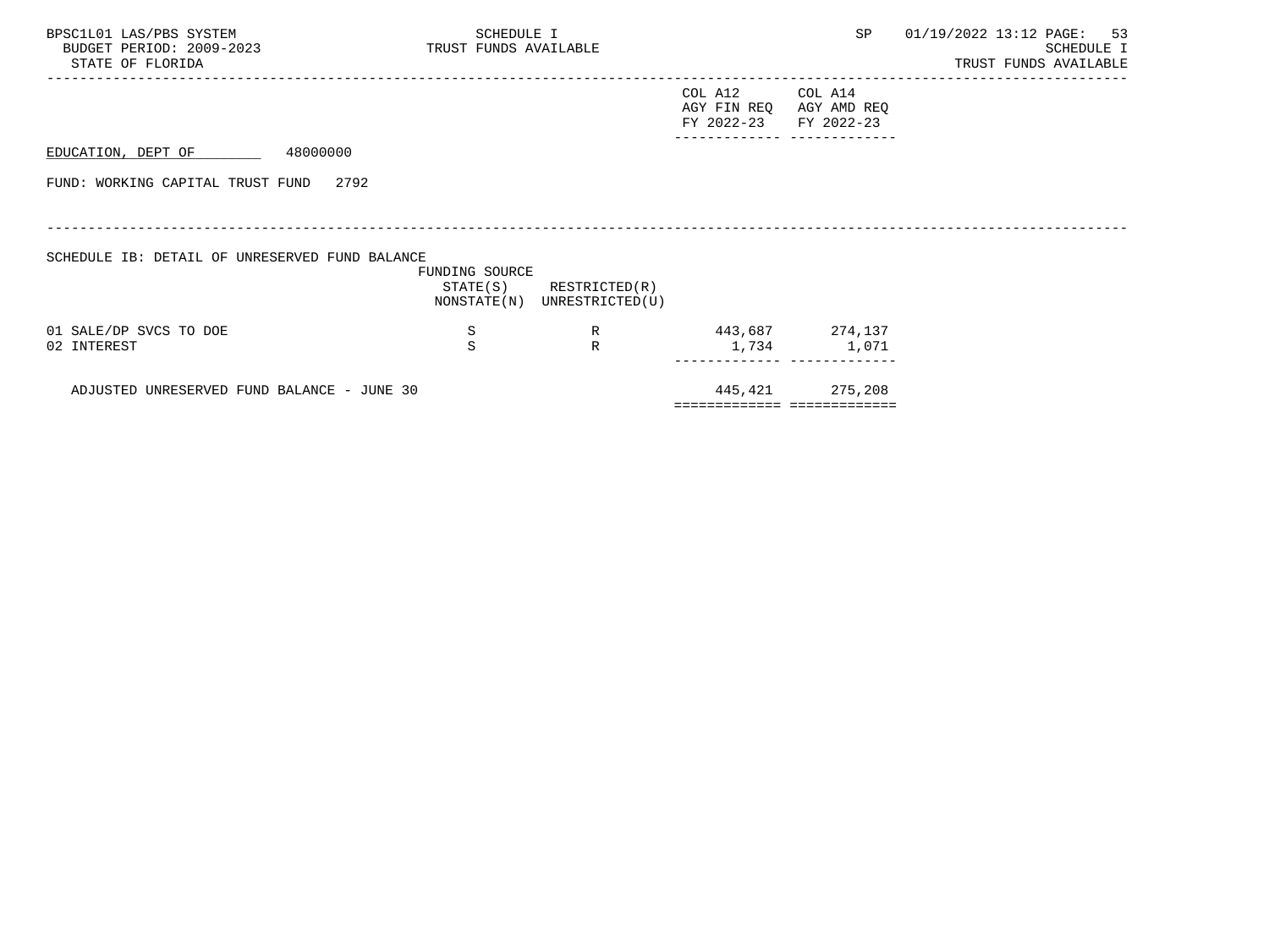BPSC1L01 LAS/PBS SYSTEM
BUDGET PERIOD: 2009-2023
STATE OF FLORIDA

SCHEDULE I
TRUST FUNDS AVAILABLE

SP 01/19/2022 13:12

SCHEDULE I
TRUST FUNDS AVAILABLE

EDUCATION, DEPT OF 48000000

FUND: WORKING CAPITAL TRUST FUND 2792

SCHEDULE IB: DETAIL OF UNRESERVED FUND BALANCE

| | FUNDING SOURCE STATE(S) NONSTATE(N) | RESTRICTED(R) UNRESTRICTED(U) | COL A12 AGY FIN REQ FY 2022-23 | COL A14 AGY AMD REQ FY 2022-23 |
|---|---|---|---|---|
| 01 SALE/DP SVCS TO DOE | S | R | 443,687 | 274,137 |
| 02 INTEREST | S | R | 1,734 | 1,071 |
| ADJUSTED UNRESERVED FUND BALANCE - JUNE 30 | | | 445,421 | 275,208 |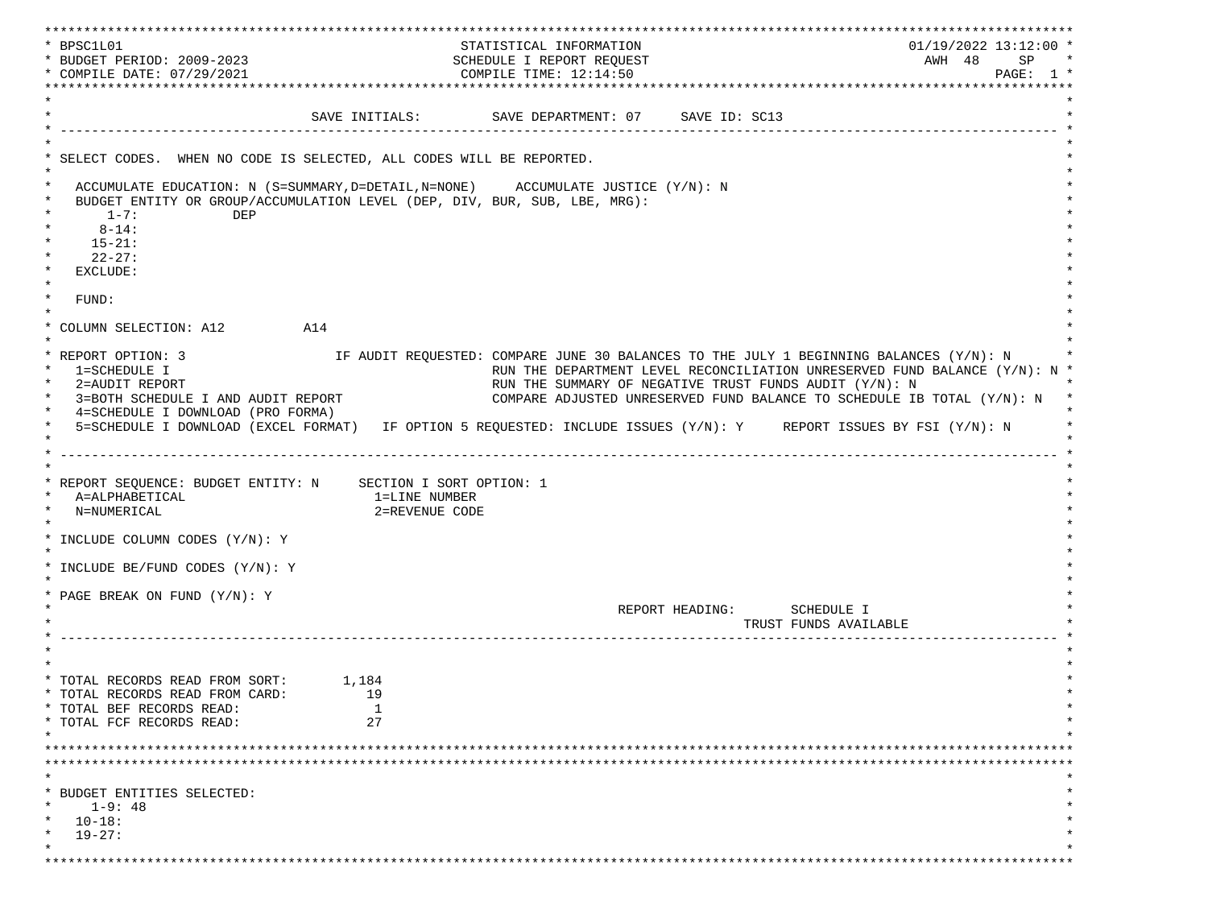```
************************************************************************************************************************************
* BPSC1L01                                          STATISTICAL INFORMATION                                    01/19/2022 13:12:00 *
* BUDGET PERIOD: 2009-2023                         SCHEDULE I REPORT REQUEST                                    AWH  48     SP    *
* COMPILE DATE: 07/29/2021                          COMPILE TIME: 12:14:50                                               PAGE:  1 *
************************************************************************************************************************************
*                                                                                                                                  *
*                               SAVE INITIALS:          SAVE DEPARTMENT: 07     SAVE ID: SC13                                      *
* -------------------------------------------------------------------------------------------------------------------------------- *
*                                                                                                                                  *
* SELECT CODES.  WHEN NO CODE IS SELECTED, ALL CODES WILL BE REPORTED.                                                             *
*                                                                                                                                  *
*   ACCUMULATE EDUCATION: N (S=SUMMARY,D=DETAIL,N=NONE)     ACCUMULATE JUSTICE (Y/N): N                                            *
*   BUDGET ENTITY OR GROUP/ACCUMULATION LEVEL (DEP, DIV, BUR, SUB, LBE, MRG):                                                      *
*      1-7:           DEP                                                                                                          *
*     8-14:                                                                                                                        *
*    15-21:                                                                                                                        *
*    22-27:                                                                                                                        *
*   EXCLUDE:                                                                                                                       *
*                                                                                                                                  *
*   FUND:                                                                                                                          *
*                                                                                                                                  *
* COLUMN SELECTION: A12          A14                                                                                               *
*                                                                                                                                  *
* REPORT OPTION: 3                   IF AUDIT REQUESTED: COMPARE JUNE 30 BALANCES TO THE JULY 1 BEGINNING BALANCES (Y/N): N        *
*   1=SCHEDULE I                                         RUN THE DEPARTMENT LEVEL RECONCILIATION UNRESERVED FUND BALANCE (Y/N): N *
*   2=AUDIT REPORT                                       RUN THE SUMMARY OF NEGATIVE TRUST FUNDS AUDIT (Y/N): N                   *
*   3=BOTH SCHEDULE I AND AUDIT REPORT                   COMPARE ADJUSTED UNRESERVED FUND BALANCE TO SCHEDULE IB TOTAL (Y/N): N   *
*   4=SCHEDULE I DOWNLOAD (PRO FORMA)                                                                                              *
*   5=SCHEDULE I DOWNLOAD (EXCEL FORMAT)   IF OPTION 5 REQUESTED: INCLUDE ISSUES (Y/N): Y     REPORT ISSUES BY FSI (Y/N): N        *
*                                                                                                                                  *
* -------------------------------------------------------------------------------------------------------------------------------- *
*                                                                                                                                  *
* REPORT SEQUENCE: BUDGET ENTITY: N     SECTION I SORT OPTION: 1                                                                   *
*   A=ALPHABETICAL                        1=LINE NUMBER                                                                            *
*   N=NUMERICAL                           2=REVENUE CODE                                                                           *
*                                                                                                                                  *
* INCLUDE COLUMN CODES (Y/N): Y                                                                                                    *
*                                                                                                                                  *
* INCLUDE BE/FUND CODES (Y/N): Y                                                                                                   *
*                                                                                                                                  *
* PAGE BREAK ON FUND (Y/N): Y                                                                                                      *
*                                                                            REPORT HEADING:       SCHEDULE I                      *
*                                                                                           TRUST FUNDS AVAILABLE                  *
* -------------------------------------------------------------------------------------------------------------------------------- *
*                                                                                                                                  *
*                                                                                                                                  *
* TOTAL RECORDS READ FROM SORT:       1,184                                                                                        *
* TOTAL RECORDS READ FROM CARD:          19                                                                                        *
* TOTAL BEF RECORDS READ:                 1                                                                                        *
* TOTAL FCF RECORDS READ:                27                                                                                        *
*                                                                                                                                  *
************************************************************************************************************************************
************************************************************************************************************************************
*                                                                                                                                  *
* BUDGET ENTITIES SELECTED:                                                                                                        *
*     1-9: 48                                                                                                                      *
*   10-18:                                                                                                                         *
*   19-27:                                                                                                                         *
*                                                                                                                                  *
************************************************************************************************************************************
```